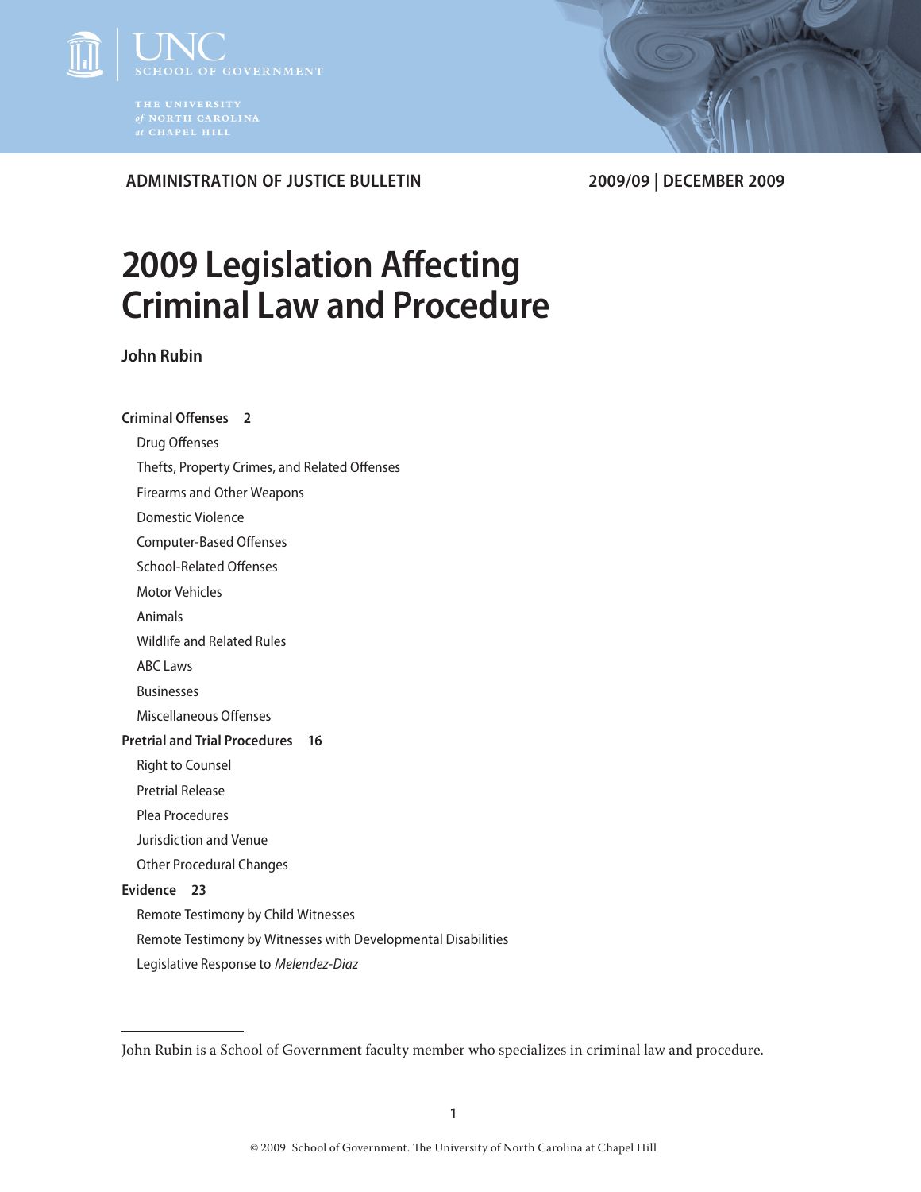UNC SCHOOL OF GOVERNMENT

THE UNIVERSITY *of* NORTH CAROLINA *at* CHAPEL HILL

**ADMINISTRATION OF JUSTICE BULLETIN** **2009/09 | DECEMBER 2009**

# 2009 Legislation Affecting Criminal Law and Procedure

**John Rubin**

**Criminal Offenses 2**

- Drug Offenses
- Thefts, Property Crimes, and Related Offenses
- Firearms and Other Weapons
- Domestic Violence
- Computer-Based Offenses
- School-Related Offenses
- Motor Vehicles
- Animals
- Wildlife and Related Rules
- ABC Laws
- Businesses
- Miscellaneous Offenses

**Pretrial and Trial Procedures 16**

- Right to Counsel
- Pretrial Release
- Plea Procedures
- Jurisdiction and Venue
- Other Procedural Changes

**Evidence 23**

- Remote Testimony by Child Witnesses
- Remote Testimony by Witnesses with Developmental Disabilities
- Legislative Response to *Melendez-Diaz*

---

John Rubin is a School of Government faculty member who specializes in criminal law and procedure.

© 2009 School of Government. The University of North Carolina at Chapel Hill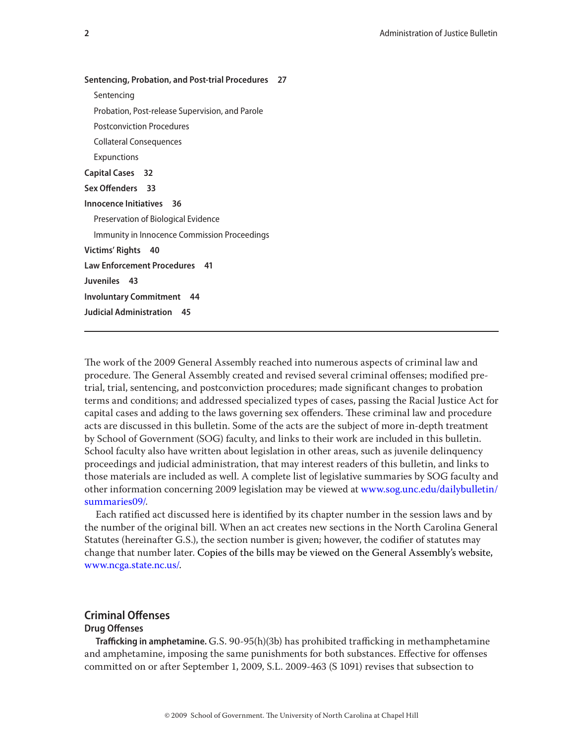**Sentencing, Probation, and Post-trial Procedures 27**

- Sentencing
- Probation, Post-release Supervision, and Parole
- Postconviction Procedures
- Collateral Consequences
- Expunctions

**Capital Cases 32**

**Sex Offenders 33**

**Innocence Initiatives 36**

- Preservation of Biological Evidence
- Immunity in Innocence Commission Proceedings

**Victims' Rights 40**

**Law Enforcement Procedures 41**

**Juveniles 43**

**Involuntary Commitment 44**

**Judicial Administration 45**

---

The work of the 2009 General Assembly reached into numerous aspects of criminal law and procedure. The General Assembly created and revised several criminal offenses; modified pre-trial, trial, sentencing, and postconviction procedures; made significant changes to probation terms and conditions; and addressed specialized types of cases, passing the Racial Justice Act for capital cases and adding to the laws governing sex offenders. These criminal law and procedure acts are discussed in this bulletin. Some of the acts are the subject of more in-depth treatment by School of Government (SOG) faculty, and links to their work are included in this bulletin. School faculty also have written about legislation in other areas, such as juvenile delinquency proceedings and judicial administration, that may interest readers of this bulletin, and links to those materials are included as well. A complete list of legislative summaries by SOG faculty and other information concerning 2009 legislation may be viewed at www.sog.unc.edu/dailybulletin/summaries09/.

Each ratified act discussed here is identified by its chapter number in the session laws and by the number of the original bill. When an act creates new sections in the North Carolina General Statutes (hereinafter G.S.), the section number is given; however, the codifier of statutes may change that number later. Copies of the bills may be viewed on the General Assembly's website, www.ncga.state.nc.us/.

## Criminal Offenses

### Drug Offenses

**Trafficking in amphetamine.** G.S. 90-95(h)(3b) has prohibited trafficking in methamphetamine and amphetamine, imposing the same punishments for both substances. Effective for offenses committed on or after September 1, 2009, S.L. 2009-463 (S 1091) revises that subsection to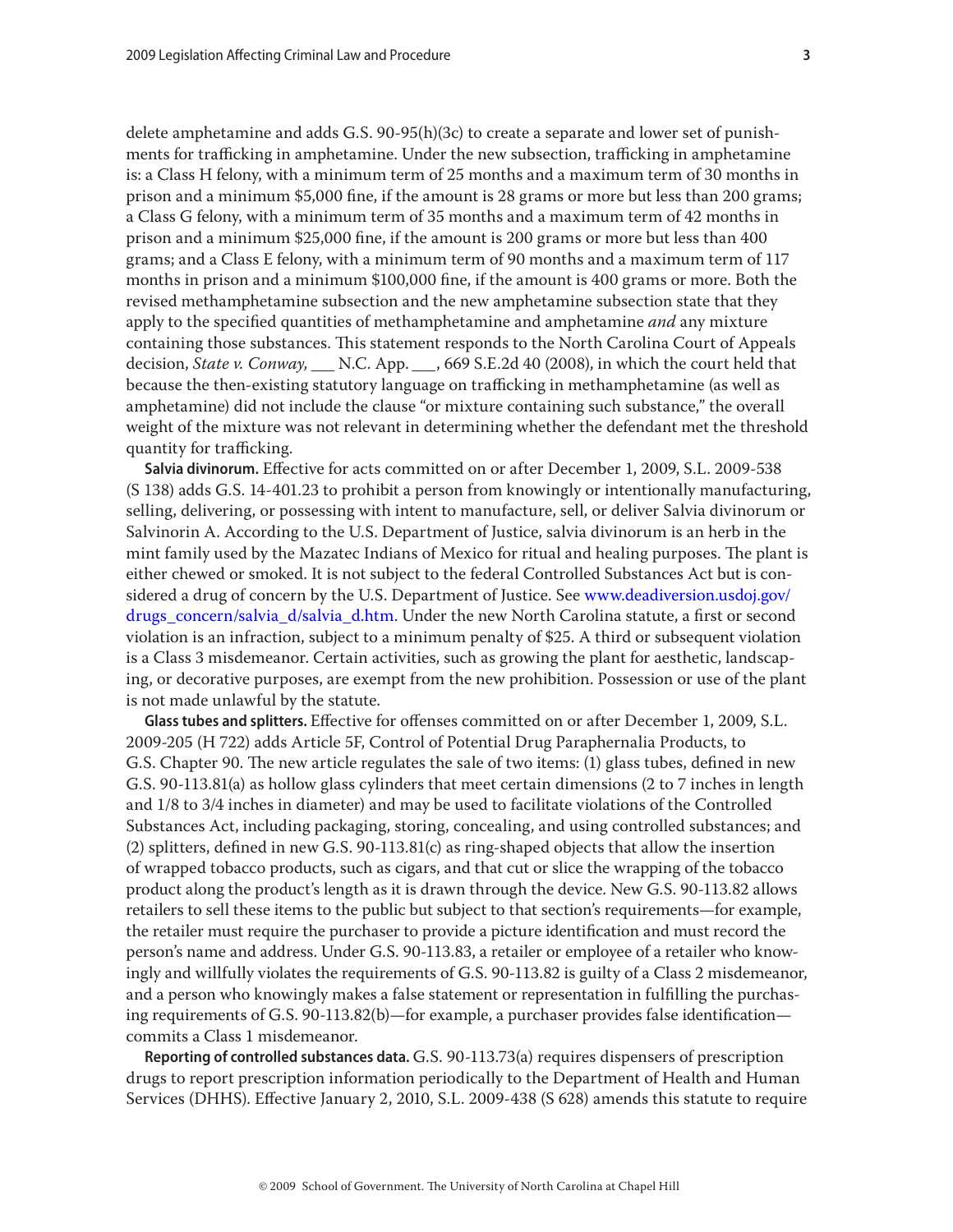delete amphetamine and adds G.S. 90-95(h)(3c) to create a separate and lower set of punishments for trafficking in amphetamine. Under the new subsection, trafficking in amphetamine is: a Class H felony, with a minimum term of 25 months and a maximum term of 30 months in prison and a minimum $5,000 fine, if the amount is 28 grams or more but less than 200 grams; a Class G felony, with a minimum term of 35 months and a maximum term of 42 months in prison and a minimum $25,000 fine, if the amount is 200 grams or more but less than 400 grams; and a Class E felony, with a minimum term of 90 months and a maximum term of 117 months in prison and a minimum $100,000 fine, if the amount is 400 grams or more. Both the revised methamphetamine subsection and the new amphetamine subsection state that they apply to the specified quantities of methamphetamine and amphetamine *and* any mixture containing those substances. This statement responds to the North Carolina Court of Appeals decision, *State v. Conway,* ___ N.C. App. ___, 669 S.E.2d 40 (2008), in which the court held that because the then-existing statutory language on trafficking in methamphetamine (as well as amphetamine) did not include the clause "or mixture containing such substance," the overall weight of the mixture was not relevant in determining whether the defendant met the threshold quantity for trafficking.

**Salvia divinorum.** Effective for acts committed on or after December 1, 2009, S.L. 2009-538 (S 138) adds G.S. 14-401.23 to prohibit a person from knowingly or intentionally manufacturing, selling, delivering, or possessing with intent to manufacture, sell, or deliver Salvia divinorum or Salvinorin A. According to the U.S. Department of Justice, salvia divinorum is an herb in the mint family used by the Mazatec Indians of Mexico for ritual and healing purposes. The plant is either chewed or smoked. It is not subject to the federal Controlled Substances Act but is considered a drug of concern by the U.S. Department of Justice. See www.deadiversion.usdoj.gov/drugs_concern/salvia_d/salvia_d.htm. Under the new North Carolina statute, a first or second violation is an infraction, subject to a minimum penalty of $25. A third or subsequent violation is a Class 3 misdemeanor. Certain activities, such as growing the plant for aesthetic, landscaping, or decorative purposes, are exempt from the new prohibition. Possession or use of the plant is not made unlawful by the statute.

**Glass tubes and splitters.** Effective for offenses committed on or after December 1, 2009, S.L. 2009-205 (H 722) adds Article 5F, Control of Potential Drug Paraphernalia Products, to G.S. Chapter 90. The new article regulates the sale of two items: (1) glass tubes, defined in new G.S. 90-113.81(a) as hollow glass cylinders that meet certain dimensions (2 to 7 inches in length and 1/8 to 3/4 inches in diameter) and may be used to facilitate violations of the Controlled Substances Act, including packaging, storing, concealing, and using controlled substances; and (2) splitters, defined in new G.S. 90-113.81(c) as ring-shaped objects that allow the insertion of wrapped tobacco products, such as cigars, and that cut or slice the wrapping of the tobacco product along the product's length as it is drawn through the device. New G.S. 90-113.82 allows retailers to sell these items to the public but subject to that section's requirements—for example, the retailer must require the purchaser to provide a picture identification and must record the person's name and address. Under G.S. 90-113.83, a retailer or employee of a retailer who knowingly and willfully violates the requirements of G.S. 90-113.82 is guilty of a Class 2 misdemeanor, and a person who knowingly makes a false statement or representation in fulfilling the purchasing requirements of G.S. 90-113.82(b)—for example, a purchaser provides false identification—commits a Class 1 misdemeanor.

**Reporting of controlled substances data.** G.S. 90-113.73(a) requires dispensers of prescription drugs to report prescription information periodically to the Department of Health and Human Services (DHHS). Effective January 2, 2010, S.L. 2009-438 (S 628) amends this statute to require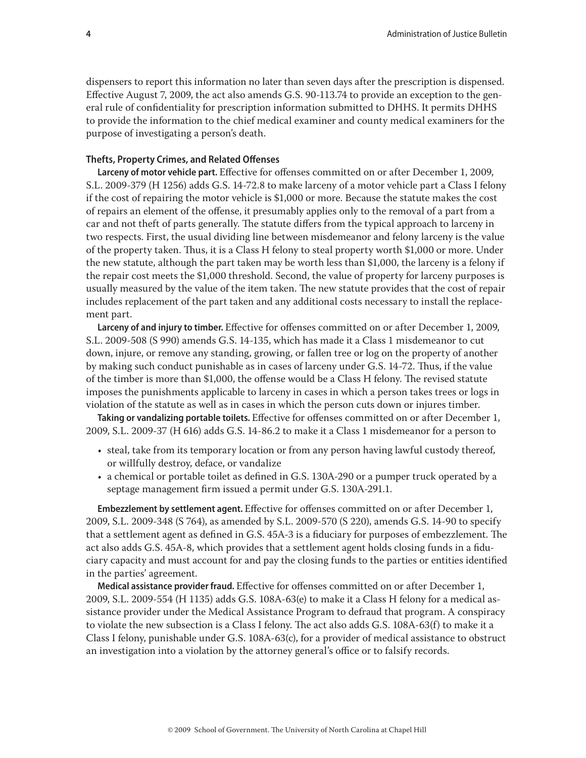dispensers to report this information no later than seven days after the prescription is dispensed. Effective August 7, 2009, the act also amends G.S. 90-113.74 to provide an exception to the general rule of confidentiality for prescription information submitted to DHHS. It permits DHHS to provide the information to the chief medical examiner and county medical examiners for the purpose of investigating a person's death.

### Thefts, Property Crimes, and Related Offenses

**Larceny of motor vehicle part.** Effective for offenses committed on or after December 1, 2009, S.L. 2009-379 (H 1256) adds G.S. 14-72.8 to make larceny of a motor vehicle part a Class I felony if the cost of repairing the motor vehicle is $1,000 or more. Because the statute makes the cost of repairs an element of the offense, it presumably applies only to the removal of a part from a car and not theft of parts generally. The statute differs from the typical approach to larceny in two respects. First, the usual dividing line between misdemeanor and felony larceny is the value of the property taken. Thus, it is a Class H felony to steal property worth $1,000 or more. Under the new statute, although the part taken may be worth less than $1,000, the larceny is a felony if the repair cost meets the $1,000 threshold. Second, the value of property for larceny purposes is usually measured by the value of the item taken. The new statute provides that the cost of repair includes replacement of the part taken and any additional costs necessary to install the replacement part.

**Larceny of and injury to timber.** Effective for offenses committed on or after December 1, 2009, S.L. 2009-508 (S 990) amends G.S. 14-135, which has made it a Class 1 misdemeanor to cut down, injure, or remove any standing, growing, or fallen tree or log on the property of another by making such conduct punishable as in cases of larceny under G.S. 14-72. Thus, if the value of the timber is more than $1,000, the offense would be a Class H felony. The revised statute imposes the punishments applicable to larceny in cases in which a person takes trees or logs in violation of the statute as well as in cases in which the person cuts down or injures timber.

**Taking or vandalizing portable toilets.** Effective for offenses committed on or after December 1, 2009, S.L. 2009-37 (H 616) adds G.S. 14-86.2 to make it a Class 1 misdemeanor for a person to

- steal, take from its temporary location or from any person having lawful custody thereof, or willfully destroy, deface, or vandalize
- a chemical or portable toilet as defined in G.S. 130A-290 or a pumper truck operated by a septage management firm issued a permit under G.S. 130A-291.1.

**Embezzlement by settlement agent.** Effective for offenses committed on or after December 1, 2009, S.L. 2009-348 (S 764), as amended by S.L. 2009-570 (S 220), amends G.S. 14-90 to specify that a settlement agent as defined in G.S. 45A-3 is a fiduciary for purposes of embezzlement. The act also adds G.S. 45A-8, which provides that a settlement agent holds closing funds in a fiduciary capacity and must account for and pay the closing funds to the parties or entities identified in the parties' agreement.

**Medical assistance provider fraud.** Effective for offenses committed on or after December 1, 2009, S.L. 2009-554 (H 1135) adds G.S. 108A-63(e) to make it a Class H felony for a medical assistance provider under the Medical Assistance Program to defraud that program. A conspiracy to violate the new subsection is a Class I felony. The act also adds G.S. 108A-63(f) to make it a Class I felony, punishable under G.S. 108A-63(c), for a provider of medical assistance to obstruct an investigation into a violation by the attorney general's office or to falsify records.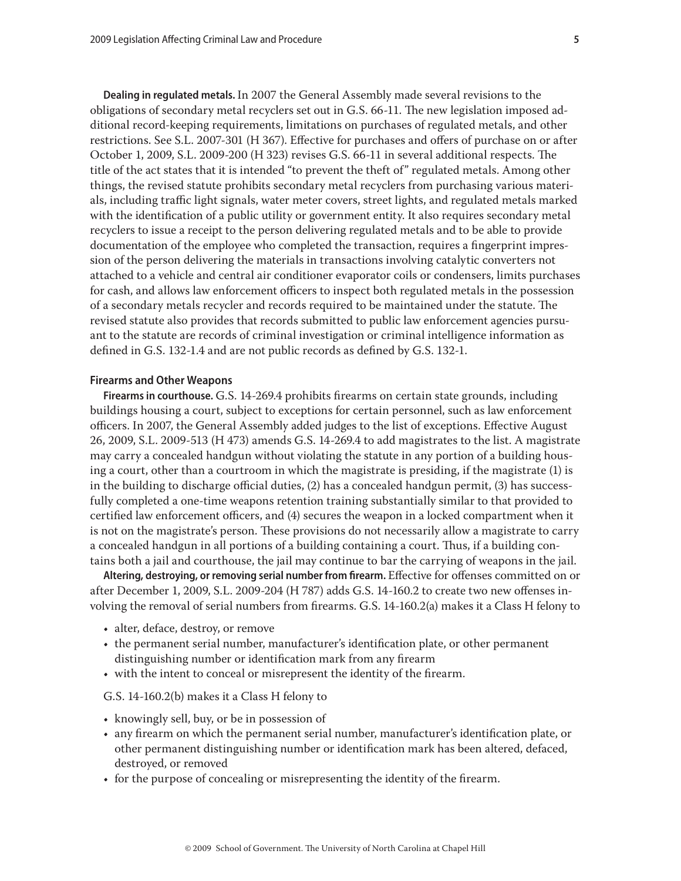**Dealing in regulated metals.** In 2007 the General Assembly made several revisions to the obligations of secondary metal recyclers set out in G.S. 66-11. The new legislation imposed additional record-keeping requirements, limitations on purchases of regulated metals, and other restrictions. See S.L. 2007-301 (H 367). Effective for purchases and offers of purchase on or after October 1, 2009, S.L. 2009-200 (H 323) revises G.S. 66-11 in several additional respects. The title of the act states that it is intended "to prevent the theft of" regulated metals. Among other things, the revised statute prohibits secondary metal recyclers from purchasing various materials, including traffic light signals, water meter covers, street lights, and regulated metals marked with the identification of a public utility or government entity. It also requires secondary metal recyclers to issue a receipt to the person delivering regulated metals and to be able to provide documentation of the employee who completed the transaction, requires a fingerprint impression of the person delivering the materials in transactions involving catalytic converters not attached to a vehicle and central air conditioner evaporator coils or condensers, limits purchases for cash, and allows law enforcement officers to inspect both regulated metals in the possession of a secondary metals recycler and records required to be maintained under the statute. The revised statute also provides that records submitted to public law enforcement agencies pursuant to the statute are records of criminal investigation or criminal intelligence information as defined in G.S. 132-1.4 and are not public records as defined by G.S. 132-1.

### Firearms and Other Weapons

**Firearms in courthouse.** G.S. 14-269.4 prohibits firearms on certain state grounds, including buildings housing a court, subject to exceptions for certain personnel, such as law enforcement officers. In 2007, the General Assembly added judges to the list of exceptions. Effective August 26, 2009, S.L. 2009-513 (H 473) amends G.S. 14-269.4 to add magistrates to the list. A magistrate may carry a concealed handgun without violating the statute in any portion of a building housing a court, other than a courtroom in which the magistrate is presiding, if the magistrate (1) is in the building to discharge official duties, (2) has a concealed handgun permit, (3) has successfully completed a one-time weapons retention training substantially similar to that provided to certified law enforcement officers, and (4) secures the weapon in a locked compartment when it is not on the magistrate's person. These provisions do not necessarily allow a magistrate to carry a concealed handgun in all portions of a building containing a court. Thus, if a building contains both a jail and courthouse, the jail may continue to bar the carrying of weapons in the jail.

**Altering, destroying, or removing serial number from firearm.** Effective for offenses committed on or after December 1, 2009, S.L. 2009-204 (H 787) adds G.S. 14-160.2 to create two new offenses involving the removal of serial numbers from firearms. G.S. 14-160.2(a) makes it a Class H felony to

- alter, deface, destroy, or remove
- the permanent serial number, manufacturer's identification plate, or other permanent distinguishing number or identification mark from any firearm
- with the intent to conceal or misrepresent the identity of the firearm.

G.S. 14-160.2(b) makes it a Class H felony to

- knowingly sell, buy, or be in possession of
- any firearm on which the permanent serial number, manufacturer's identification plate, or other permanent distinguishing number or identification mark has been altered, defaced, destroyed, or removed
- for the purpose of concealing or misrepresenting the identity of the firearm.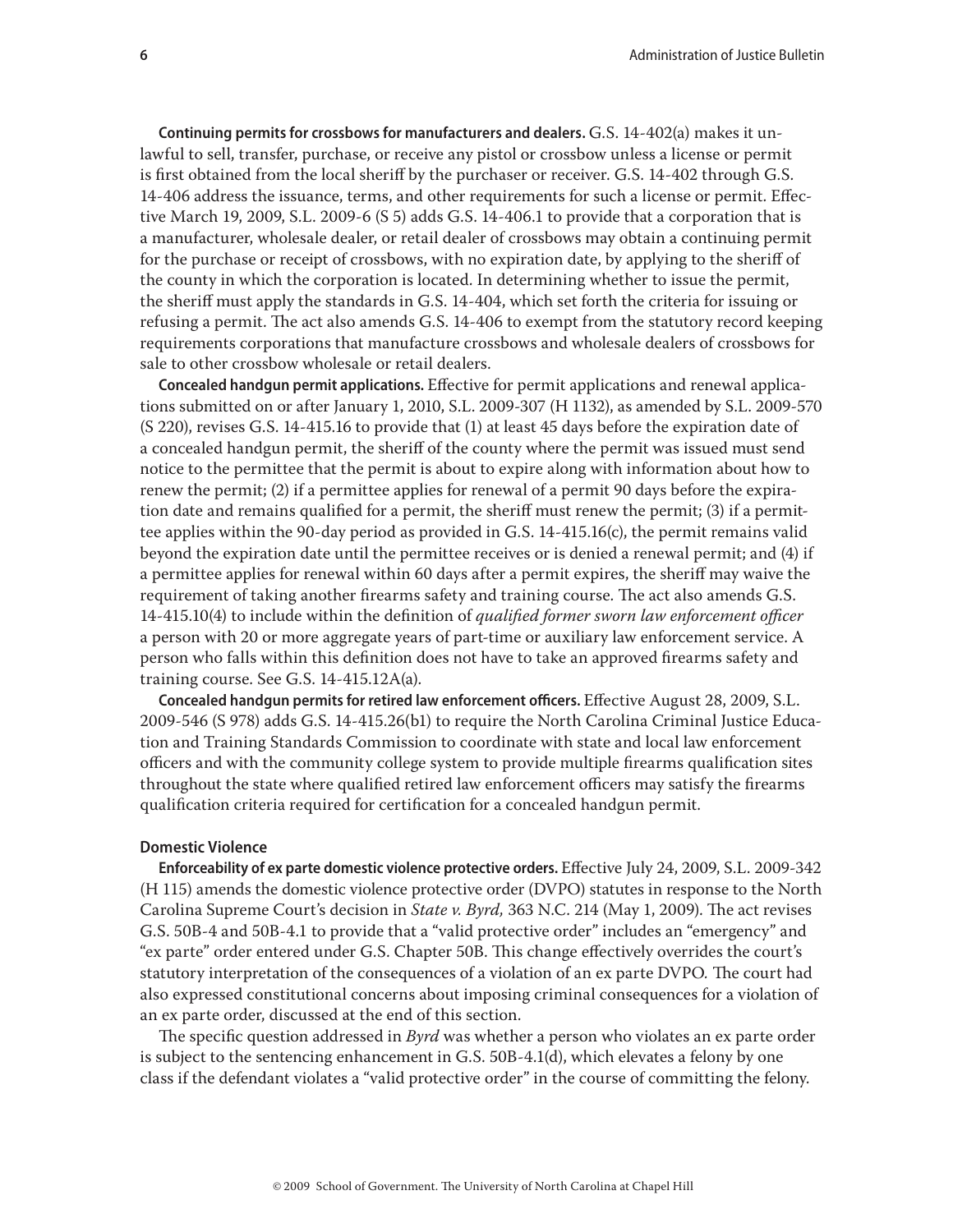**Continuing permits for crossbows for manufacturers and dealers.** G.S. 14-402(a) makes it unlawful to sell, transfer, purchase, or receive any pistol or crossbow unless a license or permit is first obtained from the local sheriff by the purchaser or receiver. G.S. 14-402 through G.S. 14-406 address the issuance, terms, and other requirements for such a license or permit. Effective March 19, 2009, S.L. 2009-6 (S 5) adds G.S. 14-406.1 to provide that a corporation that is a manufacturer, wholesale dealer, or retail dealer of crossbows may obtain a continuing permit for the purchase or receipt of crossbows, with no expiration date, by applying to the sheriff of the county in which the corporation is located. In determining whether to issue the permit, the sheriff must apply the standards in G.S. 14-404, which set forth the criteria for issuing or refusing a permit. The act also amends G.S. 14-406 to exempt from the statutory record keeping requirements corporations that manufacture crossbows and wholesale dealers of crossbows for sale to other crossbow wholesale or retail dealers.

**Concealed handgun permit applications.** Effective for permit applications and renewal applications submitted on or after January 1, 2010, S.L. 2009-307 (H 1132), as amended by S.L. 2009-570 (S 220), revises G.S. 14-415.16 to provide that (1) at least 45 days before the expiration date of a concealed handgun permit, the sheriff of the county where the permit was issued must send notice to the permittee that the permit is about to expire along with information about how to renew the permit; (2) if a permittee applies for renewal of a permit 90 days before the expiration date and remains qualified for a permit, the sheriff must renew the permit; (3) if a permittee applies within the 90-day period as provided in G.S. 14-415.16(c), the permit remains valid beyond the expiration date until the permittee receives or is denied a renewal permit; and (4) if a permittee applies for renewal within 60 days after a permit expires, the sheriff may waive the requirement of taking another firearms safety and training course. The act also amends G.S. 14-415.10(4) to include within the definition of *qualified former sworn law enforcement officer* a person with 20 or more aggregate years of part-time or auxiliary law enforcement service. A person who falls within this definition does not have to take an approved firearms safety and training course. See G.S. 14-415.12A(a).

**Concealed handgun permits for retired law enforcement officers.** Effective August 28, 2009, S.L. 2009-546 (S 978) adds G.S. 14-415.26(b1) to require the North Carolina Criminal Justice Education and Training Standards Commission to coordinate with state and local law enforcement officers and with the community college system to provide multiple firearms qualification sites throughout the state where qualified retired law enforcement officers may satisfy the firearms qualification criteria required for certification for a concealed handgun permit.

### Domestic Violence

**Enforceability of ex parte domestic violence protective orders.** Effective July 24, 2009, S.L. 2009-342 (H 115) amends the domestic violence protective order (DVPO) statutes in response to the North Carolina Supreme Court's decision in *State v. Byrd,* 363 N.C. 214 (May 1, 2009). The act revises G.S. 50B-4 and 50B-4.1 to provide that a "valid protective order" includes an "emergency" and "ex parte" order entered under G.S. Chapter 50B. This change effectively overrides the court's statutory interpretation of the consequences of a violation of an ex parte DVPO. The court had also expressed constitutional concerns about imposing criminal consequences for a violation of an ex parte order, discussed at the end of this section.

The specific question addressed in *Byrd* was whether a person who violates an ex parte order is subject to the sentencing enhancement in G.S. 50B-4.1(d), which elevates a felony by one class if the defendant violates a "valid protective order" in the course of committing the felony.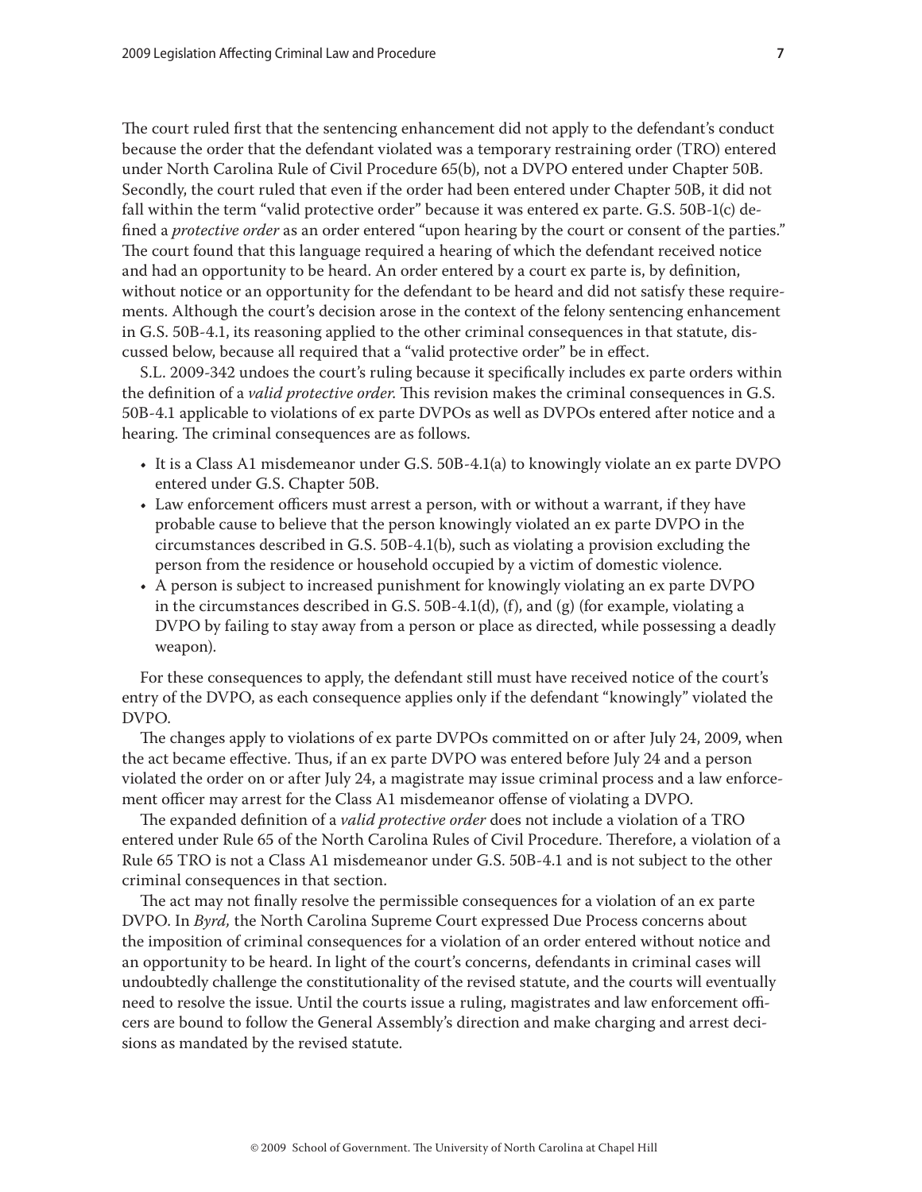The court ruled first that the sentencing enhancement did not apply to the defendant's conduct because the order that the defendant violated was a temporary restraining order (TRO) entered under North Carolina Rule of Civil Procedure 65(b), not a DVPO entered under Chapter 50B. Secondly, the court ruled that even if the order had been entered under Chapter 50B, it did not fall within the term "valid protective order" because it was entered ex parte. G.S. 50B-1(c) defined a *protective order* as an order entered "upon hearing by the court or consent of the parties." The court found that this language required a hearing of which the defendant received notice and had an opportunity to be heard. An order entered by a court ex parte is, by definition, without notice or an opportunity for the defendant to be heard and did not satisfy these requirements. Although the court's decision arose in the context of the felony sentencing enhancement in G.S. 50B-4.1, its reasoning applied to the other criminal consequences in that statute, discussed below, because all required that a "valid protective order" be in effect.

S.L. 2009-342 undoes the court's ruling because it specifically includes ex parte orders within the definition of a *valid protective order.* This revision makes the criminal consequences in G.S. 50B-4.1 applicable to violations of ex parte DVPOs as well as DVPOs entered after notice and a hearing. The criminal consequences are as follows.

- It is a Class A1 misdemeanor under G.S. 50B-4.1(a) to knowingly violate an ex parte DVPO entered under G.S. Chapter 50B.
- Law enforcement officers must arrest a person, with or without a warrant, if they have probable cause to believe that the person knowingly violated an ex parte DVPO in the circumstances described in G.S. 50B-4.1(b), such as violating a provision excluding the person from the residence or household occupied by a victim of domestic violence.
- A person is subject to increased punishment for knowingly violating an ex parte DVPO in the circumstances described in G.S. 50B-4.1(d), (f), and (g) (for example, violating a DVPO by failing to stay away from a person or place as directed, while possessing a deadly weapon).

For these consequences to apply, the defendant still must have received notice of the court's entry of the DVPO, as each consequence applies only if the defendant "knowingly" violated the DVPO.

The changes apply to violations of ex parte DVPOs committed on or after July 24, 2009, when the act became effective. Thus, if an ex parte DVPO was entered before July 24 and a person violated the order on or after July 24, a magistrate may issue criminal process and a law enforcement officer may arrest for the Class A1 misdemeanor offense of violating a DVPO.

The expanded definition of a *valid protective order* does not include a violation of a TRO entered under Rule 65 of the North Carolina Rules of Civil Procedure. Therefore, a violation of a Rule 65 TRO is not a Class A1 misdemeanor under G.S. 50B-4.1 and is not subject to the other criminal consequences in that section.

The act may not finally resolve the permissible consequences for a violation of an ex parte DVPO. In *Byrd,* the North Carolina Supreme Court expressed Due Process concerns about the imposition of criminal consequences for a violation of an order entered without notice and an opportunity to be heard. In light of the court's concerns, defendants in criminal cases will undoubtedly challenge the constitutionality of the revised statute, and the courts will eventually need to resolve the issue. Until the courts issue a ruling, magistrates and law enforcement officers are bound to follow the General Assembly's direction and make charging and arrest decisions as mandated by the revised statute.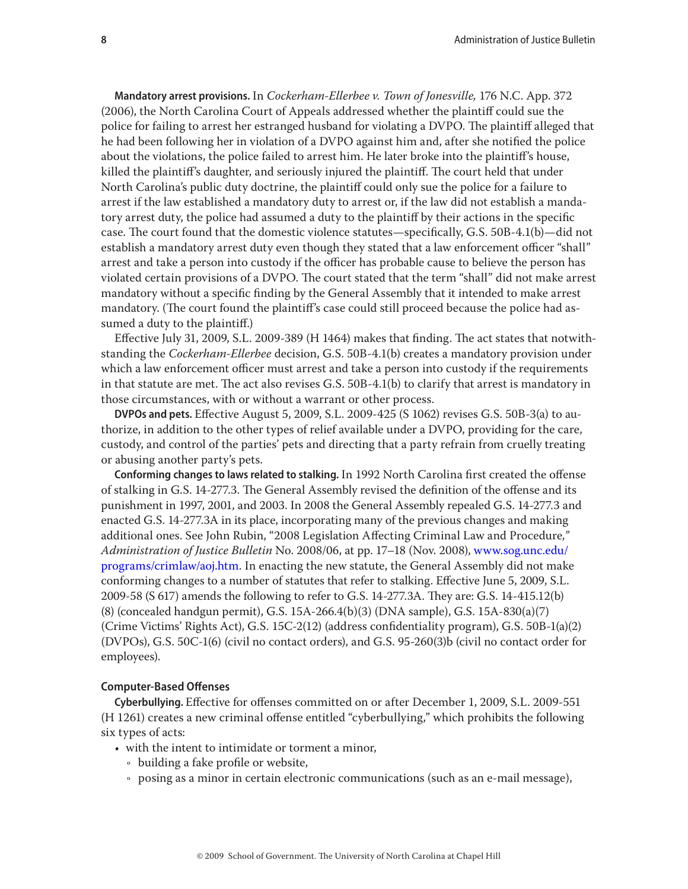**Mandatory arrest provisions.** In *Cockerham-Ellerbee v. Town of Jonesville,* 176 N.C. App. 372 (2006), the North Carolina Court of Appeals addressed whether the plaintiff could sue the police for failing to arrest her estranged husband for violating a DVPO. The plaintiff alleged that he had been following her in violation of a DVPO against him and, after she notified the police about the violations, the police failed to arrest him. He later broke into the plaintiff's house, killed the plaintiff's daughter, and seriously injured the plaintiff. The court held that under North Carolina's public duty doctrine, the plaintiff could only sue the police for a failure to arrest if the law established a mandatory duty to arrest or, if the law did not establish a mandatory arrest duty, the police had assumed a duty to the plaintiff by their actions in the specific case. The court found that the domestic violence statutes—specifically, G.S. 50B-4.1(b)—did not establish a mandatory arrest duty even though they stated that a law enforcement officer "shall" arrest and take a person into custody if the officer has probable cause to believe the person has violated certain provisions of a DVPO. The court stated that the term "shall" did not make arrest mandatory without a specific finding by the General Assembly that it intended to make arrest mandatory. (The court found the plaintiff's case could still proceed because the police had assumed a duty to the plaintiff.)

Effective July 31, 2009, S.L. 2009-389 (H 1464) makes that finding. The act states that notwithstanding the *Cockerham-Ellerbee* decision, G.S. 50B-4.1(b) creates a mandatory provision under which a law enforcement officer must arrest and take a person into custody if the requirements in that statute are met. The act also revises G.S. 50B-4.1(b) to clarify that arrest is mandatory in those circumstances, with or without a warrant or other process.

**DVPOs and pets.** Effective August 5, 2009, S.L. 2009-425 (S 1062) revises G.S. 50B-3(a) to authorize, in addition to the other types of relief available under a DVPO, providing for the care, custody, and control of the parties' pets and directing that a party refrain from cruelly treating or abusing another party's pets.

**Conforming changes to laws related to stalking.** In 1992 North Carolina first created the offense of stalking in G.S. 14-277.3. The General Assembly revised the definition of the offense and its punishment in 1997, 2001, and 2003. In 2008 the General Assembly repealed G.S. 14-277.3 and enacted G.S. 14-277.3A in its place, incorporating many of the previous changes and making additional ones. See John Rubin, "2008 Legislation Affecting Criminal Law and Procedure," *Administration of Justice Bulletin* No. 2008/06, at pp. 17–18 (Nov. 2008), www.sog.unc.edu/programs/crimlaw/aoj.htm. In enacting the new statute, the General Assembly did not make conforming changes to a number of statutes that refer to stalking. Effective June 5, 2009, S.L. 2009-58 (S 617) amends the following to refer to G.S. 14-277.3A. They are: G.S. 14-415.12(b)(8) (concealed handgun permit), G.S. 15A-266.4(b)(3) (DNA sample), G.S. 15A-830(a)(7) (Crime Victims' Rights Act), G.S. 15C-2(12) (address confidentiality program), G.S. 50B-1(a)(2) (DVPOs), G.S. 50C-1(6) (civil no contact orders), and G.S. 95-260(3)b (civil no contact order for employees).

### Computer-Based Offenses

**Cyberbullying.** Effective for offenses committed on or after December 1, 2009, S.L. 2009-551 (H 1261) creates a new criminal offense entitled "cyberbullying," which prohibits the following six types of acts:

- with the intent to intimidate or torment a minor,
  - building a fake profile or website,
  - posing as a minor in certain electronic communications (such as an e-mail message),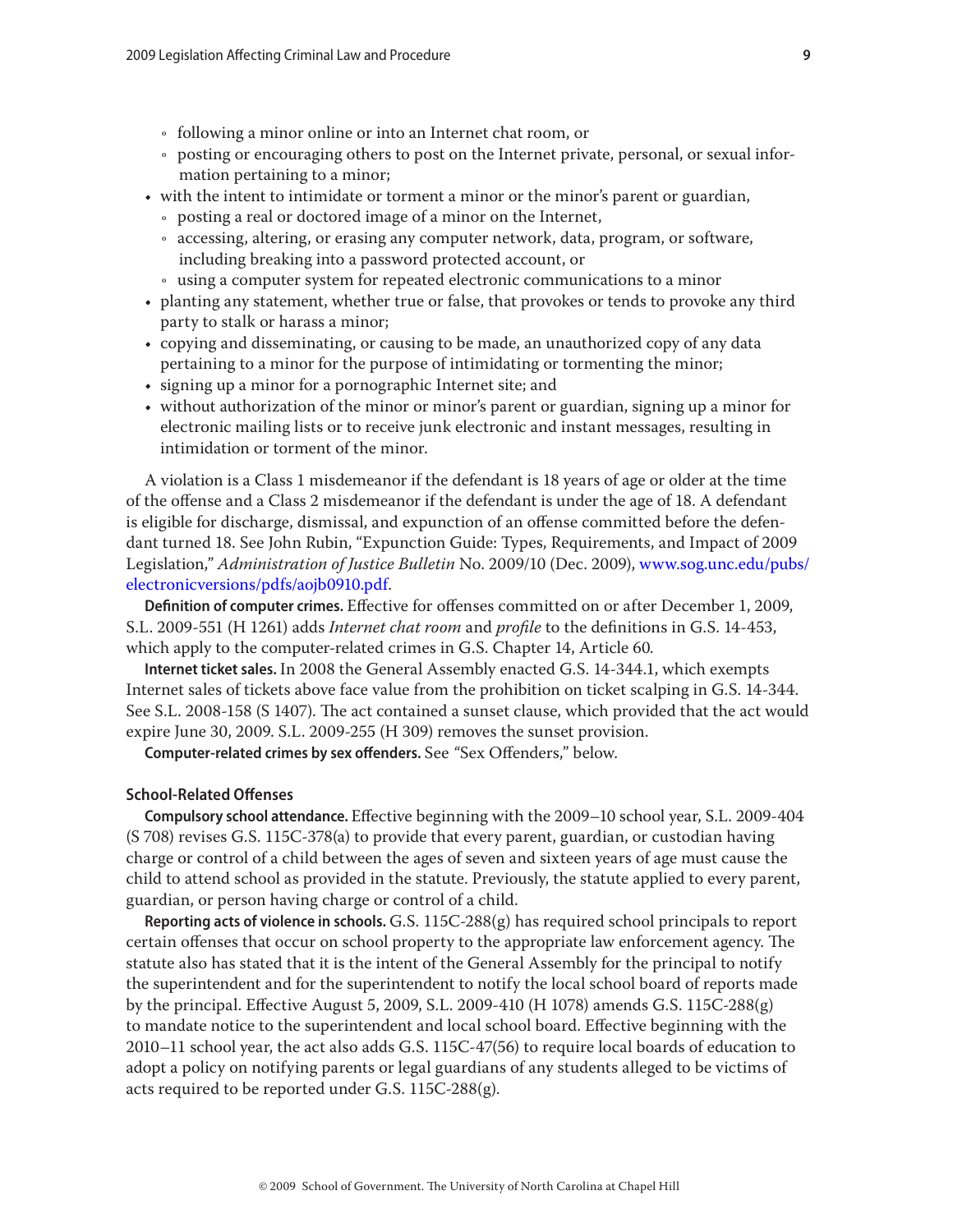- following a minor online or into an Internet chat room, or
    - posting or encouraging others to post on the Internet private, personal, or sexual information pertaining to a minor;
- with the intent to intimidate or torment a minor or the minor's parent or guardian,
    - posting a real or doctored image of a minor on the Internet,
    - accessing, altering, or erasing any computer network, data, program, or software, including breaking into a password protected account, or
    - using a computer system for repeated electronic communications to a minor
- planting any statement, whether true or false, that provokes or tends to provoke any third party to stalk or harass a minor;
- copying and disseminating, or causing to be made, an unauthorized copy of any data pertaining to a minor for the purpose of intimidating or tormenting the minor;
- signing up a minor for a pornographic Internet site; and
- without authorization of the minor or minor's parent or guardian, signing up a minor for electronic mailing lists or to receive junk electronic and instant messages, resulting in intimidation or torment of the minor.

A violation is a Class 1 misdemeanor if the defendant is 18 years of age or older at the time of the offense and a Class 2 misdemeanor if the defendant is under the age of 18. A defendant is eligible for discharge, dismissal, and expunction of an offense committed before the defendant turned 18. See John Rubin, "Expunction Guide: Types, Requirements, and Impact of 2009 Legislation," *Administration of Justice Bulletin* No. 2009/10 (Dec. 2009), www.sog.unc.edu/pubs/electronicversions/pdfs/aojb0910.pdf.

**Definition of computer crimes.** Effective for offenses committed on or after December 1, 2009, S.L. 2009-551 (H 1261) adds *Internet chat room* and *profile* to the definitions in G.S. 14-453, which apply to the computer-related crimes in G.S. Chapter 14, Article 60.

**Internet ticket sales.** In 2008 the General Assembly enacted G.S. 14-344.1, which exempts Internet sales of tickets above face value from the prohibition on ticket scalping in G.S. 14-344. See S.L. 2008-158 (S 1407). The act contained a sunset clause, which provided that the act would expire June 30, 2009. S.L. 2009-255 (H 309) removes the sunset provision.

**Computer-related crimes by sex offenders.** See "Sex Offenders," below.

### School-Related Offenses

**Compulsory school attendance.** Effective beginning with the 2009–10 school year, S.L. 2009-404 (S 708) revises G.S. 115C-378(a) to provide that every parent, guardian, or custodian having charge or control of a child between the ages of seven and sixteen years of age must cause the child to attend school as provided in the statute. Previously, the statute applied to every parent, guardian, or person having charge or control of a child.

**Reporting acts of violence in schools.** G.S. 115C-288(g) has required school principals to report certain offenses that occur on school property to the appropriate law enforcement agency. The statute also has stated that it is the intent of the General Assembly for the principal to notify the superintendent and for the superintendent to notify the local school board of reports made by the principal. Effective August 5, 2009, S.L. 2009-410 (H 1078) amends G.S. 115C-288(g) to mandate notice to the superintendent and local school board. Effective beginning with the 2010–11 school year, the act also adds G.S. 115C-47(56) to require local boards of education to adopt a policy on notifying parents or legal guardians of any students alleged to be victims of acts required to be reported under G.S. 115C-288(g).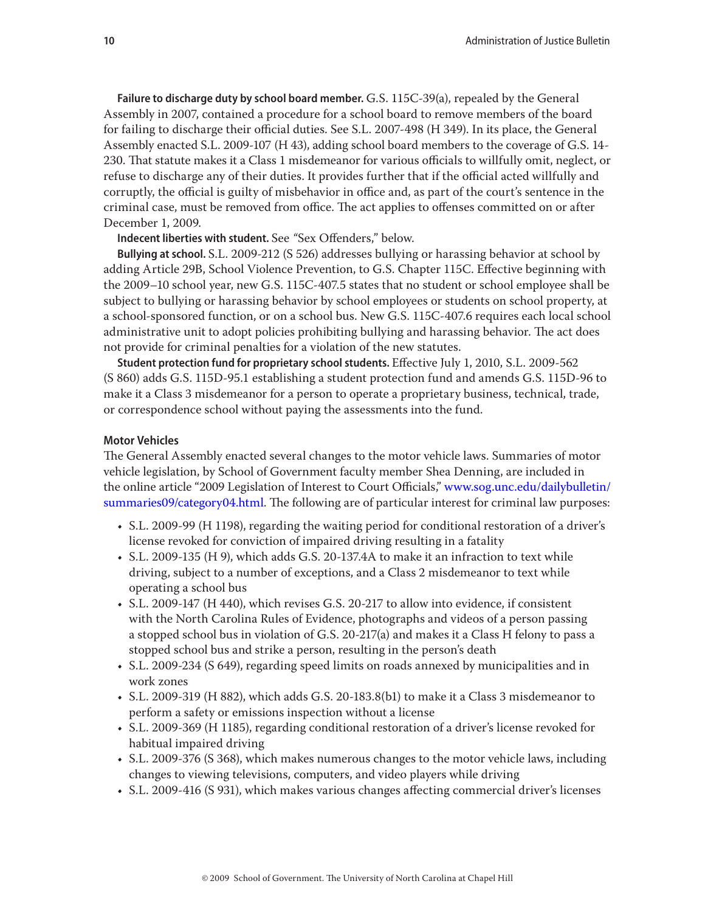**Failure to discharge duty by school board member.** G.S. 115C-39(a), repealed by the General Assembly in 2007, contained a procedure for a school board to remove members of the board for failing to discharge their official duties. See S.L. 2007-498 (H 349). In its place, the General Assembly enacted S.L. 2009-107 (H 43), adding school board members to the coverage of G.S. 14-230. That statute makes it a Class 1 misdemeanor for various officials to willfully omit, neglect, or refuse to discharge any of their duties. It provides further that if the official acted willfully and corruptly, the official is guilty of misbehavior in office and, as part of the court's sentence in the criminal case, must be removed from office. The act applies to offenses committed on or after December 1, 2009.

**Indecent liberties with student.** See "Sex Offenders," below.

**Bullying at school.** S.L. 2009-212 (S 526) addresses bullying or harassing behavior at school by adding Article 29B, School Violence Prevention, to G.S. Chapter 115C. Effective beginning with the 2009–10 school year, new G.S. 115C-407.5 states that no student or school employee shall be subject to bullying or harassing behavior by school employees or students on school property, at a school-sponsored function, or on a school bus. New G.S. 115C-407.6 requires each local school administrative unit to adopt policies prohibiting bullying and harassing behavior. The act does not provide for criminal penalties for a violation of the new statutes.

**Student protection fund for proprietary school students.** Effective July 1, 2010, S.L. 2009-562 (S 860) adds G.S. 115D-95.1 establishing a student protection fund and amends G.S. 115D-96 to make it a Class 3 misdemeanor for a person to operate a proprietary business, technical, trade, or correspondence school without paying the assessments into the fund.

#### Motor Vehicles

The General Assembly enacted several changes to the motor vehicle laws. Summaries of motor vehicle legislation, by School of Government faculty member Shea Denning, are included in the online article "2009 Legislation of Interest to Court Officials," www.sog.unc.edu/dailybulletin/summaries09/category04.html. The following are of particular interest for criminal law purposes:

- S.L. 2009-99 (H 1198), regarding the waiting period for conditional restoration of a driver's license revoked for conviction of impaired driving resulting in a fatality
- S.L. 2009-135 (H 9), which adds G.S. 20-137.4A to make it an infraction to text while driving, subject to a number of exceptions, and a Class 2 misdemeanor to text while operating a school bus
- S.L. 2009-147 (H 440), which revises G.S. 20-217 to allow into evidence, if consistent with the North Carolina Rules of Evidence, photographs and videos of a person passing a stopped school bus in violation of G.S. 20-217(a) and makes it a Class H felony to pass a stopped school bus and strike a person, resulting in the person's death
- S.L. 2009-234 (S 649), regarding speed limits on roads annexed by municipalities and in work zones
- S.L. 2009-319 (H 882), which adds G.S. 20-183.8(b1) to make it a Class 3 misdemeanor to perform a safety or emissions inspection without a license
- S.L. 2009-369 (H 1185), regarding conditional restoration of a driver's license revoked for habitual impaired driving
- S.L. 2009-376 (S 368), which makes numerous changes to the motor vehicle laws, including changes to viewing televisions, computers, and video players while driving
- S.L. 2009-416 (S 931), which makes various changes affecting commercial driver's licenses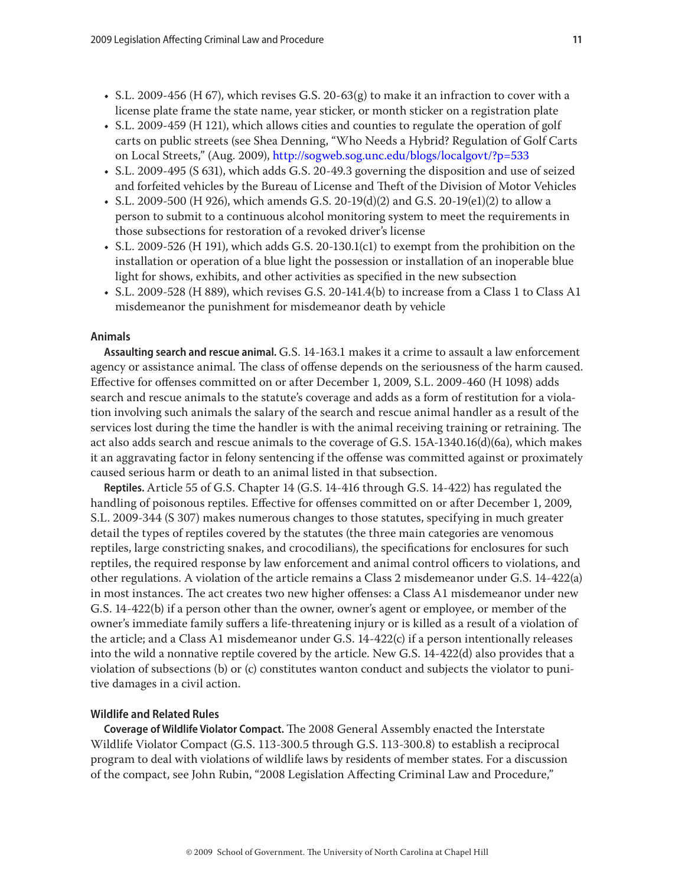- S.L. 2009-456 (H 67), which revises G.S. 20-63(g) to make it an infraction to cover with a license plate frame the state name, year sticker, or month sticker on a registration plate
- S.L. 2009-459 (H 121), which allows cities and counties to regulate the operation of golf carts on public streets (see Shea Denning, "Who Needs a Hybrid? Regulation of Golf Carts on Local Streets," (Aug. 2009), http://sogweb.sog.unc.edu/blogs/localgovt/?p=533
- S.L. 2009-495 (S 631), which adds G.S. 20-49.3 governing the disposition and use of seized and forfeited vehicles by the Bureau of License and Theft of the Division of Motor Vehicles
- S.L. 2009-500 (H 926), which amends G.S. 20-19(d)(2) and G.S. 20-19(e1)(2) to allow a person to submit to a continuous alcohol monitoring system to meet the requirements in those subsections for restoration of a revoked driver's license
- S.L. 2009-526 (H 191), which adds G.S. 20-130.1(c1) to exempt from the prohibition on the installation or operation of a blue light the possession or installation of an inoperable blue light for shows, exhibits, and other activities as specified in the new subsection
- S.L. 2009-528 (H 889), which revises G.S. 20-141.4(b) to increase from a Class 1 to Class A1 misdemeanor the punishment for misdemeanor death by vehicle

### Animals

**Assaulting search and rescue animal.** G.S. 14-163.1 makes it a crime to assault a law enforcement agency or assistance animal. The class of offense depends on the seriousness of the harm caused. Effective for offenses committed on or after December 1, 2009, S.L. 2009-460 (H 1098) adds search and rescue animals to the statute's coverage and adds as a form of restitution for a violation involving such animals the salary of the search and rescue animal handler as a result of the services lost during the time the handler is with the animal receiving training or retraining. The act also adds search and rescue animals to the coverage of G.S. 15A-1340.16(d)(6a), which makes it an aggravating factor in felony sentencing if the offense was committed against or proximately caused serious harm or death to an animal listed in that subsection.

**Reptiles.** Article 55 of G.S. Chapter 14 (G.S. 14-416 through G.S. 14-422) has regulated the handling of poisonous reptiles. Effective for offenses committed on or after December 1, 2009, S.L. 2009-344 (S 307) makes numerous changes to those statutes, specifying in much greater detail the types of reptiles covered by the statutes (the three main categories are venomous reptiles, large constricting snakes, and crocodilians), the specifications for enclosures for such reptiles, the required response by law enforcement and animal control officers to violations, and other regulations. A violation of the article remains a Class 2 misdemeanor under G.S. 14-422(a) in most instances. The act creates two new higher offenses: a Class A1 misdemeanor under new G.S. 14-422(b) if a person other than the owner, owner's agent or employee, or member of the owner's immediate family suffers a life-threatening injury or is killed as a result of a violation of the article; and a Class A1 misdemeanor under G.S. 14-422(c) if a person intentionally releases into the wild a nonnative reptile covered by the article. New G.S. 14-422(d) also provides that a violation of subsections (b) or (c) constitutes wanton conduct and subjects the violator to punitive damages in a civil action.

### Wildlife and Related Rules

**Coverage of Wildlife Violator Compact.** The 2008 General Assembly enacted the Interstate Wildlife Violator Compact (G.S. 113-300.5 through G.S. 113-300.8) to establish a reciprocal program to deal with violations of wildlife laws by residents of member states. For a discussion of the compact, see John Rubin, "2008 Legislation Affecting Criminal Law and Procedure,"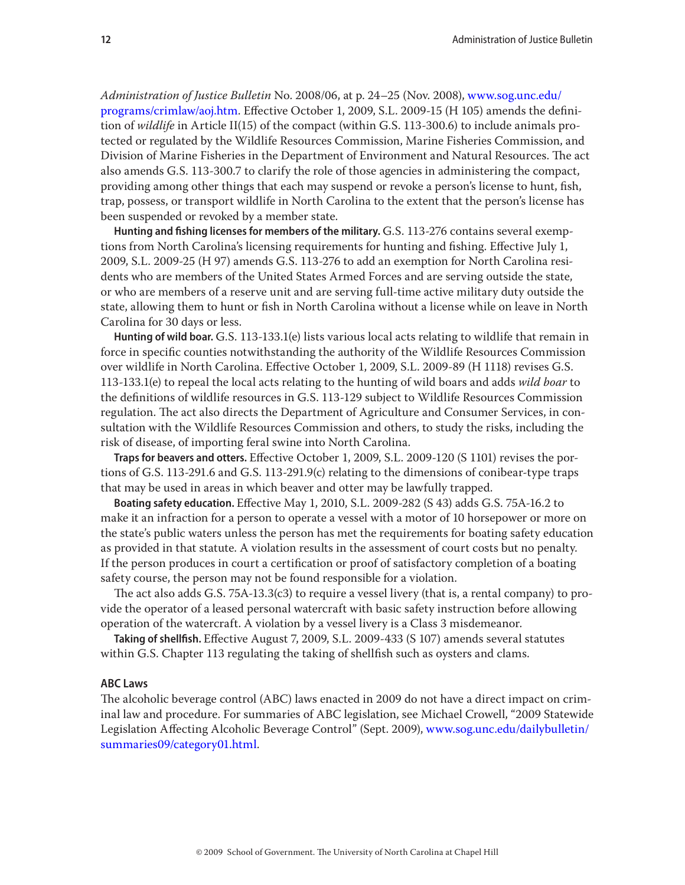*Administration of Justice Bulletin* No. 2008/06, at p. 24–25 (Nov. 2008), www.sog.unc.edu/programs/crimlaw/aoj.htm. Effective October 1, 2009, S.L. 2009-15 (H 105) amends the definition of *wildlife* in Article II(15) of the compact (within G.S. 113-300.6) to include animals protected or regulated by the Wildlife Resources Commission, Marine Fisheries Commission, and Division of Marine Fisheries in the Department of Environment and Natural Resources. The act also amends G.S. 113-300.7 to clarify the role of those agencies in administering the compact, providing among other things that each may suspend or revoke a person's license to hunt, fish, trap, possess, or transport wildlife in North Carolina to the extent that the person's license has been suspended or revoked by a member state.

**Hunting and fishing licenses for members of the military.** G.S. 113-276 contains several exemptions from North Carolina's licensing requirements for hunting and fishing. Effective July 1, 2009, S.L. 2009-25 (H 97) amends G.S. 113-276 to add an exemption for North Carolina residents who are members of the United States Armed Forces and are serving outside the state, or who are members of a reserve unit and are serving full-time active military duty outside the state, allowing them to hunt or fish in North Carolina without a license while on leave in North Carolina for 30 days or less.

**Hunting of wild boar.** G.S. 113-133.1(e) lists various local acts relating to wildlife that remain in force in specific counties notwithstanding the authority of the Wildlife Resources Commission over wildlife in North Carolina. Effective October 1, 2009, S.L. 2009-89 (H 1118) revises G.S. 113-133.1(e) to repeal the local acts relating to the hunting of wild boars and adds *wild boar* to the definitions of wildlife resources in G.S. 113-129 subject to Wildlife Resources Commission regulation. The act also directs the Department of Agriculture and Consumer Services, in consultation with the Wildlife Resources Commission and others, to study the risks, including the risk of disease, of importing feral swine into North Carolina.

**Traps for beavers and otters.** Effective October 1, 2009, S.L. 2009-120 (S 1101) revises the portions of G.S. 113-291.6 and G.S. 113-291.9(c) relating to the dimensions of conibear-type traps that may be used in areas in which beaver and otter may be lawfully trapped.

**Boating safety education.** Effective May 1, 2010, S.L. 2009-282 (S 43) adds G.S. 75A-16.2 to make it an infraction for a person to operate a vessel with a motor of 10 horsepower or more on the state's public waters unless the person has met the requirements for boating safety education as provided in that statute. A violation results in the assessment of court costs but no penalty. If the person produces in court a certification or proof of satisfactory completion of a boating safety course, the person may not be found responsible for a violation.

The act also adds G.S. 75A-13.3(c3) to require a vessel livery (that is, a rental company) to provide the operator of a leased personal watercraft with basic safety instruction before allowing operation of the watercraft. A violation by a vessel livery is a Class 3 misdemeanor.

**Taking of shellfish.** Effective August 7, 2009, S.L. 2009-433 (S 107) amends several statutes within G.S. Chapter 113 regulating the taking of shellfish such as oysters and clams.

### ABC Laws

The alcoholic beverage control (ABC) laws enacted in 2009 do not have a direct impact on criminal law and procedure. For summaries of ABC legislation, see Michael Crowell, "2009 Statewide Legislation Affecting Alcoholic Beverage Control" (Sept. 2009), www.sog.unc.edu/dailybulletin/summaries09/category01.html.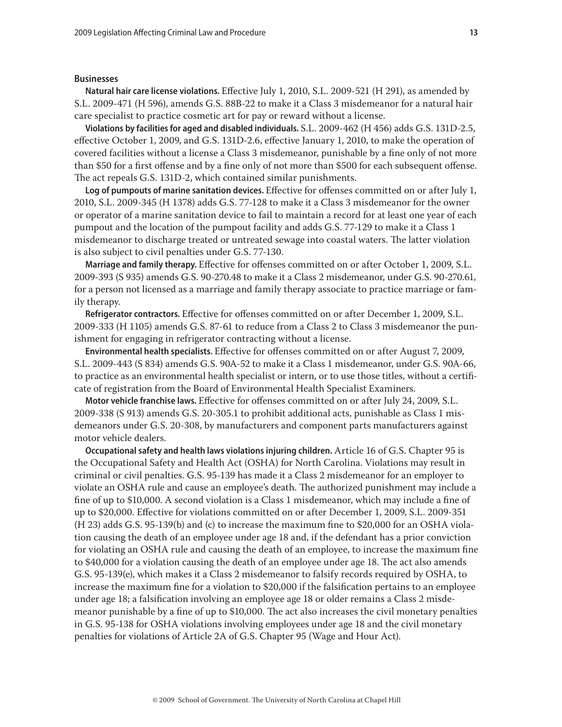## Businesses

**Natural hair care license violations.** Effective July 1, 2010, S.L. 2009-521 (H 291), as amended by S.L. 2009-471 (H 596), amends G.S. 88B-22 to make it a Class 3 misdemeanor for a natural hair care specialist to practice cosmetic art for pay or reward without a license.

**Violations by facilities for aged and disabled individuals.** S.L. 2009-462 (H 456) adds G.S. 131D-2.5, effective October 1, 2009, and G.S. 131D-2.6, effective January 1, 2010, to make the operation of covered facilities without a license a Class 3 misdemeanor, punishable by a fine only of not more than $50 for a first offense and by a fine only of not more than $500 for each subsequent offense. The act repeals G.S. 131D-2, which contained similar punishments.

**Log of pumpouts of marine sanitation devices.** Effective for offenses committed on or after July 1, 2010, S.L. 2009-345 (H 1378) adds G.S. 77-128 to make it a Class 3 misdemeanor for the owner or operator of a marine sanitation device to fail to maintain a record for at least one year of each pumpout and the location of the pumpout facility and adds G.S. 77-129 to make it a Class 1 misdemeanor to discharge treated or untreated sewage into coastal waters. The latter violation is also subject to civil penalties under G.S. 77-130.

**Marriage and family therapy.** Effective for offenses committed on or after October 1, 2009, S.L. 2009-393 (S 935) amends G.S. 90-270.48 to make it a Class 2 misdemeanor, under G.S. 90-270.61, for a person not licensed as a marriage and family therapy associate to practice marriage or family therapy.

**Refrigerator contractors.** Effective for offenses committed on or after December 1, 2009, S.L. 2009-333 (H 1105) amends G.S. 87-61 to reduce from a Class 2 to Class 3 misdemeanor the punishment for engaging in refrigerator contracting without a license.

**Environmental health specialists.** Effective for offenses committed on or after August 7, 2009, S.L. 2009-443 (S 834) amends G.S. 90A-52 to make it a Class 1 misdemeanor, under G.S. 90A-66, to practice as an environmental health specialist or intern, or to use those titles, without a certificate of registration from the Board of Environmental Health Specialist Examiners.

**Motor vehicle franchise laws.** Effective for offenses committed on or after July 24, 2009, S.L. 2009-338 (S 913) amends G.S. 20-305.1 to prohibit additional acts, punishable as Class 1 misdemeanors under G.S. 20-308, by manufacturers and component parts manufacturers against motor vehicle dealers.

**Occupational safety and health laws violations injuring children.** Article 16 of G.S. Chapter 95 is the Occupational Safety and Health Act (OSHA) for North Carolina. Violations may result in criminal or civil penalties. G.S. 95-139 has made it a Class 2 misdemeanor for an employer to violate an OSHA rule and cause an employee's death. The authorized punishment may include a fine of up to $10,000. A second violation is a Class 1 misdemeanor, which may include a fine of up to $20,000. Effective for violations committed on or after December 1, 2009, S.L. 2009-351 (H 23) adds G.S. 95-139(b) and (c) to increase the maximum fine to $20,000 for an OSHA violation causing the death of an employee under age 18 and, if the defendant has a prior conviction for violating an OSHA rule and causing the death of an employee, to increase the maximum fine to $40,000 for a violation causing the death of an employee under age 18. The act also amends G.S. 95-139(e), which makes it a Class 2 misdemeanor to falsify records required by OSHA, to increase the maximum fine for a violation to $20,000 if the falsification pertains to an employee under age 18; a falsification involving an employee age 18 or older remains a Class 2 misdemeanor punishable by a fine of up to $10,000. The act also increases the civil monetary penalties in G.S. 95-138 for OSHA violations involving employees under age 18 and the civil monetary penalties for violations of Article 2A of G.S. Chapter 95 (Wage and Hour Act).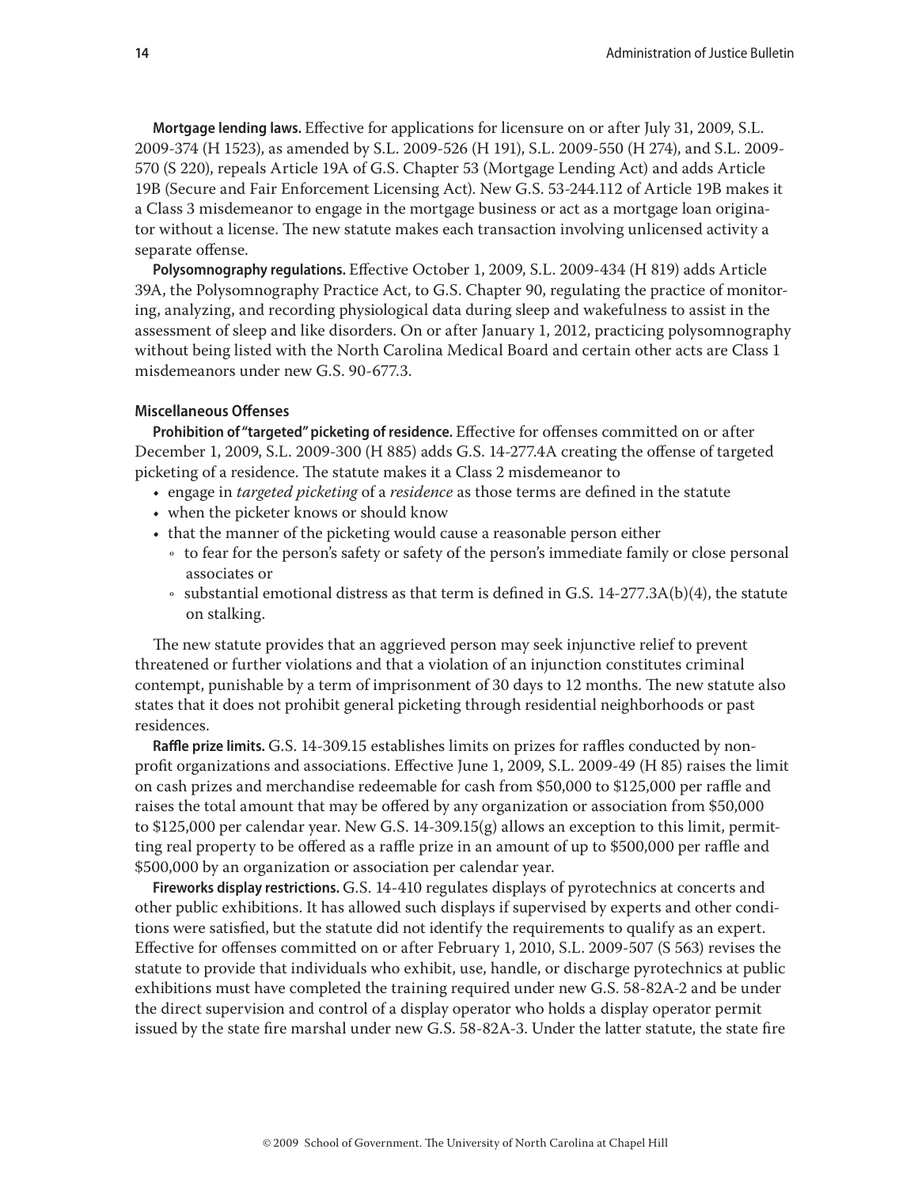**Mortgage lending laws.** Effective for applications for licensure on or after July 31, 2009, S.L. 2009-374 (H 1523), as amended by S.L. 2009-526 (H 191), S.L. 2009-550 (H 274), and S.L. 2009-570 (S 220), repeals Article 19A of G.S. Chapter 53 (Mortgage Lending Act) and adds Article 19B (Secure and Fair Enforcement Licensing Act). New G.S. 53-244.112 of Article 19B makes it a Class 3 misdemeanor to engage in the mortgage business or act as a mortgage loan originator without a license. The new statute makes each transaction involving unlicensed activity a separate offense.

**Polysomnography regulations.** Effective October 1, 2009, S.L. 2009-434 (H 819) adds Article 39A, the Polysomnography Practice Act, to G.S. Chapter 90, regulating the practice of monitoring, analyzing, and recording physiological data during sleep and wakefulness to assist in the assessment of sleep and like disorders. On or after January 1, 2012, practicing polysomnography without being listed with the North Carolina Medical Board and certain other acts are Class 1 misdemeanors under new G.S. 90-677.3.

### Miscellaneous Offenses

**Prohibition of "targeted" picketing of residence.** Effective for offenses committed on or after December 1, 2009, S.L. 2009-300 (H 885) adds G.S. 14-277.4A creating the offense of targeted picketing of a residence. The statute makes it a Class 2 misdemeanor to

- engage in *targeted picketing* of a *residence* as those terms are defined in the statute
- when the picketer knows or should know
- that the manner of the picketing would cause a reasonable person either
  - to fear for the person's safety or safety of the person's immediate family or close personal associates or
  - substantial emotional distress as that term is defined in G.S. 14-277.3A(b)(4), the statute on stalking.

The new statute provides that an aggrieved person may seek injunctive relief to prevent threatened or further violations and that a violation of an injunction constitutes criminal contempt, punishable by a term of imprisonment of 30 days to 12 months. The new statute also states that it does not prohibit general picketing through residential neighborhoods or past residences.

**Raffle prize limits.** G.S. 14-309.15 establishes limits on prizes for raffles conducted by nonprofit organizations and associations. Effective June 1, 2009, S.L. 2009-49 (H 85) raises the limit on cash prizes and merchandise redeemable for cash from $50,000 to $125,000 per raffle and raises the total amount that may be offered by any organization or association from $50,000 to $125,000 per calendar year. New G.S. 14-309.15(g) allows an exception to this limit, permitting real property to be offered as a raffle prize in an amount of up to $500,000 per raffle and $500,000 by an organization or association per calendar year.

**Fireworks display restrictions.** G.S. 14-410 regulates displays of pyrotechnics at concerts and other public exhibitions. It has allowed such displays if supervised by experts and other conditions were satisfied, but the statute did not identify the requirements to qualify as an expert. Effective for offenses committed on or after February 1, 2010, S.L. 2009-507 (S 563) revises the statute to provide that individuals who exhibit, use, handle, or discharge pyrotechnics at public exhibitions must have completed the training required under new G.S. 58-82A-2 and be under the direct supervision and control of a display operator who holds a display operator permit issued by the state fire marshal under new G.S. 58-82A-3. Under the latter statute, the state fire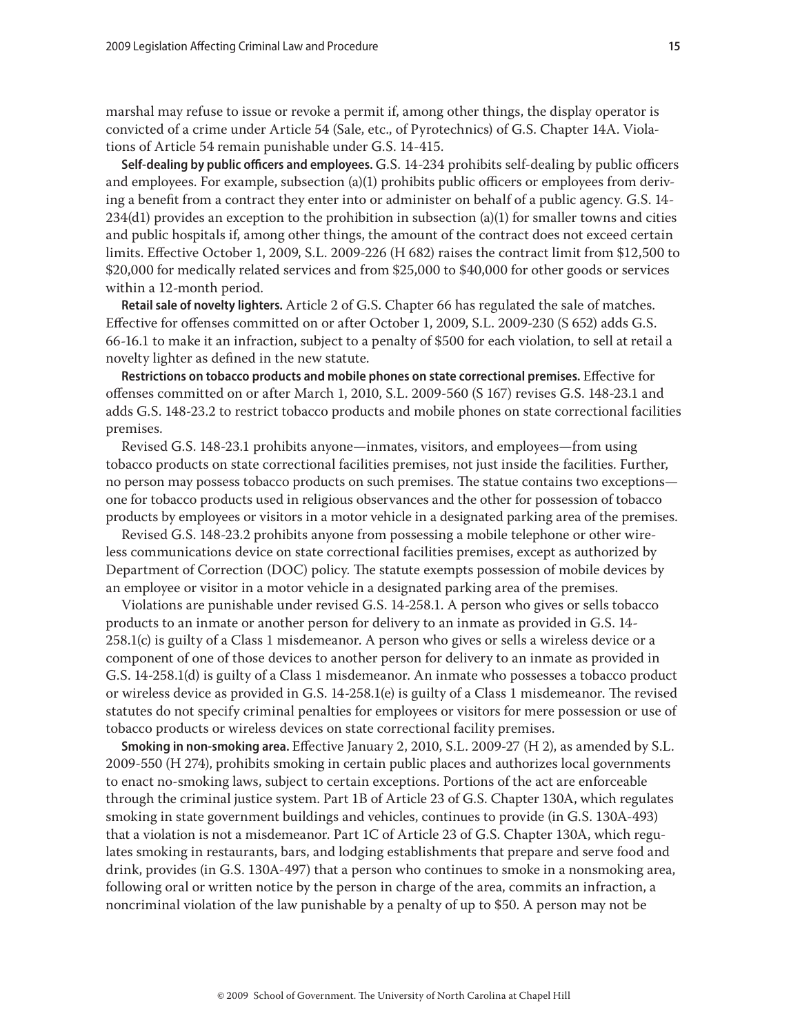marshal may refuse to issue or revoke a permit if, among other things, the display operator is convicted of a crime under Article 54 (Sale, etc., of Pyrotechnics) of G.S. Chapter 14A. Violations of Article 54 remain punishable under G.S. 14-415.

**Self-dealing by public officers and employees.** G.S. 14-234 prohibits self-dealing by public officers and employees. For example, subsection (a)(1) prohibits public officers or employees from deriving a benefit from a contract they enter into or administer on behalf of a public agency. G.S. 14-234(d1) provides an exception to the prohibition in subsection (a)(1) for smaller towns and cities and public hospitals if, among other things, the amount of the contract does not exceed certain limits. Effective October 1, 2009, S.L. 2009-226 (H 682) raises the contract limit from $12,500 to $20,000 for medically related services and from $25,000 to $40,000 for other goods or services within a 12-month period.

**Retail sale of novelty lighters.** Article 2 of G.S. Chapter 66 has regulated the sale of matches. Effective for offenses committed on or after October 1, 2009, S.L. 2009-230 (S 652) adds G.S. 66-16.1 to make it an infraction, subject to a penalty of $500 for each violation, to sell at retail a novelty lighter as defined in the new statute.

**Restrictions on tobacco products and mobile phones on state correctional premises.** Effective for offenses committed on or after March 1, 2010, S.L. 2009-560 (S 167) revises G.S. 148-23.1 and adds G.S. 148-23.2 to restrict tobacco products and mobile phones on state correctional facilities premises.

Revised G.S. 148-23.1 prohibits anyone—inmates, visitors, and employees—from using tobacco products on state correctional facilities premises, not just inside the facilities. Further, no person may possess tobacco products on such premises. The statue contains two exceptions—one for tobacco products used in religious observances and the other for possession of tobacco products by employees or visitors in a motor vehicle in a designated parking area of the premises.

Revised G.S. 148-23.2 prohibits anyone from possessing a mobile telephone or other wireless communications device on state correctional facilities premises, except as authorized by Department of Correction (DOC) policy. The statute exempts possession of mobile devices by an employee or visitor in a motor vehicle in a designated parking area of the premises.

Violations are punishable under revised G.S. 14-258.1. A person who gives or sells tobacco products to an inmate or another person for delivery to an inmate as provided in G.S. 14-258.1(c) is guilty of a Class 1 misdemeanor. A person who gives or sells a wireless device or a component of one of those devices to another person for delivery to an inmate as provided in G.S. 14-258.1(d) is guilty of a Class 1 misdemeanor. An inmate who possesses a tobacco product or wireless device as provided in G.S. 14-258.1(e) is guilty of a Class 1 misdemeanor. The revised statutes do not specify criminal penalties for employees or visitors for mere possession or use of tobacco products or wireless devices on state correctional facility premises.

**Smoking in non-smoking area.** Effective January 2, 2010, S.L. 2009-27 (H 2), as amended by S.L. 2009-550 (H 274), prohibits smoking in certain public places and authorizes local governments to enact no-smoking laws, subject to certain exceptions. Portions of the act are enforceable through the criminal justice system. Part 1B of Article 23 of G.S. Chapter 130A, which regulates smoking in state government buildings and vehicles, continues to provide (in G.S. 130A-493) that a violation is not a misdemeanor. Part 1C of Article 23 of G.S. Chapter 130A, which regulates smoking in restaurants, bars, and lodging establishments that prepare and serve food and drink, provides (in G.S. 130A-497) that a person who continues to smoke in a nonsmoking area, following oral or written notice by the person in charge of the area, commits an infraction, a noncriminal violation of the law punishable by a penalty of up to $50. A person may not be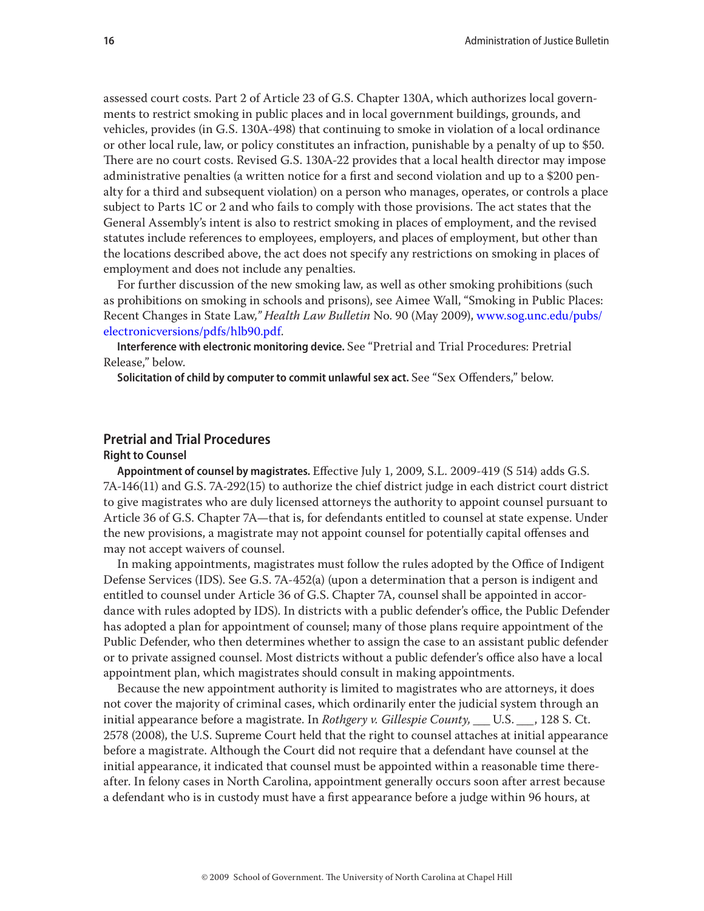assessed court costs. Part 2 of Article 23 of G.S. Chapter 130A, which authorizes local governments to restrict smoking in public places and in local government buildings, grounds, and vehicles, provides (in G.S. 130A-498) that continuing to smoke in violation of a local ordinance or other local rule, law, or policy constitutes an infraction, punishable by a penalty of up to $50. There are no court costs. Revised G.S. 130A-22 provides that a local health director may impose administrative penalties (a written notice for a first and second violation and up to a $200 penalty for a third and subsequent violation) on a person who manages, operates, or controls a place subject to Parts 1C or 2 and who fails to comply with those provisions. The act states that the General Assembly's intent is also to restrict smoking in places of employment, and the revised statutes include references to employees, employers, and places of employment, but other than the locations described above, the act does not specify any restrictions on smoking in places of employment and does not include any penalties.

For further discussion of the new smoking law, as well as other smoking prohibitions (such as prohibitions on smoking in schools and prisons), see Aimee Wall, "Smoking in Public Places: Recent Changes in State Law," *Health Law Bulletin* No. 90 (May 2009), www.sog.unc.edu/pubs/electronicversions/pdfs/hlb90.pdf.

**Interference with electronic monitoring device.** See "Pretrial and Trial Procedures: Pretrial Release," below.

**Solicitation of child by computer to commit unlawful sex act.** See "Sex Offenders," below.

## Pretrial and Trial Procedures

### Right to Counsel

**Appointment of counsel by magistrates.** Effective July 1, 2009, S.L. 2009-419 (S 514) adds G.S. 7A-146(11) and G.S. 7A-292(15) to authorize the chief district judge in each district court district to give magistrates who are duly licensed attorneys the authority to appoint counsel pursuant to Article 36 of G.S. Chapter 7A—that is, for defendants entitled to counsel at state expense. Under the new provisions, a magistrate may not appoint counsel for potentially capital offenses and may not accept waivers of counsel.

In making appointments, magistrates must follow the rules adopted by the Office of Indigent Defense Services (IDS). See G.S. 7A-452(a) (upon a determination that a person is indigent and entitled to counsel under Article 36 of G.S. Chapter 7A, counsel shall be appointed in accordance with rules adopted by IDS). In districts with a public defender's office, the Public Defender has adopted a plan for appointment of counsel; many of those plans require appointment of the Public Defender, who then determines whether to assign the case to an assistant public defender or to private assigned counsel. Most districts without a public defender's office also have a local appointment plan, which magistrates should consult in making appointments.

Because the new appointment authority is limited to magistrates who are attorneys, it does not cover the majority of criminal cases, which ordinarily enter the judicial system through an initial appearance before a magistrate. In *Rothgery v. Gillespie County*, ___ U.S. ___, 128 S. Ct. 2578 (2008), the U.S. Supreme Court held that the right to counsel attaches at initial appearance before a magistrate. Although the Court did not require that a defendant have counsel at the initial appearance, it indicated that counsel must be appointed within a reasonable time thereafter. In felony cases in North Carolina, appointment generally occurs soon after arrest because a defendant who is in custody must have a first appearance before a judge within 96 hours, at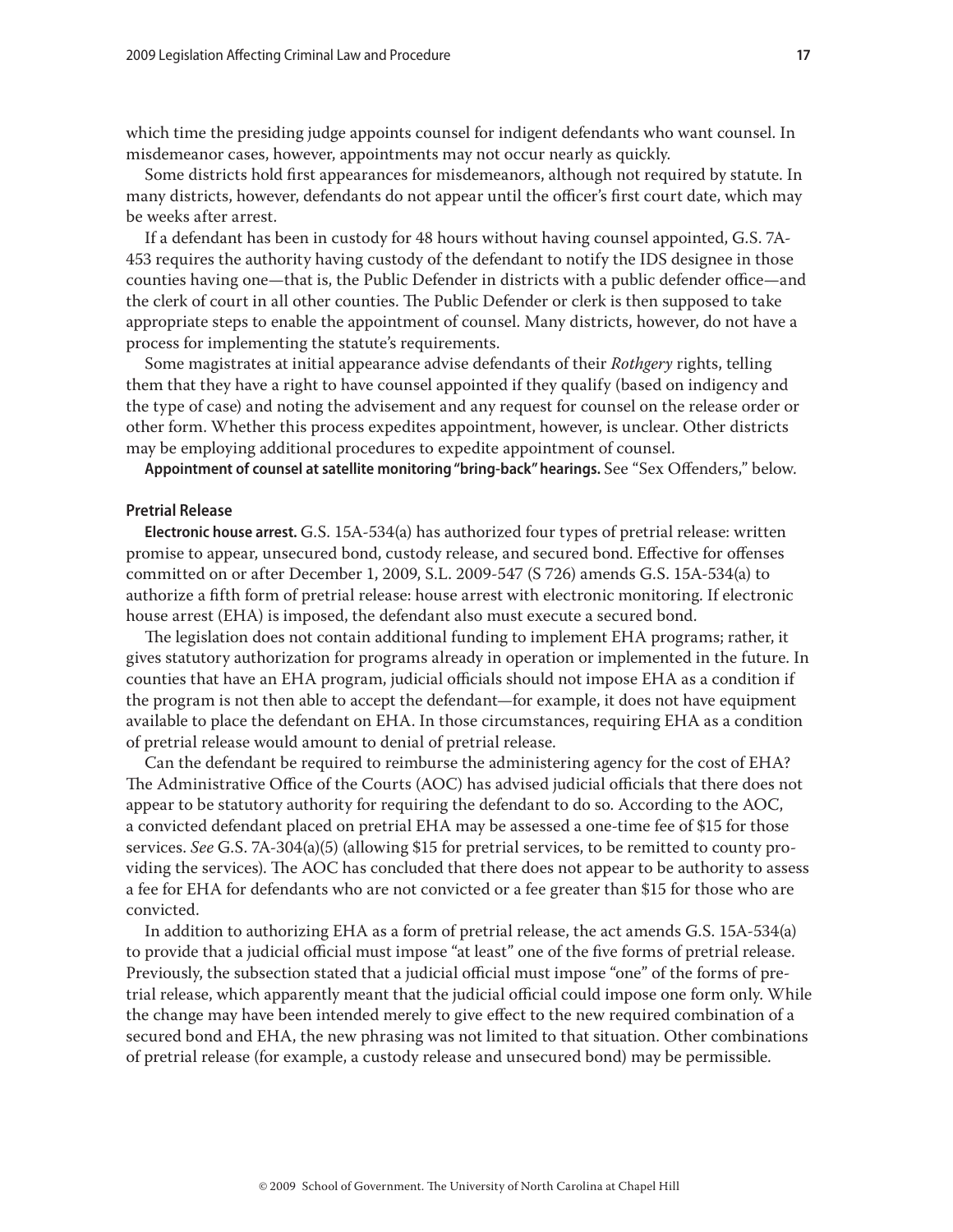which time the presiding judge appoints counsel for indigent defendants who want counsel. In misdemeanor cases, however, appointments may not occur nearly as quickly.

Some districts hold first appearances for misdemeanors, although not required by statute. In many districts, however, defendants do not appear until the officer's first court date, which may be weeks after arrest.

If a defendant has been in custody for 48 hours without having counsel appointed, G.S. 7A-453 requires the authority having custody of the defendant to notify the IDS designee in those counties having one—that is, the Public Defender in districts with a public defender office—and the clerk of court in all other counties. The Public Defender or clerk is then supposed to take appropriate steps to enable the appointment of counsel. Many districts, however, do not have a process for implementing the statute's requirements.

Some magistrates at initial appearance advise defendants of their *Rothgery* rights, telling them that they have a right to have counsel appointed if they qualify (based on indigency and the type of case) and noting the advisement and any request for counsel on the release order or other form. Whether this process expedites appointment, however, is unclear. Other districts may be employing additional procedures to expedite appointment of counsel.

**Appointment of counsel at satellite monitoring "bring-back" hearings.** See "Sex Offenders," below.

### Pretrial Release

**Electronic house arrest.** G.S. 15A-534(a) has authorized four types of pretrial release: written promise to appear, unsecured bond, custody release, and secured bond. Effective for offenses committed on or after December 1, 2009, S.L. 2009-547 (S 726) amends G.S. 15A-534(a) to authorize a fifth form of pretrial release: house arrest with electronic monitoring. If electronic house arrest (EHA) is imposed, the defendant also must execute a secured bond.

The legislation does not contain additional funding to implement EHA programs; rather, it gives statutory authorization for programs already in operation or implemented in the future. In counties that have an EHA program, judicial officials should not impose EHA as a condition if the program is not then able to accept the defendant—for example, it does not have equipment available to place the defendant on EHA. In those circumstances, requiring EHA as a condition of pretrial release would amount to denial of pretrial release.

Can the defendant be required to reimburse the administering agency for the cost of EHA? The Administrative Office of the Courts (AOC) has advised judicial officials that there does not appear to be statutory authority for requiring the defendant to do so. According to the AOC, a convicted defendant placed on pretrial EHA may be assessed a one-time fee of $15 for those services. *See* G.S. 7A-304(a)(5) (allowing $15 for pretrial services, to be remitted to county providing the services). The AOC has concluded that there does not appear to be authority to assess a fee for EHA for defendants who are not convicted or a fee greater than $15 for those who are convicted.

In addition to authorizing EHA as a form of pretrial release, the act amends G.S. 15A-534(a) to provide that a judicial official must impose "at least" one of the five forms of pretrial release. Previously, the subsection stated that a judicial official must impose "one" of the forms of pretrial release, which apparently meant that the judicial official could impose one form only. While the change may have been intended merely to give effect to the new required combination of a secured bond and EHA, the new phrasing was not limited to that situation. Other combinations of pretrial release (for example, a custody release and unsecured bond) may be permissible.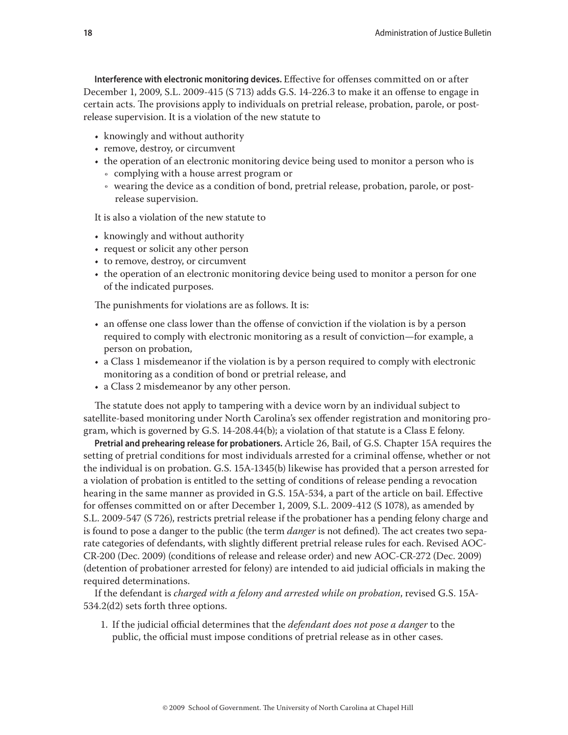**Interference with electronic monitoring devices.** Effective for offenses committed on or after December 1, 2009, S.L. 2009-415 (S 713) adds G.S. 14-226.3 to make it an offense to engage in certain acts. The provisions apply to individuals on pretrial release, probation, parole, or post-release supervision. It is a violation of the new statute to

- knowingly and without authority
- remove, destroy, or circumvent
- the operation of an electronic monitoring device being used to monitor a person who is
  - complying with a house arrest program or
  - wearing the device as a condition of bond, pretrial release, probation, parole, or post-release supervision.

It is also a violation of the new statute to

- knowingly and without authority
- request or solicit any other person
- to remove, destroy, or circumvent
- the operation of an electronic monitoring device being used to monitor a person for one of the indicated purposes.

The punishments for violations are as follows. It is:

- an offense one class lower than the offense of conviction if the violation is by a person required to comply with electronic monitoring as a result of conviction—for example, a person on probation,
- a Class 1 misdemeanor if the violation is by a person required to comply with electronic monitoring as a condition of bond or pretrial release, and
- a Class 2 misdemeanor by any other person.

The statute does not apply to tampering with a device worn by an individual subject to satellite-based monitoring under North Carolina's sex offender registration and monitoring program, which is governed by G.S. 14-208.44(b); a violation of that statute is a Class E felony.

**Pretrial and prehearing release for probationers.** Article 26, Bail, of G.S. Chapter 15A requires the setting of pretrial conditions for most individuals arrested for a criminal offense, whether or not the individual is on probation. G.S. 15A-1345(b) likewise has provided that a person arrested for a violation of probation is entitled to the setting of conditions of release pending a revocation hearing in the same manner as provided in G.S. 15A-534, a part of the article on bail. Effective for offenses committed on or after December 1, 2009, S.L. 2009-412 (S 1078), as amended by S.L. 2009-547 (S 726), restricts pretrial release if the probationer has a pending felony charge and is found to pose a danger to the public (the term *danger* is not defined). The act creates two separate categories of defendants, with slightly different pretrial release rules for each. Revised AOC-CR-200 (Dec. 2009) (conditions of release and release order) and new AOC-CR-272 (Dec. 2009) (detention of probationer arrested for felony) are intended to aid judicial officials in making the required determinations.

If the defendant is *charged with a felony and arrested while on probation*, revised G.S. 15A-534.2(d2) sets forth three options.

1. If the judicial official determines that the *defendant does not pose a danger* to the public, the official must impose conditions of pretrial release as in other cases.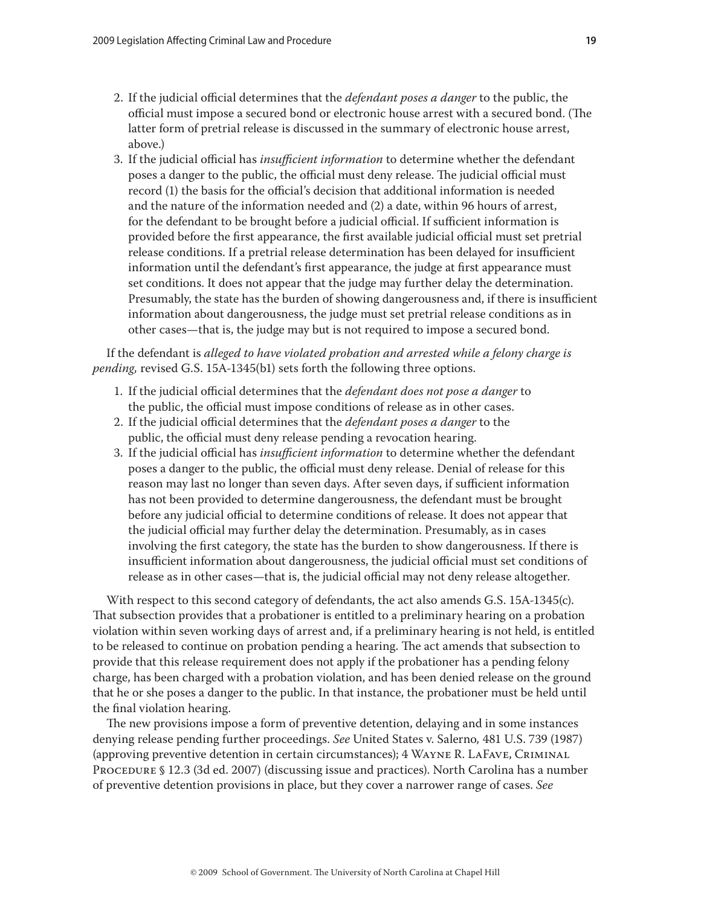2. If the judicial official determines that the *defendant poses a danger* to the public, the official must impose a secured bond or electronic house arrest with a secured bond. (The latter form of pretrial release is discussed in the summary of electronic house arrest, above.)
3. If the judicial official has *insufficient information* to determine whether the defendant poses a danger to the public, the official must deny release. The judicial official must record (1) the basis for the official's decision that additional information is needed and the nature of the information needed and (2) a date, within 96 hours of arrest, for the defendant to be brought before a judicial official. If sufficient information is provided before the first appearance, the first available judicial official must set pretrial release conditions. If a pretrial release determination has been delayed for insufficient information until the defendant's first appearance, the judge at first appearance must set conditions. It does not appear that the judge may further delay the determination. Presumably, the state has the burden of showing dangerousness and, if there is insufficient information about dangerousness, the judge must set pretrial release conditions as in other cases—that is, the judge may but is not required to impose a secured bond.

If the defendant is *alleged to have violated probation and arrested while a felony charge is pending,* revised G.S. 15A-1345(b1) sets forth the following three options.

1. If the judicial official determines that the *defendant does not pose a danger* to the public, the official must impose conditions of release as in other cases.
2. If the judicial official determines that the *defendant poses a danger* to the public, the official must deny release pending a revocation hearing.
3. If the judicial official has *insufficient information* to determine whether the defendant poses a danger to the public, the official must deny release. Denial of release for this reason may last no longer than seven days. After seven days, if sufficient information has not been provided to determine dangerousness, the defendant must be brought before any judicial official to determine conditions of release. It does not appear that the judicial official may further delay the determination. Presumably, as in cases involving the first category, the state has the burden to show dangerousness. If there is insufficient information about dangerousness, the judicial official must set conditions of release as in other cases—that is, the judicial official may not deny release altogether.

With respect to this second category of defendants, the act also amends G.S. 15A-1345(c). That subsection provides that a probationer is entitled to a preliminary hearing on a probation violation within seven working days of arrest and, if a preliminary hearing is not held, is entitled to be released to continue on probation pending a hearing. The act amends that subsection to provide that this release requirement does not apply if the probationer has a pending felony charge, has been charged with a probation violation, and has been denied release on the ground that he or she poses a danger to the public. In that instance, the probationer must be held until the final violation hearing.

The new provisions impose a form of preventive detention, delaying and in some instances denying release pending further proceedings. *See* United States v. Salerno, 481 U.S. 739 (1987) (approving preventive detention in certain circumstances); 4 Wayne R. LaFave, Criminal Procedure § 12.3 (3d ed. 2007) (discussing issue and practices). North Carolina has a number of preventive detention provisions in place, but they cover a narrower range of cases. *See*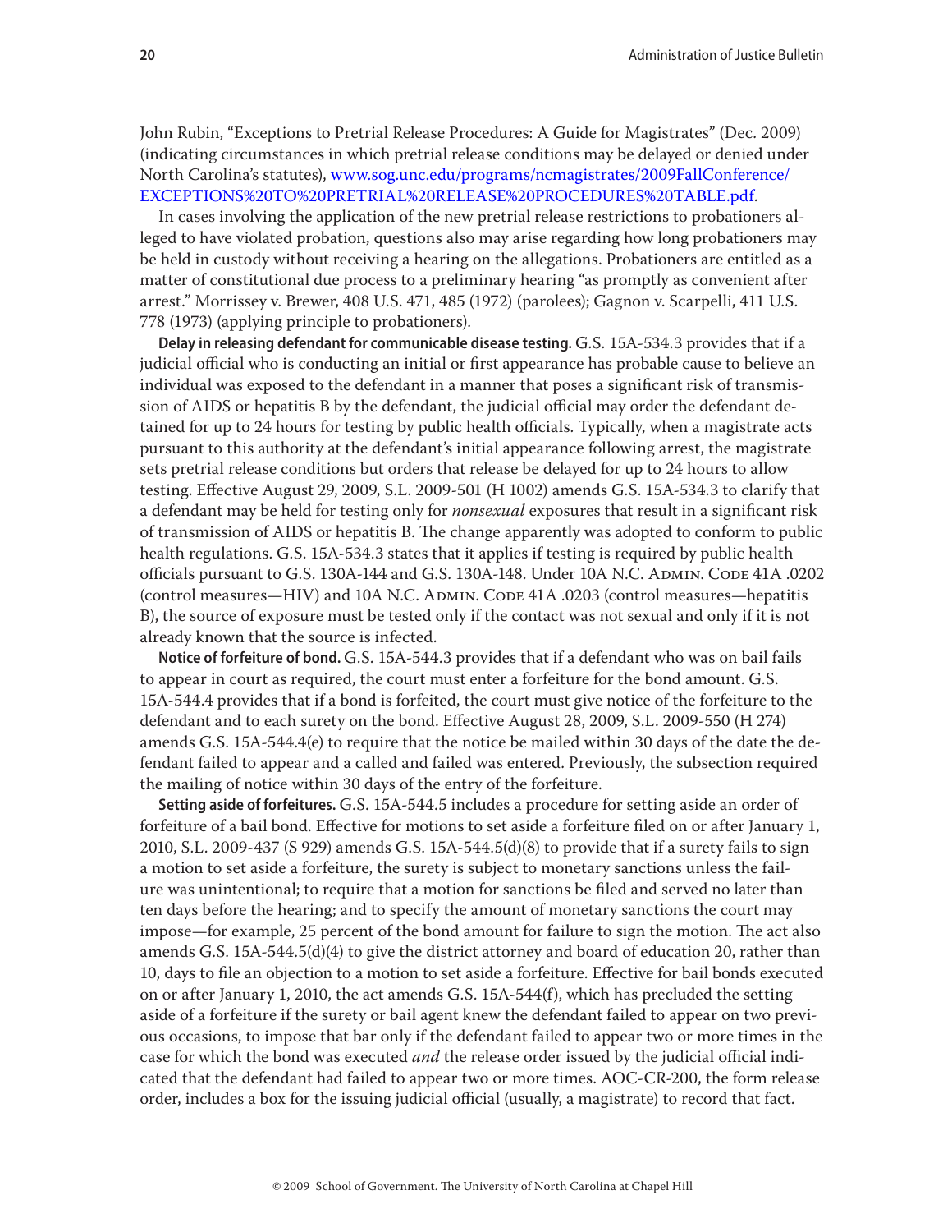John Rubin, "Exceptions to Pretrial Release Procedures: A Guide for Magistrates" (Dec. 2009) (indicating circumstances in which pretrial release conditions may be delayed or denied under North Carolina's statutes), www.sog.unc.edu/programs/ncmagistrates/2009FallConference/EXCEPTIONS%20TO%20PRETRIAL%20RELEASE%20PROCEDURES%20TABLE.pdf.

In cases involving the application of the new pretrial release restrictions to probationers alleged to have violated probation, questions also may arise regarding how long probationers may be held in custody without receiving a hearing on the allegations. Probationers are entitled as a matter of constitutional due process to a preliminary hearing "as promptly as convenient after arrest." Morrissey v. Brewer, 408 U.S. 471, 485 (1972) (parolees); Gagnon v. Scarpelli, 411 U.S. 778 (1973) (applying principle to probationers).

**Delay in releasing defendant for communicable disease testing.** G.S. 15A-534.3 provides that if a judicial official who is conducting an initial or first appearance has probable cause to believe an individual was exposed to the defendant in a manner that poses a significant risk of transmission of AIDS or hepatitis B by the defendant, the judicial official may order the defendant detained for up to 24 hours for testing by public health officials. Typically, when a magistrate acts pursuant to this authority at the defendant's initial appearance following arrest, the magistrate sets pretrial release conditions but orders that release be delayed for up to 24 hours to allow testing. Effective August 29, 2009, S.L. 2009-501 (H 1002) amends G.S. 15A-534.3 to clarify that a defendant may be held for testing only for *nonsexual* exposures that result in a significant risk of transmission of AIDS or hepatitis B. The change apparently was adopted to conform to public health regulations. G.S. 15A-534.3 states that it applies if testing is required by public health officials pursuant to G.S. 130A-144 and G.S. 130A-148. Under 10A N.C. Admin. Code 41A .0202 (control measures—HIV) and 10A N.C. Admin. Code 41A .0203 (control measures—hepatitis B), the source of exposure must be tested only if the contact was not sexual and only if it is not already known that the source is infected.

**Notice of forfeiture of bond.** G.S. 15A-544.3 provides that if a defendant who was on bail fails to appear in court as required, the court must enter a forfeiture for the bond amount. G.S. 15A-544.4 provides that if a bond is forfeited, the court must give notice of the forfeiture to the defendant and to each surety on the bond. Effective August 28, 2009, S.L. 2009-550 (H 274) amends G.S. 15A-544.4(e) to require that the notice be mailed within 30 days of the date the defendant failed to appear and a called and failed was entered. Previously, the subsection required the mailing of notice within 30 days of the entry of the forfeiture.

**Setting aside of forfeitures.** G.S. 15A-544.5 includes a procedure for setting aside an order of forfeiture of a bail bond. Effective for motions to set aside a forfeiture filed on or after January 1, 2010, S.L. 2009-437 (S 929) amends G.S. 15A-544.5(d)(8) to provide that if a surety fails to sign a motion to set aside a forfeiture, the surety is subject to monetary sanctions unless the failure was unintentional; to require that a motion for sanctions be filed and served no later than ten days before the hearing; and to specify the amount of monetary sanctions the court may impose—for example, 25 percent of the bond amount for failure to sign the motion. The act also amends G.S. 15A-544.5(d)(4) to give the district attorney and board of education 20, rather than 10, days to file an objection to a motion to set aside a forfeiture. Effective for bail bonds executed on or after January 1, 2010, the act amends G.S. 15A-544(f), which has precluded the setting aside of a forfeiture if the surety or bail agent knew the defendant failed to appear on two previous occasions, to impose that bar only if the defendant failed to appear two or more times in the case for which the bond was executed *and* the release order issued by the judicial official indicated that the defendant had failed to appear two or more times. AOC-CR-200, the form release order, includes a box for the issuing judicial official (usually, a magistrate) to record that fact.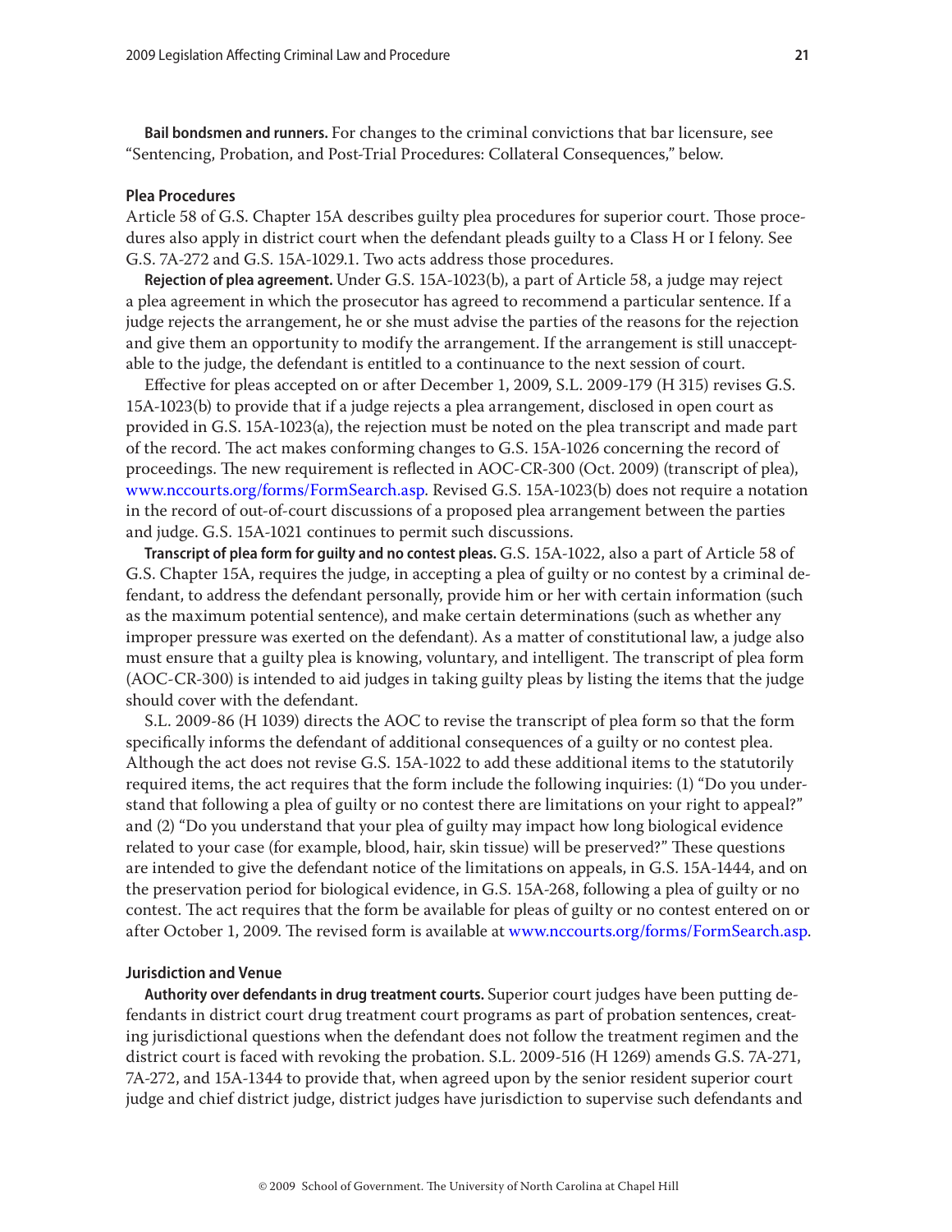**Bail bondsmen and runners.** For changes to the criminal convictions that bar licensure, see "Sentencing, Probation, and Post-Trial Procedures: Collateral Consequences," below.

### Plea Procedures

Article 58 of G.S. Chapter 15A describes guilty plea procedures for superior court. Those procedures also apply in district court when the defendant pleads guilty to a Class H or I felony. See G.S. 7A-272 and G.S. 15A-1029.1. Two acts address those procedures.

**Rejection of plea agreement.** Under G.S. 15A-1023(b), a part of Article 58, a judge may reject a plea agreement in which the prosecutor has agreed to recommend a particular sentence. If a judge rejects the arrangement, he or she must advise the parties of the reasons for the rejection and give them an opportunity to modify the arrangement. If the arrangement is still unacceptable to the judge, the defendant is entitled to a continuance to the next session of court.

Effective for pleas accepted on or after December 1, 2009, S.L. 2009-179 (H 315) revises G.S. 15A-1023(b) to provide that if a judge rejects a plea arrangement, disclosed in open court as provided in G.S. 15A-1023(a), the rejection must be noted on the plea transcript and made part of the record. The act makes conforming changes to G.S. 15A-1026 concerning the record of proceedings. The new requirement is reflected in AOC-CR-300 (Oct. 2009) (transcript of plea), www.nccourts.org/forms/FormSearch.asp. Revised G.S. 15A-1023(b) does not require a notation in the record of out-of-court discussions of a proposed plea arrangement between the parties and judge. G.S. 15A-1021 continues to permit such discussions.

**Transcript of plea form for guilty and no contest pleas.** G.S. 15A-1022, also a part of Article 58 of G.S. Chapter 15A, requires the judge, in accepting a plea of guilty or no contest by a criminal defendant, to address the defendant personally, provide him or her with certain information (such as the maximum potential sentence), and make certain determinations (such as whether any improper pressure was exerted on the defendant). As a matter of constitutional law, a judge also must ensure that a guilty plea is knowing, voluntary, and intelligent. The transcript of plea form (AOC-CR-300) is intended to aid judges in taking guilty pleas by listing the items that the judge should cover with the defendant.

S.L. 2009-86 (H 1039) directs the AOC to revise the transcript of plea form so that the form specifically informs the defendant of additional consequences of a guilty or no contest plea. Although the act does not revise G.S. 15A-1022 to add these additional items to the statutorily required items, the act requires that the form include the following inquiries: (1) "Do you understand that following a plea of guilty or no contest there are limitations on your right to appeal?" and (2) "Do you understand that your plea of guilty may impact how long biological evidence related to your case (for example, blood, hair, skin tissue) will be preserved?" These questions are intended to give the defendant notice of the limitations on appeals, in G.S. 15A-1444, and on the preservation period for biological evidence, in G.S. 15A-268, following a plea of guilty or no contest. The act requires that the form be available for pleas of guilty or no contest entered on or after October 1, 2009. The revised form is available at www.nccourts.org/forms/FormSearch.asp.

### Jurisdiction and Venue

**Authority over defendants in drug treatment courts.** Superior court judges have been putting defendants in district court drug treatment court programs as part of probation sentences, creating jurisdictional questions when the defendant does not follow the treatment regimen and the district court is faced with revoking the probation. S.L. 2009-516 (H 1269) amends G.S. 7A-271, 7A-272, and 15A-1344 to provide that, when agreed upon by the senior resident superior court judge and chief district judge, district judges have jurisdiction to supervise such defendants and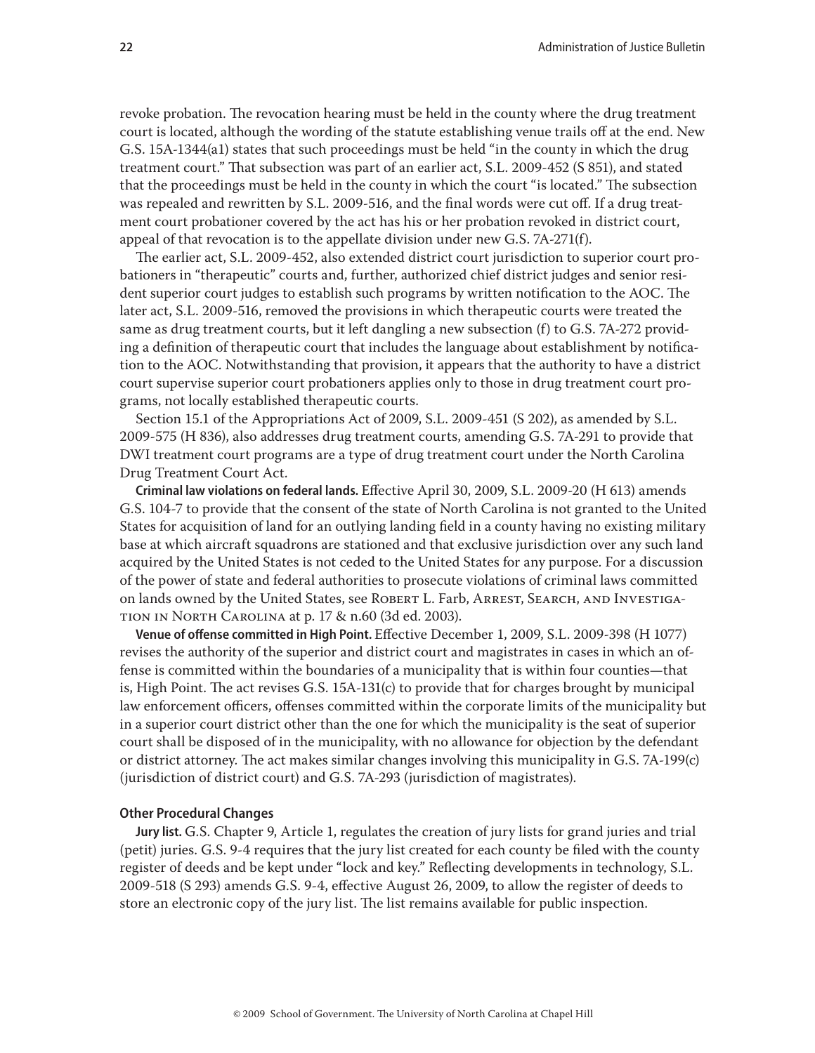revoke probation. The revocation hearing must be held in the county where the drug treatment court is located, although the wording of the statute establishing venue trails off at the end. New G.S. 15A-1344(a1) states that such proceedings must be held "in the county in which the drug treatment court." That subsection was part of an earlier act, S.L. 2009-452 (S 851), and stated that the proceedings must be held in the county in which the court "is located." The subsection was repealed and rewritten by S.L. 2009-516, and the final words were cut off. If a drug treatment court probationer covered by the act has his or her probation revoked in district court, appeal of that revocation is to the appellate division under new G.S. 7A-271(f).

The earlier act, S.L. 2009-452, also extended district court jurisdiction to superior court probationers in "therapeutic" courts and, further, authorized chief district judges and senior resident superior court judges to establish such programs by written notification to the AOC. The later act, S.L. 2009-516, removed the provisions in which therapeutic courts were treated the same as drug treatment courts, but it left dangling a new subsection (f) to G.S. 7A-272 providing a definition of therapeutic court that includes the language about establishment by notification to the AOC. Notwithstanding that provision, it appears that the authority to have a district court supervise superior court probationers applies only to those in drug treatment court programs, not locally established therapeutic courts.

Section 15.1 of the Appropriations Act of 2009, S.L. 2009-451 (S 202), as amended by S.L. 2009-575 (H 836), also addresses drug treatment courts, amending G.S. 7A-291 to provide that DWI treatment court programs are a type of drug treatment court under the North Carolina Drug Treatment Court Act.

**Criminal law violations on federal lands.** Effective April 30, 2009, S.L. 2009-20 (H 613) amends G.S. 104-7 to provide that the consent of the state of North Carolina is not granted to the United States for acquisition of land for an outlying landing field in a county having no existing military base at which aircraft squadrons are stationed and that exclusive jurisdiction over any such land acquired by the United States is not ceded to the United States for any purpose. For a discussion of the power of state and federal authorities to prosecute violations of criminal laws committed on lands owned by the United States, see Robert L. Farb, Arrest, Search, and Investigation in North Carolina at p. 17 & n.60 (3d ed. 2003).

**Venue of offense committed in High Point.** Effective December 1, 2009, S.L. 2009-398 (H 1077) revises the authority of the superior and district court and magistrates in cases in which an offense is committed within the boundaries of a municipality that is within four counties—that is, High Point. The act revises G.S. 15A-131(c) to provide that for charges brought by municipal law enforcement officers, offenses committed within the corporate limits of the municipality but in a superior court district other than the one for which the municipality is the seat of superior court shall be disposed of in the municipality, with no allowance for objection by the defendant or district attorney. The act makes similar changes involving this municipality in G.S. 7A-199(c) (jurisdiction of district court) and G.S. 7A-293 (jurisdiction of magistrates).

#### Other Procedural Changes

**Jury list.** G.S. Chapter 9, Article 1, regulates the creation of jury lists for grand juries and trial (petit) juries. G.S. 9-4 requires that the jury list created for each county be filed with the county register of deeds and be kept under "lock and key." Reflecting developments in technology, S.L. 2009-518 (S 293) amends G.S. 9-4, effective August 26, 2009, to allow the register of deeds to store an electronic copy of the jury list. The list remains available for public inspection.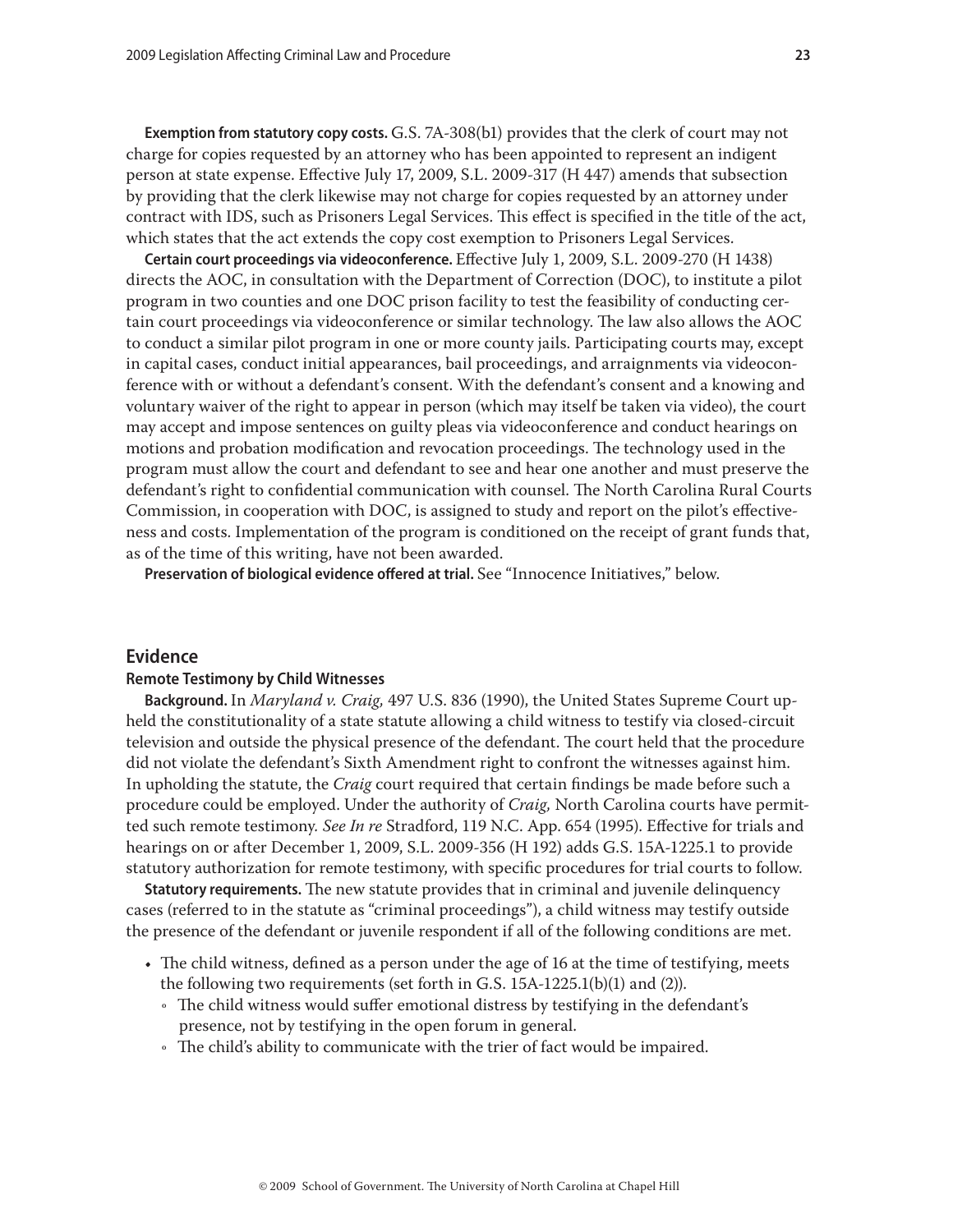**Exemption from statutory copy costs.** G.S. 7A-308(b1) provides that the clerk of court may not charge for copies requested by an attorney who has been appointed to represent an indigent person at state expense. Effective July 17, 2009, S.L. 2009-317 (H 447) amends that subsection by providing that the clerk likewise may not charge for copies requested by an attorney under contract with IDS, such as Prisoners Legal Services. This effect is specified in the title of the act, which states that the act extends the copy cost exemption to Prisoners Legal Services.

**Certain court proceedings via videoconference.** Effective July 1, 2009, S.L. 2009-270 (H 1438) directs the AOC, in consultation with the Department of Correction (DOC), to institute a pilot program in two counties and one DOC prison facility to test the feasibility of conducting certain court proceedings via videoconference or similar technology. The law also allows the AOC to conduct a similar pilot program in one or more county jails. Participating courts may, except in capital cases, conduct initial appearances, bail proceedings, and arraignments via videoconference with or without a defendant's consent. With the defendant's consent and a knowing and voluntary waiver of the right to appear in person (which may itself be taken via video), the court may accept and impose sentences on guilty pleas via videoconference and conduct hearings on motions and probation modification and revocation proceedings. The technology used in the program must allow the court and defendant to see and hear one another and must preserve the defendant's right to confidential communication with counsel. The North Carolina Rural Courts Commission, in cooperation with DOC, is assigned to study and report on the pilot's effectiveness and costs. Implementation of the program is conditioned on the receipt of grant funds that, as of the time of this writing, have not been awarded.

**Preservation of biological evidence offered at trial.** See "Innocence Initiatives," below.

## Evidence

### Remote Testimony by Child Witnesses

**Background.** In *Maryland v. Craig,* 497 U.S. 836 (1990), the United States Supreme Court upheld the constitutionality of a state statute allowing a child witness to testify via closed-circuit television and outside the physical presence of the defendant. The court held that the procedure did not violate the defendant's Sixth Amendment right to confront the witnesses against him. In upholding the statute, the *Craig* court required that certain findings be made before such a procedure could be employed. Under the authority of *Craig,* North Carolina courts have permitted such remote testimony. *See In re* Stradford, 119 N.C. App. 654 (1995). Effective for trials and hearings on or after December 1, 2009, S.L. 2009-356 (H 192) adds G.S. 15A-1225.1 to provide statutory authorization for remote testimony, with specific procedures for trial courts to follow.

**Statutory requirements.** The new statute provides that in criminal and juvenile delinquency cases (referred to in the statute as "criminal proceedings"), a child witness may testify outside the presence of the defendant or juvenile respondent if all of the following conditions are met.

- The child witness, defined as a person under the age of 16 at the time of testifying, meets the following two requirements (set forth in G.S. 15A-1225.1(b)(1) and (2)).
  - The child witness would suffer emotional distress by testifying in the defendant's presence, not by testifying in the open forum in general.
  - The child's ability to communicate with the trier of fact would be impaired.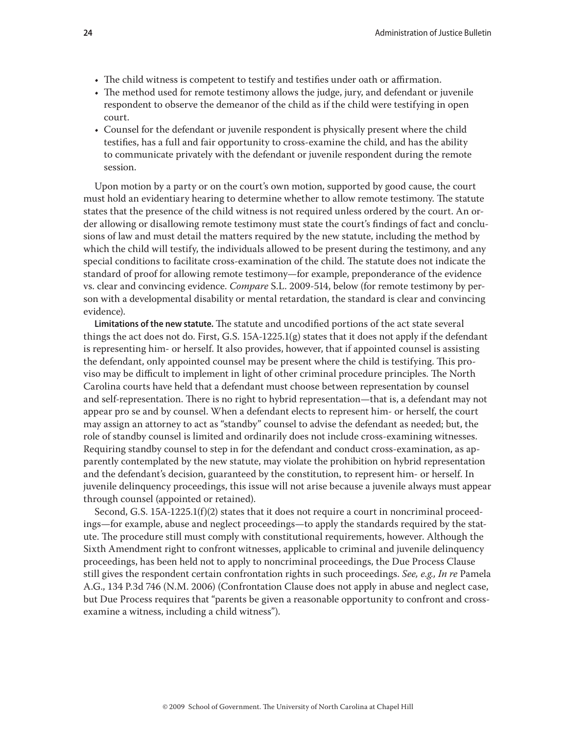- The child witness is competent to testify and testifies under oath or affirmation.
- The method used for remote testimony allows the judge, jury, and defendant or juvenile respondent to observe the demeanor of the child as if the child were testifying in open court.
- Counsel for the defendant or juvenile respondent is physically present where the child testifies, has a full and fair opportunity to cross-examine the child, and has the ability to communicate privately with the defendant or juvenile respondent during the remote session.

Upon motion by a party or on the court's own motion, supported by good cause, the court must hold an evidentiary hearing to determine whether to allow remote testimony. The statute states that the presence of the child witness is not required unless ordered by the court. An order allowing or disallowing remote testimony must state the court's findings of fact and conclusions of law and must detail the matters required by the new statute, including the method by which the child will testify, the individuals allowed to be present during the testimony, and any special conditions to facilitate cross-examination of the child. The statute does not indicate the standard of proof for allowing remote testimony—for example, preponderance of the evidence vs. clear and convincing evidence. *Compare* S.L. 2009-514, below (for remote testimony by person with a developmental disability or mental retardation, the standard is clear and convincing evidence).

**Limitations of the new statute.** The statute and uncodified portions of the act state several things the act does not do. First, G.S. 15A-1225.1(g) states that it does not apply if the defendant is representing him- or herself. It also provides, however, that if appointed counsel is assisting the defendant, only appointed counsel may be present where the child is testifying. This proviso may be difficult to implement in light of other criminal procedure principles. The North Carolina courts have held that a defendant must choose between representation by counsel and self-representation. There is no right to hybrid representation—that is, a defendant may not appear pro se and by counsel. When a defendant elects to represent him- or herself, the court may assign an attorney to act as "standby" counsel to advise the defendant as needed; but, the role of standby counsel is limited and ordinarily does not include cross-examining witnesses. Requiring standby counsel to step in for the defendant and conduct cross-examination, as apparently contemplated by the new statute, may violate the prohibition on hybrid representation and the defendant's decision, guaranteed by the constitution, to represent him- or herself. In juvenile delinquency proceedings, this issue will not arise because a juvenile always must appear through counsel (appointed or retained).

Second, G.S. 15A-1225.1(f)(2) states that it does not require a court in noncriminal proceedings—for example, abuse and neglect proceedings—to apply the standards required by the statute. The procedure still must comply with constitutional requirements, however. Although the Sixth Amendment right to confront witnesses, applicable to criminal and juvenile delinquency proceedings, has been held not to apply to noncriminal proceedings, the Due Process Clause still gives the respondent certain confrontation rights in such proceedings. *See, e.g., In re* Pamela A.G., 134 P.3d 746 (N.M. 2006) (Confrontation Clause does not apply in abuse and neglect case, but Due Process requires that "parents be given a reasonable opportunity to confront and cross-examine a witness, including a child witness").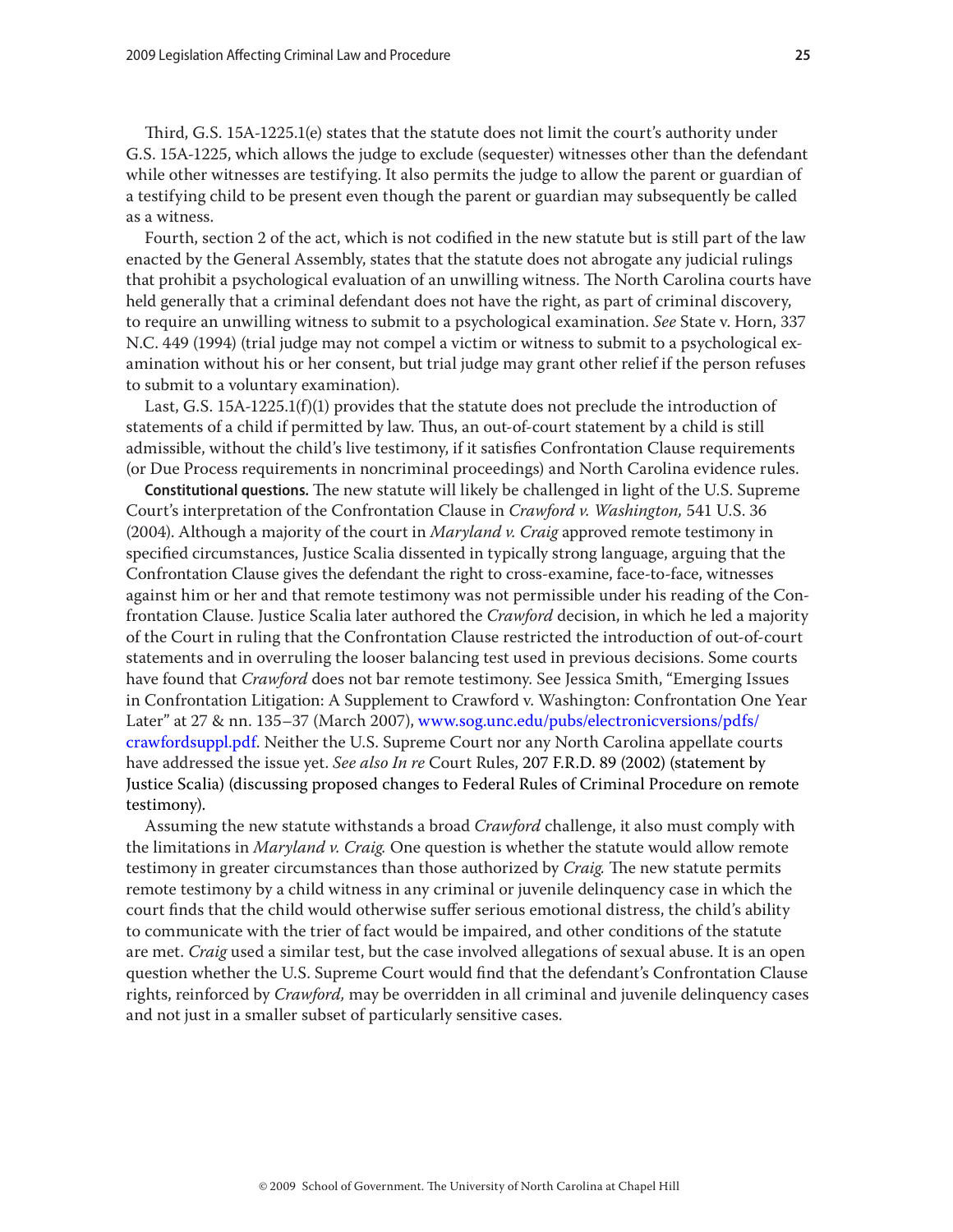Third, G.S. 15A-1225.1(e) states that the statute does not limit the court's authority under G.S. 15A-1225, which allows the judge to exclude (sequester) witnesses other than the defendant while other witnesses are testifying. It also permits the judge to allow the parent or guardian of a testifying child to be present even though the parent or guardian may subsequently be called as a witness.

Fourth, section 2 of the act, which is not codified in the new statute but is still part of the law enacted by the General Assembly, states that the statute does not abrogate any judicial rulings that prohibit a psychological evaluation of an unwilling witness. The North Carolina courts have held generally that a criminal defendant does not have the right, as part of criminal discovery, to require an unwilling witness to submit to a psychological examination. *See* State v. Horn, 337 N.C. 449 (1994) (trial judge may not compel a victim or witness to submit to a psychological examination without his or her consent, but trial judge may grant other relief if the person refuses to submit to a voluntary examination).

Last, G.S. 15A-1225.1(f)(1) provides that the statute does not preclude the introduction of statements of a child if permitted by law. Thus, an out-of-court statement by a child is still admissible, without the child's live testimony, if it satisfies Confrontation Clause requirements (or Due Process requirements in noncriminal proceedings) and North Carolina evidence rules.

**Constitutional questions.** The new statute will likely be challenged in light of the U.S. Supreme Court's interpretation of the Confrontation Clause in *Crawford v. Washington,* 541 U.S. 36 (2004). Although a majority of the court in *Maryland v. Craig* approved remote testimony in specified circumstances, Justice Scalia dissented in typically strong language, arguing that the Confrontation Clause gives the defendant the right to cross-examine, face-to-face, witnesses against him or her and that remote testimony was not permissible under his reading of the Confrontation Clause. Justice Scalia later authored the *Crawford* decision, in which he led a majority of the Court in ruling that the Confrontation Clause restricted the introduction of out-of-court statements and in overruling the looser balancing test used in previous decisions. Some courts have found that *Crawford* does not bar remote testimony. See Jessica Smith, "Emerging Issues in Confrontation Litigation: A Supplement to Crawford v. Washington: Confrontation One Year Later" at 27 & nn. 135–37 (March 2007), www.sog.unc.edu/pubs/electronicversions/pdfs/crawfordsuppl.pdf. Neither the U.S. Supreme Court nor any North Carolina appellate courts have addressed the issue yet. *See also In re* Court Rules, 207 F.R.D. 89 (2002) (statement by Justice Scalia) (discussing proposed changes to Federal Rules of Criminal Procedure on remote testimony).

Assuming the new statute withstands a broad *Crawford* challenge, it also must comply with the limitations in *Maryland v. Craig.* One question is whether the statute would allow remote testimony in greater circumstances than those authorized by *Craig.* The new statute permits remote testimony by a child witness in any criminal or juvenile delinquency case in which the court finds that the child would otherwise suffer serious emotional distress, the child's ability to communicate with the trier of fact would be impaired, and other conditions of the statute are met. *Craig* used a similar test, but the case involved allegations of sexual abuse. It is an open question whether the U.S. Supreme Court would find that the defendant's Confrontation Clause rights, reinforced by *Crawford,* may be overridden in all criminal and juvenile delinquency cases and not just in a smaller subset of particularly sensitive cases.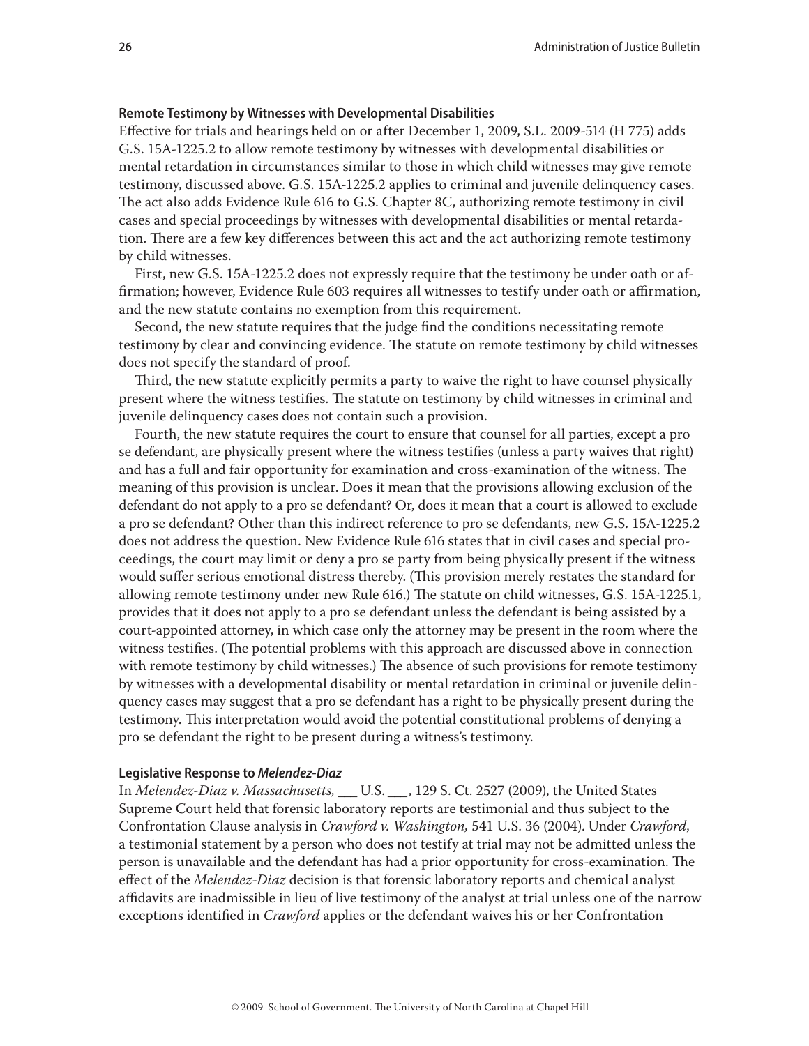### Remote Testimony by Witnesses with Developmental Disabilities

Effective for trials and hearings held on or after December 1, 2009, S.L. 2009-514 (H 775) adds G.S. 15A-1225.2 to allow remote testimony by witnesses with developmental disabilities or mental retardation in circumstances similar to those in which child witnesses may give remote testimony, discussed above. G.S. 15A-1225.2 applies to criminal and juvenile delinquency cases. The act also adds Evidence Rule 616 to G.S. Chapter 8C, authorizing remote testimony in civil cases and special proceedings by witnesses with developmental disabilities or mental retardation. There are a few key differences between this act and the act authorizing remote testimony by child witnesses.

First, new G.S. 15A-1225.2 does not expressly require that the testimony be under oath or affirmation; however, Evidence Rule 603 requires all witnesses to testify under oath or affirmation, and the new statute contains no exemption from this requirement.

Second, the new statute requires that the judge find the conditions necessitating remote testimony by clear and convincing evidence. The statute on remote testimony by child witnesses does not specify the standard of proof.

Third, the new statute explicitly permits a party to waive the right to have counsel physically present where the witness testifies. The statute on testimony by child witnesses in criminal and juvenile delinquency cases does not contain such a provision.

Fourth, the new statute requires the court to ensure that counsel for all parties, except a pro se defendant, are physically present where the witness testifies (unless a party waives that right) and has a full and fair opportunity for examination and cross-examination of the witness. The meaning of this provision is unclear. Does it mean that the provisions allowing exclusion of the defendant do not apply to a pro se defendant? Or, does it mean that a court is allowed to exclude a pro se defendant? Other than this indirect reference to pro se defendants, new G.S. 15A-1225.2 does not address the question. New Evidence Rule 616 states that in civil cases and special proceedings, the court may limit or deny a pro se party from being physically present if the witness would suffer serious emotional distress thereby. (This provision merely restates the standard for allowing remote testimony under new Rule 616.) The statute on child witnesses, G.S. 15A-1225.1, provides that it does not apply to a pro se defendant unless the defendant is being assisted by a court-appointed attorney, in which case only the attorney may be present in the room where the witness testifies. (The potential problems with this approach are discussed above in connection with remote testimony by child witnesses.) The absence of such provisions for remote testimony by witnesses with a developmental disability or mental retardation in criminal or juvenile delinquency cases may suggest that a pro se defendant has a right to be physically present during the testimony. This interpretation would avoid the potential constitutional problems of denying a pro se defendant the right to be present during a witness's testimony.

### Legislative Response to *Melendez-Diaz*

In *Melendez-Diaz v. Massachusetts,* ___ U.S. ___, 129 S. Ct. 2527 (2009), the United States Supreme Court held that forensic laboratory reports are testimonial and thus subject to the Confrontation Clause analysis in *Crawford v. Washington,* 541 U.S. 36 (2004). Under *Crawford*, a testimonial statement by a person who does not testify at trial may not be admitted unless the person is unavailable and the defendant has had a prior opportunity for cross-examination. The effect of the *Melendez-Diaz* decision is that forensic laboratory reports and chemical analyst affidavits are inadmissible in lieu of live testimony of the analyst at trial unless one of the narrow exceptions identified in *Crawford* applies or the defendant waives his or her Confrontation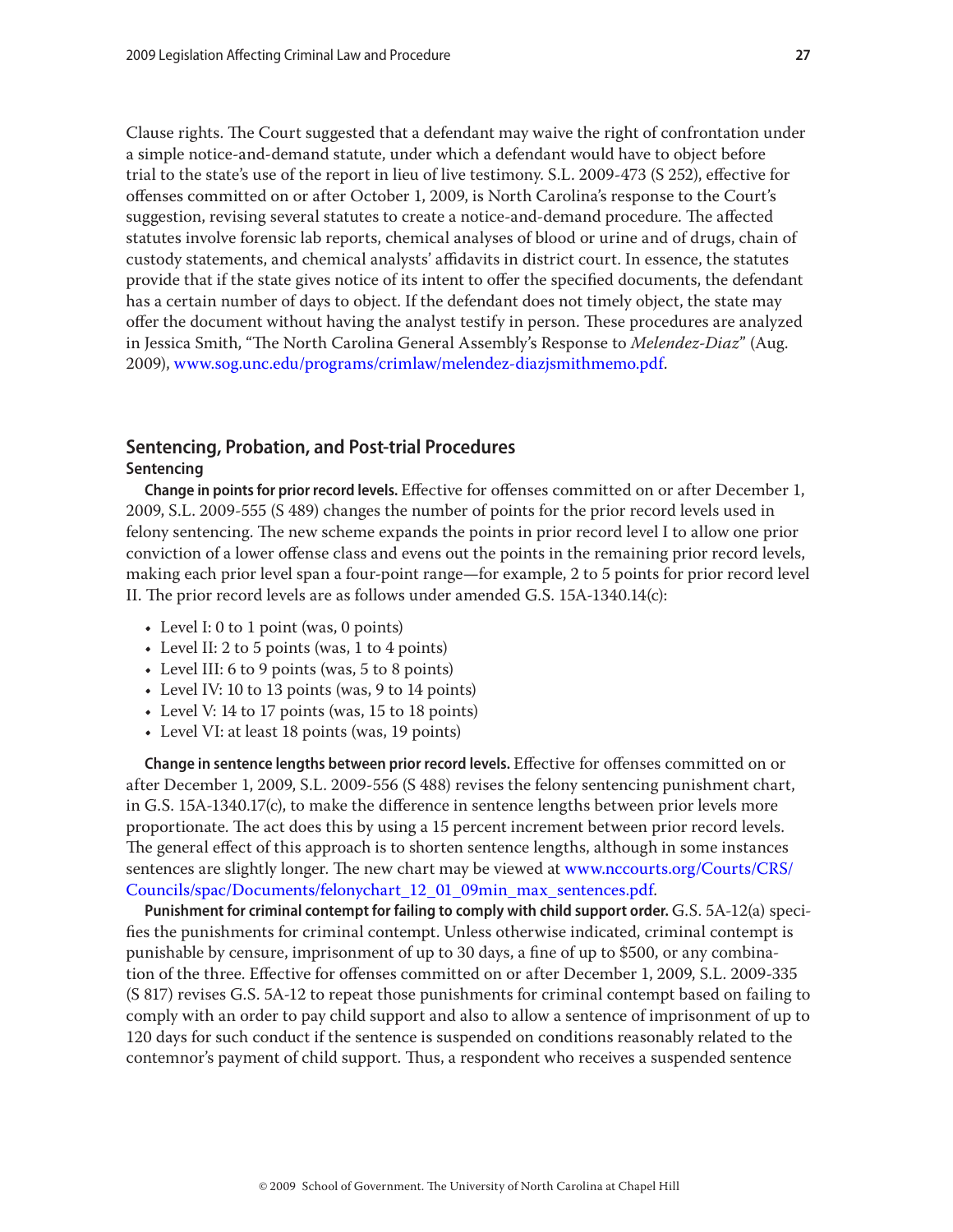Clause rights. The Court suggested that a defendant may waive the right of confrontation under a simple notice-and-demand statute, under which a defendant would have to object before trial to the state's use of the report in lieu of live testimony. S.L. 2009-473 (S 252), effective for offenses committed on or after October 1, 2009, is North Carolina's response to the Court's suggestion, revising several statutes to create a notice-and-demand procedure. The affected statutes involve forensic lab reports, chemical analyses of blood or urine and of drugs, chain of custody statements, and chemical analysts' affidavits in district court. In essence, the statutes provide that if the state gives notice of its intent to offer the specified documents, the defendant has a certain number of days to object. If the defendant does not timely object, the state may offer the document without having the analyst testify in person. These procedures are analyzed in Jessica Smith, "The North Carolina General Assembly's Response to *Melendez-Diaz*" (Aug. 2009), www.sog.unc.edu/programs/crimlaw/melendez-diazjsmithmemo.pdf.

## Sentencing, Probation, and Post-trial Procedures

### Sentencing

**Change in points for prior record levels.** Effective for offenses committed on or after December 1, 2009, S.L. 2009-555 (S 489) changes the number of points for the prior record levels used in felony sentencing. The new scheme expands the points in prior record level I to allow one prior conviction of a lower offense class and evens out the points in the remaining prior record levels, making each prior level span a four-point range—for example, 2 to 5 points for prior record level II. The prior record levels are as follows under amended G.S. 15A-1340.14(c):

- Level I: 0 to 1 point (was, 0 points)
- Level II: 2 to 5 points (was, 1 to 4 points)
- Level III: 6 to 9 points (was, 5 to 8 points)
- Level IV: 10 to 13 points (was, 9 to 14 points)
- Level V: 14 to 17 points (was, 15 to 18 points)
- Level VI: at least 18 points (was, 19 points)

**Change in sentence lengths between prior record levels.** Effective for offenses committed on or after December 1, 2009, S.L. 2009-556 (S 488) revises the felony sentencing punishment chart, in G.S. 15A-1340.17(c), to make the difference in sentence lengths between prior levels more proportionate. The act does this by using a 15 percent increment between prior record levels. The general effect of this approach is to shorten sentence lengths, although in some instances sentences are slightly longer. The new chart may be viewed at www.nccourts.org/Courts/CRS/Councils/spac/Documents/felonychart_12_01_09min_max_sentences.pdf.

**Punishment for criminal contempt for failing to comply with child support order.** G.S. 5A-12(a) specifies the punishments for criminal contempt. Unless otherwise indicated, criminal contempt is punishable by censure, imprisonment of up to 30 days, a fine of up to $500, or any combination of the three. Effective for offenses committed on or after December 1, 2009, S.L. 2009-335 (S 817) revises G.S. 5A-12 to repeat those punishments for criminal contempt based on failing to comply with an order to pay child support and also to allow a sentence of imprisonment of up to 120 days for such conduct if the sentence is suspended on conditions reasonably related to the contemnor's payment of child support. Thus, a respondent who receives a suspended sentence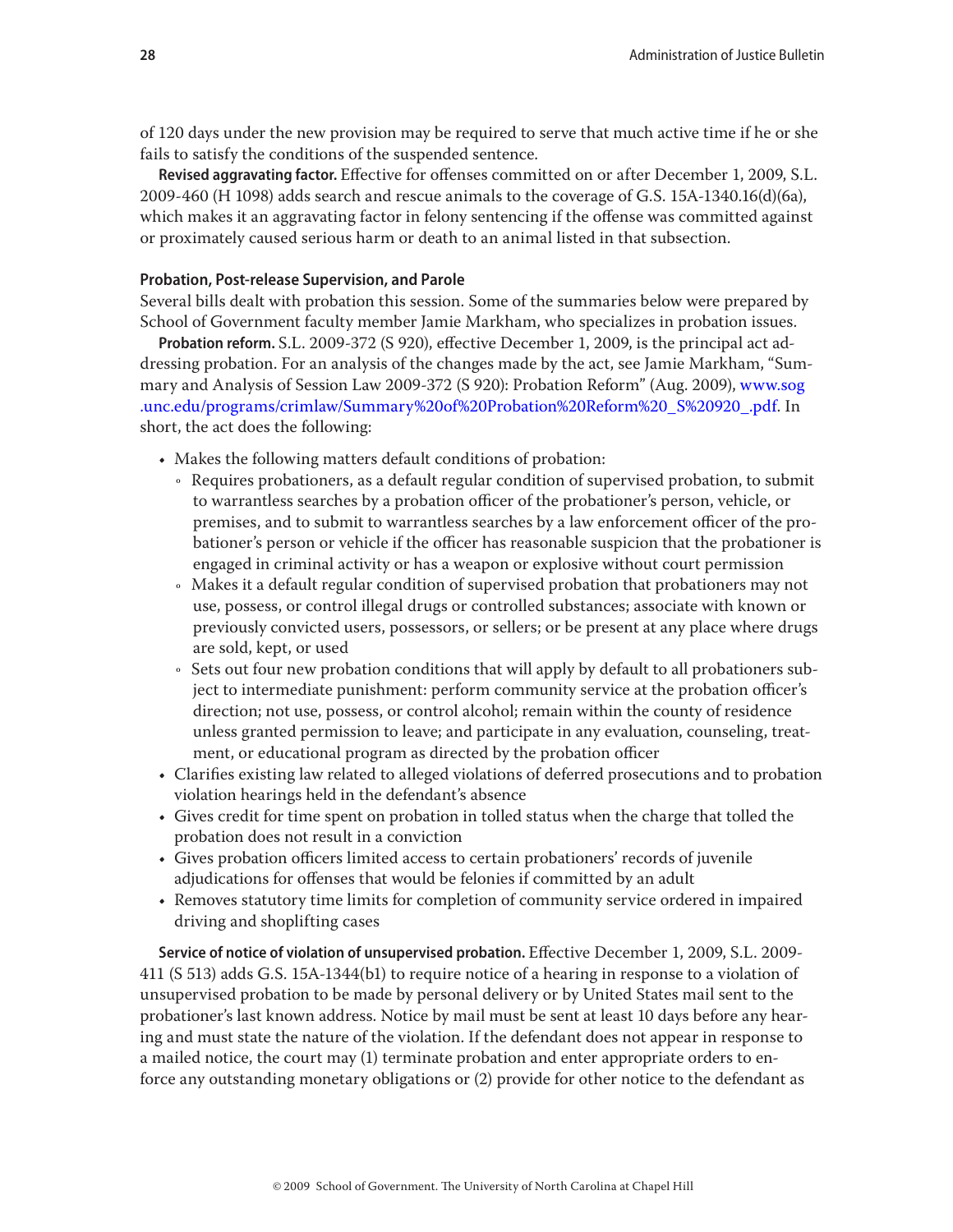of 120 days under the new provision may be required to serve that much active time if he or she fails to satisfy the conditions of the suspended sentence.

**Revised aggravating factor.** Effective for offenses committed on or after December 1, 2009, S.L. 2009-460 (H 1098) adds search and rescue animals to the coverage of G.S. 15A-1340.16(d)(6a), which makes it an aggravating factor in felony sentencing if the offense was committed against or proximately caused serious harm or death to an animal listed in that subsection.

#### Probation, Post-release Supervision, and Parole

Several bills dealt with probation this session. Some of the summaries below were prepared by School of Government faculty member Jamie Markham, who specializes in probation issues.

**Probation reform.** S.L. 2009-372 (S 920), effective December 1, 2009, is the principal act addressing probation. For an analysis of the changes made by the act, see Jamie Markham, "Summary and Analysis of Session Law 2009-372 (S 920): Probation Reform" (Aug. 2009), www.sog.unc.edu/programs/crimlaw/Summary%20of%20Probation%20Reform%20_S%20920_.pdf. In short, the act does the following:

- Makes the following matters default conditions of probation:
  - Requires probationers, as a default regular condition of supervised probation, to submit to warrantless searches by a probation officer of the probationer's person, vehicle, or premises, and to submit to warrantless searches by a law enforcement officer of the probationer's person or vehicle if the officer has reasonable suspicion that the probationer is engaged in criminal activity or has a weapon or explosive without court permission
  - Makes it a default regular condition of supervised probation that probationers may not use, possess, or control illegal drugs or controlled substances; associate with known or previously convicted users, possessors, or sellers; or be present at any place where drugs are sold, kept, or used
  - Sets out four new probation conditions that will apply by default to all probationers subject to intermediate punishment: perform community service at the probation officer's direction; not use, possess, or control alcohol; remain within the county of residence unless granted permission to leave; and participate in any evaluation, counseling, treatment, or educational program as directed by the probation officer
- Clarifies existing law related to alleged violations of deferred prosecutions and to probation violation hearings held in the defendant's absence
- Gives credit for time spent on probation in tolled status when the charge that tolled the probation does not result in a conviction
- Gives probation officers limited access to certain probationers' records of juvenile adjudications for offenses that would be felonies if committed by an adult
- Removes statutory time limits for completion of community service ordered in impaired driving and shoplifting cases

**Service of notice of violation of unsupervised probation.** Effective December 1, 2009, S.L. 2009-411 (S 513) adds G.S. 15A-1344(b1) to require notice of a hearing in response to a violation of unsupervised probation to be made by personal delivery or by United States mail sent to the probationer's last known address. Notice by mail must be sent at least 10 days before any hearing and must state the nature of the violation. If the defendant does not appear in response to a mailed notice, the court may (1) terminate probation and enter appropriate orders to enforce any outstanding monetary obligations or (2) provide for other notice to the defendant as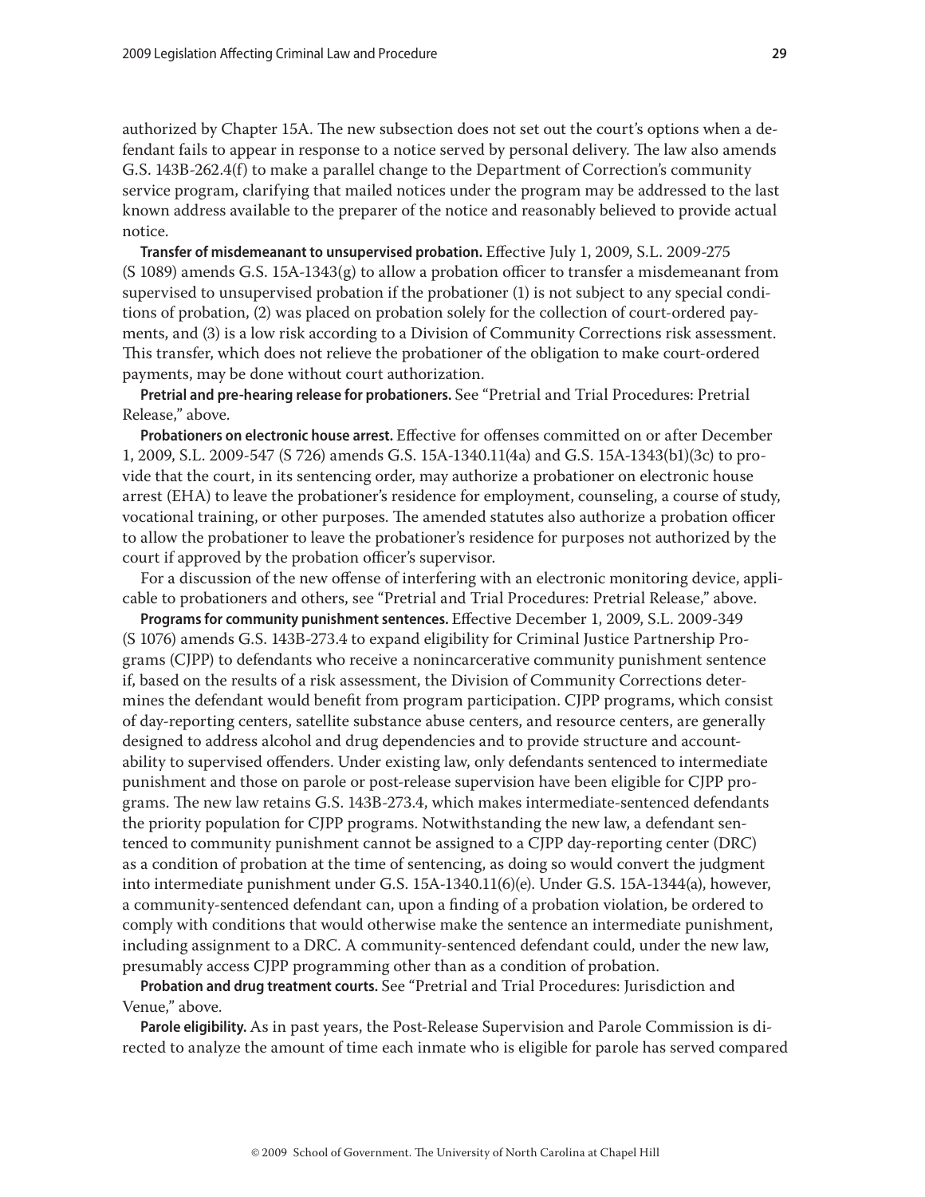authorized by Chapter 15A. The new subsection does not set out the court's options when a defendant fails to appear in response to a notice served by personal delivery. The law also amends G.S. 143B-262.4(f) to make a parallel change to the Department of Correction's community service program, clarifying that mailed notices under the program may be addressed to the last known address available to the preparer of the notice and reasonably believed to provide actual notice.

**Transfer of misdemeanant to unsupervised probation.** Effective July 1, 2009, S.L. 2009-275 (S 1089) amends G.S. 15A-1343(g) to allow a probation officer to transfer a misdemeanant from supervised to unsupervised probation if the probationer (1) is not subject to any special conditions of probation, (2) was placed on probation solely for the collection of court-ordered payments, and (3) is a low risk according to a Division of Community Corrections risk assessment. This transfer, which does not relieve the probationer of the obligation to make court-ordered payments, may be done without court authorization.

**Pretrial and pre-hearing release for probationers.** See "Pretrial and Trial Procedures: Pretrial Release," above.

**Probationers on electronic house arrest.** Effective for offenses committed on or after December 1, 2009, S.L. 2009-547 (S 726) amends G.S. 15A-1340.11(4a) and G.S. 15A-1343(b1)(3c) to provide that the court, in its sentencing order, may authorize a probationer on electronic house arrest (EHA) to leave the probationer's residence for employment, counseling, a course of study, vocational training, or other purposes. The amended statutes also authorize a probation officer to allow the probationer to leave the probationer's residence for purposes not authorized by the court if approved by the probation officer's supervisor.

For a discussion of the new offense of interfering with an electronic monitoring device, applicable to probationers and others, see "Pretrial and Trial Procedures: Pretrial Release," above.

**Programs for community punishment sentences.** Effective December 1, 2009, S.L. 2009-349 (S 1076) amends G.S. 143B-273.4 to expand eligibility for Criminal Justice Partnership Programs (CJPP) to defendants who receive a nonincarcerative community punishment sentence if, based on the results of a risk assessment, the Division of Community Corrections determines the defendant would benefit from program participation. CJPP programs, which consist of day-reporting centers, satellite substance abuse centers, and resource centers, are generally designed to address alcohol and drug dependencies and to provide structure and accountability to supervised offenders. Under existing law, only defendants sentenced to intermediate punishment and those on parole or post-release supervision have been eligible for CJPP programs. The new law retains G.S. 143B-273.4, which makes intermediate-sentenced defendants the priority population for CJPP programs. Notwithstanding the new law, a defendant sentenced to community punishment cannot be assigned to a CJPP day-reporting center (DRC) as a condition of probation at the time of sentencing, as doing so would convert the judgment into intermediate punishment under G.S. 15A-1340.11(6)(e). Under G.S. 15A-1344(a), however, a community-sentenced defendant can, upon a finding of a probation violation, be ordered to comply with conditions that would otherwise make the sentence an intermediate punishment, including assignment to a DRC. A community-sentenced defendant could, under the new law, presumably access CJPP programming other than as a condition of probation.

**Probation and drug treatment courts.** See "Pretrial and Trial Procedures: Jurisdiction and Venue," above.

**Parole eligibility.** As in past years, the Post-Release Supervision and Parole Commission is directed to analyze the amount of time each inmate who is eligible for parole has served compared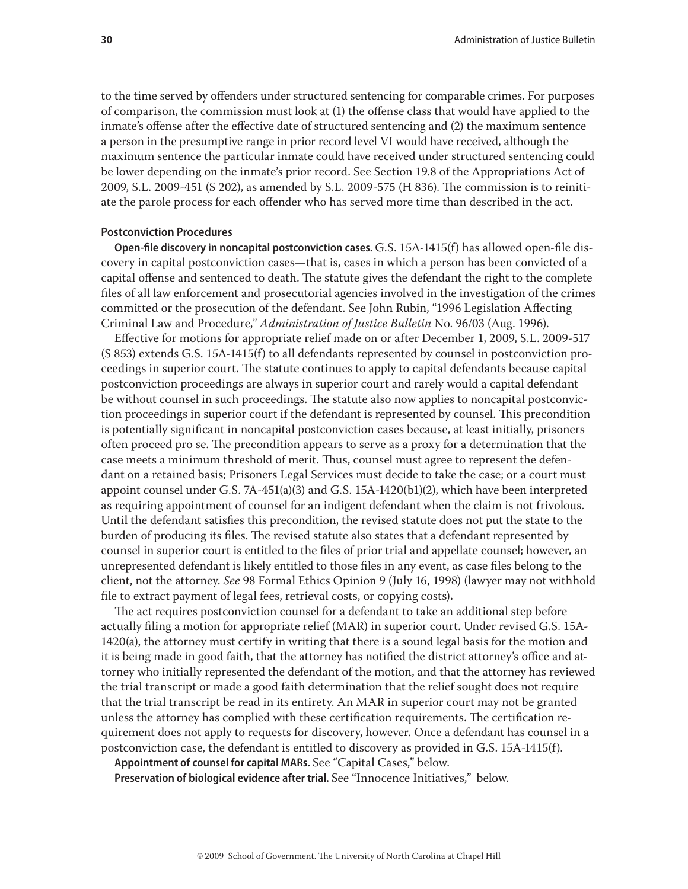to the time served by offenders under structured sentencing for comparable crimes. For purposes of comparison, the commission must look at (1) the offense class that would have applied to the inmate's offense after the effective date of structured sentencing and (2) the maximum sentence a person in the presumptive range in prior record level VI would have received, although the maximum sentence the particular inmate could have received under structured sentencing could be lower depending on the inmate's prior record. See Section 19.8 of the Appropriations Act of 2009, S.L. 2009-451 (S 202), as amended by S.L. 2009-575 (H 836). The commission is to reinitiate the parole process for each offender who has served more time than described in the act.

#### Postconviction Procedures

**Open-file discovery in noncapital postconviction cases.** G.S. 15A-1415(f) has allowed open-file discovery in capital postconviction cases—that is, cases in which a person has been convicted of a capital offense and sentenced to death. The statute gives the defendant the right to the complete files of all law enforcement and prosecutorial agencies involved in the investigation of the crimes committed or the prosecution of the defendant. See John Rubin, "1996 Legislation Affecting Criminal Law and Procedure," *Administration of Justice Bulletin* No. 96/03 (Aug. 1996).

Effective for motions for appropriate relief made on or after December 1, 2009, S.L. 2009-517 (S 853) extends G.S. 15A-1415(f) to all defendants represented by counsel in postconviction proceedings in superior court. The statute continues to apply to capital defendants because capital postconviction proceedings are always in superior court and rarely would a capital defendant be without counsel in such proceedings. The statute also now applies to noncapital postconviction proceedings in superior court if the defendant is represented by counsel. This precondition is potentially significant in noncapital postconviction cases because, at least initially, prisoners often proceed pro se. The precondition appears to serve as a proxy for a determination that the case meets a minimum threshold of merit. Thus, counsel must agree to represent the defendant on a retained basis; Prisoners Legal Services must decide to take the case; or a court must appoint counsel under G.S. 7A-451(a)(3) and G.S. 15A-1420(b1)(2), which have been interpreted as requiring appointment of counsel for an indigent defendant when the claim is not frivolous. Until the defendant satisfies this precondition, the revised statute does not put the state to the burden of producing its files. The revised statute also states that a defendant represented by counsel in superior court is entitled to the files of prior trial and appellate counsel; however, an unrepresented defendant is likely entitled to those files in any event, as case files belong to the client, not the attorney. *See* 98 Formal Ethics Opinion 9 (July 16, 1998) (lawyer may not withhold file to extract payment of legal fees, retrieval costs, or copying costs).

The act requires postconviction counsel for a defendant to take an additional step before actually filing a motion for appropriate relief (MAR) in superior court. Under revised G.S. 15A-1420(a), the attorney must certify in writing that there is a sound legal basis for the motion and it is being made in good faith, that the attorney has notified the district attorney's office and attorney who initially represented the defendant of the motion, and that the attorney has reviewed the trial transcript or made a good faith determination that the relief sought does not require that the trial transcript be read in its entirety. An MAR in superior court may not be granted unless the attorney has complied with these certification requirements. The certification requirement does not apply to requests for discovery, however. Once a defendant has counsel in a postconviction case, the defendant is entitled to discovery as provided in G.S. 15A-1415(f).

**Appointment of counsel for capital MARs.** See "Capital Cases," below.

**Preservation of biological evidence after trial.** See "Innocence Initiatives," below.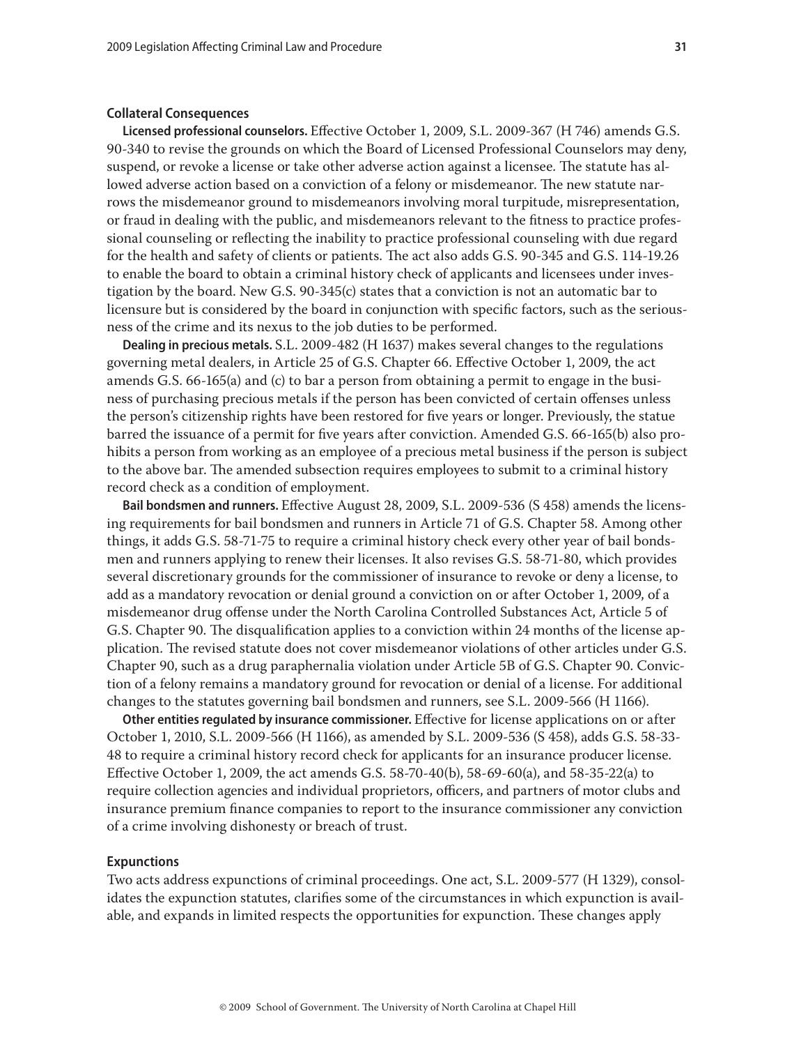### Collateral Consequences

**Licensed professional counselors.** Effective October 1, 2009, S.L. 2009-367 (H 746) amends G.S. 90-340 to revise the grounds on which the Board of Licensed Professional Counselors may deny, suspend, or revoke a license or take other adverse action against a licensee. The statute has allowed adverse action based on a conviction of a felony or misdemeanor. The new statute narrows the misdemeanor ground to misdemeanors involving moral turpitude, misrepresentation, or fraud in dealing with the public, and misdemeanors relevant to the fitness to practice professional counseling or reflecting the inability to practice professional counseling with due regard for the health and safety of clients or patients. The act also adds G.S. 90-345 and G.S. 114-19.26 to enable the board to obtain a criminal history check of applicants and licensees under investigation by the board. New G.S. 90-345(c) states that a conviction is not an automatic bar to licensure but is considered by the board in conjunction with specific factors, such as the seriousness of the crime and its nexus to the job duties to be performed.

**Dealing in precious metals.** S.L. 2009-482 (H 1637) makes several changes to the regulations governing metal dealers, in Article 25 of G.S. Chapter 66. Effective October 1, 2009, the act amends G.S. 66-165(a) and (c) to bar a person from obtaining a permit to engage in the business of purchasing precious metals if the person has been convicted of certain offenses unless the person's citizenship rights have been restored for five years or longer. Previously, the statue barred the issuance of a permit for five years after conviction. Amended G.S. 66-165(b) also prohibits a person from working as an employee of a precious metal business if the person is subject to the above bar. The amended subsection requires employees to submit to a criminal history record check as a condition of employment.

**Bail bondsmen and runners.** Effective August 28, 2009, S.L. 2009-536 (S 458) amends the licensing requirements for bail bondsmen and runners in Article 71 of G.S. Chapter 58. Among other things, it adds G.S. 58-71-75 to require a criminal history check every other year of bail bondsmen and runners applying to renew their licenses. It also revises G.S. 58-71-80, which provides several discretionary grounds for the commissioner of insurance to revoke or deny a license, to add as a mandatory revocation or denial ground a conviction on or after October 1, 2009, of a misdemeanor drug offense under the North Carolina Controlled Substances Act, Article 5 of G.S. Chapter 90. The disqualification applies to a conviction within 24 months of the license application. The revised statute does not cover misdemeanor violations of other articles under G.S. Chapter 90, such as a drug paraphernalia violation under Article 5B of G.S. Chapter 90. Conviction of a felony remains a mandatory ground for revocation or denial of a license. For additional changes to the statutes governing bail bondsmen and runners, see S.L. 2009-566 (H 1166).

**Other entities regulated by insurance commissioner.** Effective for license applications on or after October 1, 2010, S.L. 2009-566 (H 1166), as amended by S.L. 2009-536 (S 458), adds G.S. 58-33-48 to require a criminal history record check for applicants for an insurance producer license. Effective October 1, 2009, the act amends G.S. 58-70-40(b), 58-69-60(a), and 58-35-22(a) to require collection agencies and individual proprietors, officers, and partners of motor clubs and insurance premium finance companies to report to the insurance commissioner any conviction of a crime involving dishonesty or breach of trust.

### Expunctions

Two acts address expunctions of criminal proceedings. One act, S.L. 2009-577 (H 1329), consolidates the expunction statutes, clarifies some of the circumstances in which expunction is available, and expands in limited respects the opportunities for expunction. These changes apply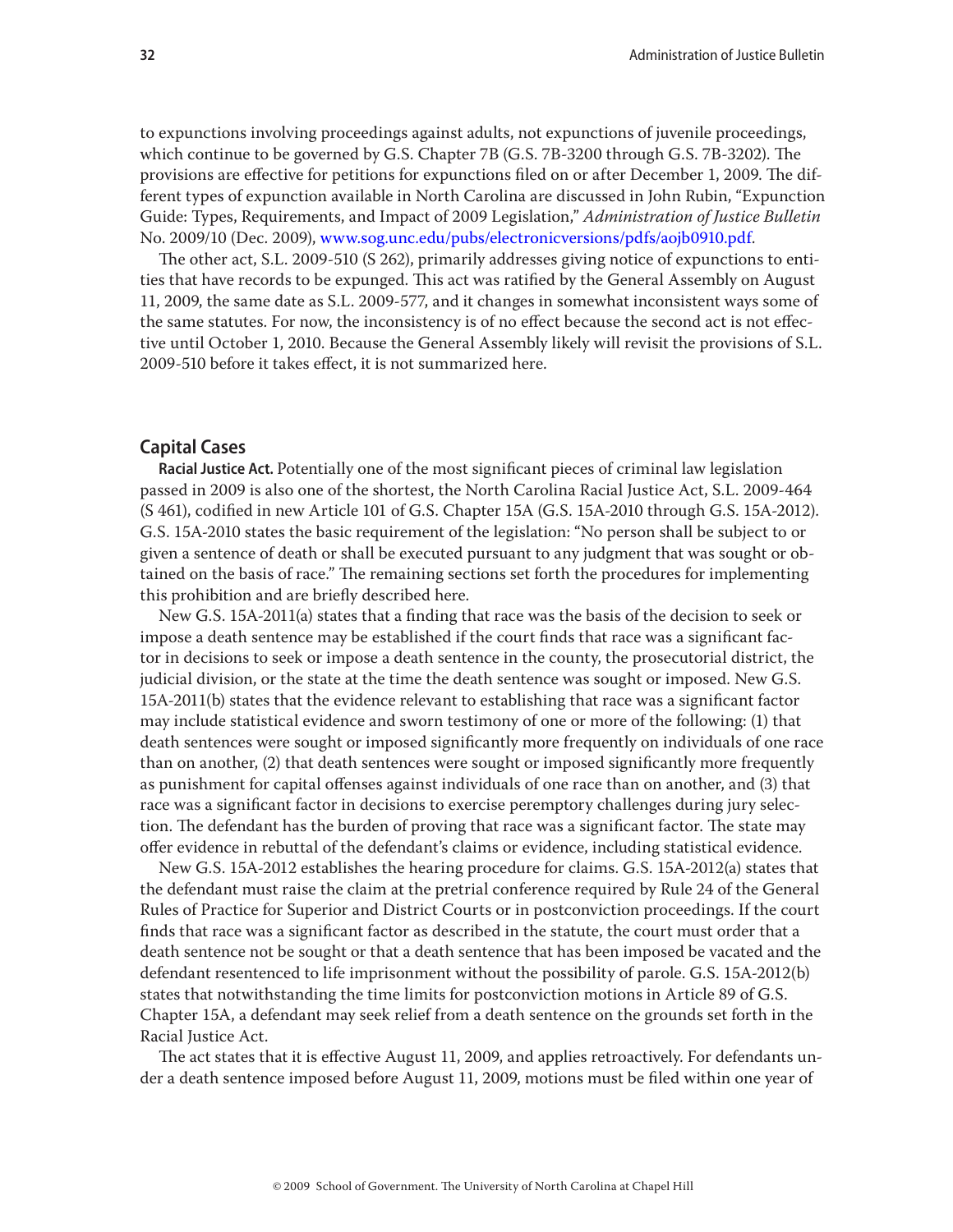to expunctions involving proceedings against adults, not expunctions of juvenile proceedings, which continue to be governed by G.S. Chapter 7B (G.S. 7B-3200 through G.S. 7B-3202). The provisions are effective for petitions for expunctions filed on or after December 1, 2009. The different types of expunction available in North Carolina are discussed in John Rubin, "Expunction Guide: Types, Requirements, and Impact of 2009 Legislation," *Administration of Justice Bulletin* No. 2009/10 (Dec. 2009), www.sog.unc.edu/pubs/electronicversions/pdfs/aojb0910.pdf.

The other act, S.L. 2009-510 (S 262), primarily addresses giving notice of expunctions to entities that have records to be expunged. This act was ratified by the General Assembly on August 11, 2009, the same date as S.L. 2009-577, and it changes in somewhat inconsistent ways some of the same statutes. For now, the inconsistency is of no effect because the second act is not effective until October 1, 2010. Because the General Assembly likely will revisit the provisions of S.L. 2009-510 before it takes effect, it is not summarized here.

## Capital Cases

**Racial Justice Act.** Potentially one of the most significant pieces of criminal law legislation passed in 2009 is also one of the shortest, the North Carolina Racial Justice Act, S.L. 2009-464 (S 461), codified in new Article 101 of G.S. Chapter 15A (G.S. 15A-2010 through G.S. 15A-2012). G.S. 15A-2010 states the basic requirement of the legislation: "No person shall be subject to or given a sentence of death or shall be executed pursuant to any judgment that was sought or obtained on the basis of race." The remaining sections set forth the procedures for implementing this prohibition and are briefly described here.

New G.S. 15A-2011(a) states that a finding that race was the basis of the decision to seek or impose a death sentence may be established if the court finds that race was a significant factor in decisions to seek or impose a death sentence in the county, the prosecutorial district, the judicial division, or the state at the time the death sentence was sought or imposed. New G.S. 15A-2011(b) states that the evidence relevant to establishing that race was a significant factor may include statistical evidence and sworn testimony of one or more of the following: (1) that death sentences were sought or imposed significantly more frequently on individuals of one race than on another, (2) that death sentences were sought or imposed significantly more frequently as punishment for capital offenses against individuals of one race than on another, and (3) that race was a significant factor in decisions to exercise peremptory challenges during jury selection. The defendant has the burden of proving that race was a significant factor. The state may offer evidence in rebuttal of the defendant's claims or evidence, including statistical evidence.

New G.S. 15A-2012 establishes the hearing procedure for claims. G.S. 15A-2012(a) states that the defendant must raise the claim at the pretrial conference required by Rule 24 of the General Rules of Practice for Superior and District Courts or in postconviction proceedings. If the court finds that race was a significant factor as described in the statute, the court must order that a death sentence not be sought or that a death sentence that has been imposed be vacated and the defendant resentenced to life imprisonment without the possibility of parole. G.S. 15A-2012(b) states that notwithstanding the time limits for postconviction motions in Article 89 of G.S. Chapter 15A, a defendant may seek relief from a death sentence on the grounds set forth in the Racial Justice Act.

The act states that it is effective August 11, 2009, and applies retroactively. For defendants under a death sentence imposed before August 11, 2009, motions must be filed within one year of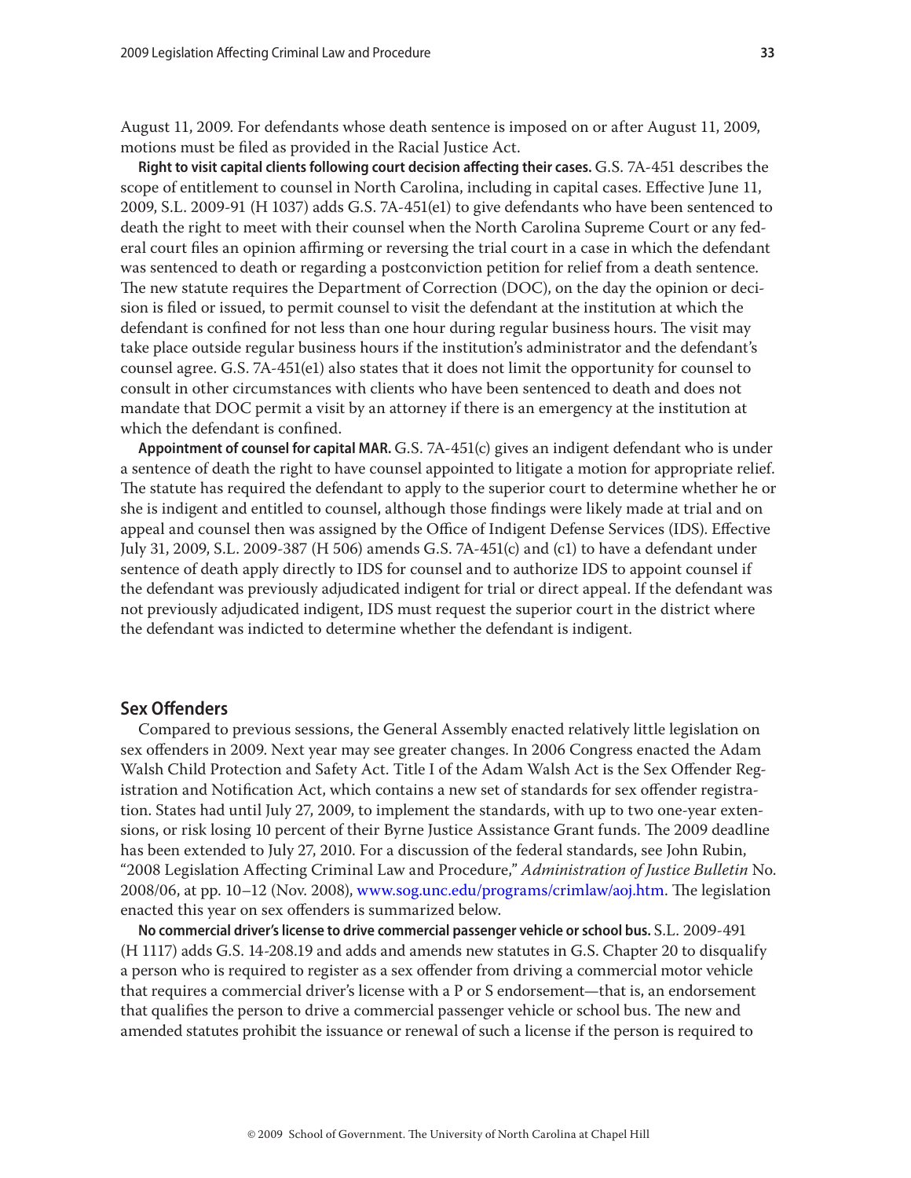August 11, 2009. For defendants whose death sentence is imposed on or after August 11, 2009, motions must be filed as provided in the Racial Justice Act.

**Right to visit capital clients following court decision affecting their cases.** G.S. 7A-451 describes the scope of entitlement to counsel in North Carolina, including in capital cases. Effective June 11, 2009, S.L. 2009-91 (H 1037) adds G.S. 7A-451(e1) to give defendants who have been sentenced to death the right to meet with their counsel when the North Carolina Supreme Court or any federal court files an opinion affirming or reversing the trial court in a case in which the defendant was sentenced to death or regarding a postconviction petition for relief from a death sentence. The new statute requires the Department of Correction (DOC), on the day the opinion or decision is filed or issued, to permit counsel to visit the defendant at the institution at which the defendant is confined for not less than one hour during regular business hours. The visit may take place outside regular business hours if the institution's administrator and the defendant's counsel agree. G.S. 7A-451(e1) also states that it does not limit the opportunity for counsel to consult in other circumstances with clients who have been sentenced to death and does not mandate that DOC permit a visit by an attorney if there is an emergency at the institution at which the defendant is confined.

**Appointment of counsel for capital MAR.** G.S. 7A-451(c) gives an indigent defendant who is under a sentence of death the right to have counsel appointed to litigate a motion for appropriate relief. The statute has required the defendant to apply to the superior court to determine whether he or she is indigent and entitled to counsel, although those findings were likely made at trial and on appeal and counsel then was assigned by the Office of Indigent Defense Services (IDS). Effective July 31, 2009, S.L. 2009-387 (H 506) amends G.S. 7A-451(c) and (c1) to have a defendant under sentence of death apply directly to IDS for counsel and to authorize IDS to appoint counsel if the defendant was previously adjudicated indigent for trial or direct appeal. If the defendant was not previously adjudicated indigent, IDS must request the superior court in the district where the defendant was indicted to determine whether the defendant is indigent.

## Sex Offenders

Compared to previous sessions, the General Assembly enacted relatively little legislation on sex offenders in 2009. Next year may see greater changes. In 2006 Congress enacted the Adam Walsh Child Protection and Safety Act. Title I of the Adam Walsh Act is the Sex Offender Registration and Notification Act, which contains a new set of standards for sex offender registration. States had until July 27, 2009, to implement the standards, with up to two one-year extensions, or risk losing 10 percent of their Byrne Justice Assistance Grant funds. The 2009 deadline has been extended to July 27, 2010. For a discussion of the federal standards, see John Rubin, "2008 Legislation Affecting Criminal Law and Procedure," *Administration of Justice Bulletin* No. 2008/06, at pp. 10–12 (Nov. 2008), www.sog.unc.edu/programs/crimlaw/aoj.htm. The legislation enacted this year on sex offenders is summarized below.

**No commercial driver's license to drive commercial passenger vehicle or school bus.** S.L. 2009-491 (H 1117) adds G.S. 14-208.19 and adds and amends new statutes in G.S. Chapter 20 to disqualify a person who is required to register as a sex offender from driving a commercial motor vehicle that requires a commercial driver's license with a P or S endorsement—that is, an endorsement that qualifies the person to drive a commercial passenger vehicle or school bus. The new and amended statutes prohibit the issuance or renewal of such a license if the person is required to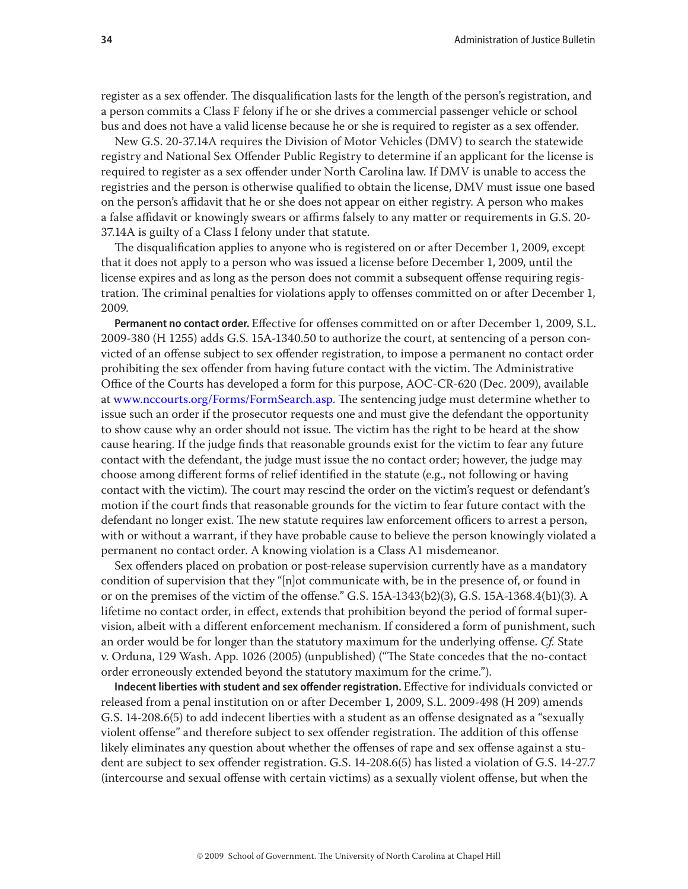register as a sex offender. The disqualification lasts for the length of the person's registration, and a person commits a Class F felony if he or she drives a commercial passenger vehicle or school bus and does not have a valid license because he or she is required to register as a sex offender.

New G.S. 20-37.14A requires the Division of Motor Vehicles (DMV) to search the statewide registry and National Sex Offender Public Registry to determine if an applicant for the license is required to register as a sex offender under North Carolina law. If DMV is unable to access the registries and the person is otherwise qualified to obtain the license, DMV must issue one based on the person's affidavit that he or she does not appear on either registry. A person who makes a false affidavit or knowingly swears or affirms falsely to any matter or requirements in G.S. 20-37.14A is guilty of a Class I felony under that statute.

The disqualification applies to anyone who is registered on or after December 1, 2009, except that it does not apply to a person who was issued a license before December 1, 2009, until the license expires and as long as the person does not commit a subsequent offense requiring registration. The criminal penalties for violations apply to offenses committed on or after December 1, 2009.

**Permanent no contact order.** Effective for offenses committed on or after December 1, 2009, S.L. 2009-380 (H 1255) adds G.S. 15A-1340.50 to authorize the court, at sentencing of a person convicted of an offense subject to sex offender registration, to impose a permanent no contact order prohibiting the sex offender from having future contact with the victim. The Administrative Office of the Courts has developed a form for this purpose, AOC-CR-620 (Dec. 2009), available at www.nccourts.org/Forms/FormSearch.asp. The sentencing judge must determine whether to issue such an order if the prosecutor requests one and must give the defendant the opportunity to show cause why an order should not issue. The victim has the right to be heard at the show cause hearing. If the judge finds that reasonable grounds exist for the victim to fear any future contact with the defendant, the judge must issue the no contact order; however, the judge may choose among different forms of relief identified in the statute (e.g., not following or having contact with the victim). The court may rescind the order on the victim's request or defendant's motion if the court finds that reasonable grounds for the victim to fear future contact with the defendant no longer exist. The new statute requires law enforcement officers to arrest a person, with or without a warrant, if they have probable cause to believe the person knowingly violated a permanent no contact order. A knowing violation is a Class A1 misdemeanor.

Sex offenders placed on probation or post-release supervision currently have as a mandatory condition of supervision that they "[n]ot communicate with, be in the presence of, or found in or on the premises of the victim of the offense." G.S. 15A-1343(b2)(3), G.S. 15A-1368.4(b1)(3). A lifetime no contact order, in effect, extends that prohibition beyond the period of formal supervision, albeit with a different enforcement mechanism. If considered a form of punishment, such an order would be for longer than the statutory maximum for the underlying offense. *Cf.* State v. Orduna, 129 Wash. App. 1026 (2005) (unpublished) ("The State concedes that the no-contact order erroneously extended beyond the statutory maximum for the crime.").

**Indecent liberties with student and sex offender registration.** Effective for individuals convicted or released from a penal institution on or after December 1, 2009, S.L. 2009-498 (H 209) amends G.S. 14-208.6(5) to add indecent liberties with a student as an offense designated as a "sexually violent offense" and therefore subject to sex offender registration. The addition of this offense likely eliminates any question about whether the offenses of rape and sex offense against a student are subject to sex offender registration. G.S. 14-208.6(5) has listed a violation of G.S. 14-27.7 (intercourse and sexual offense with certain victims) as a sexually violent offense, but when the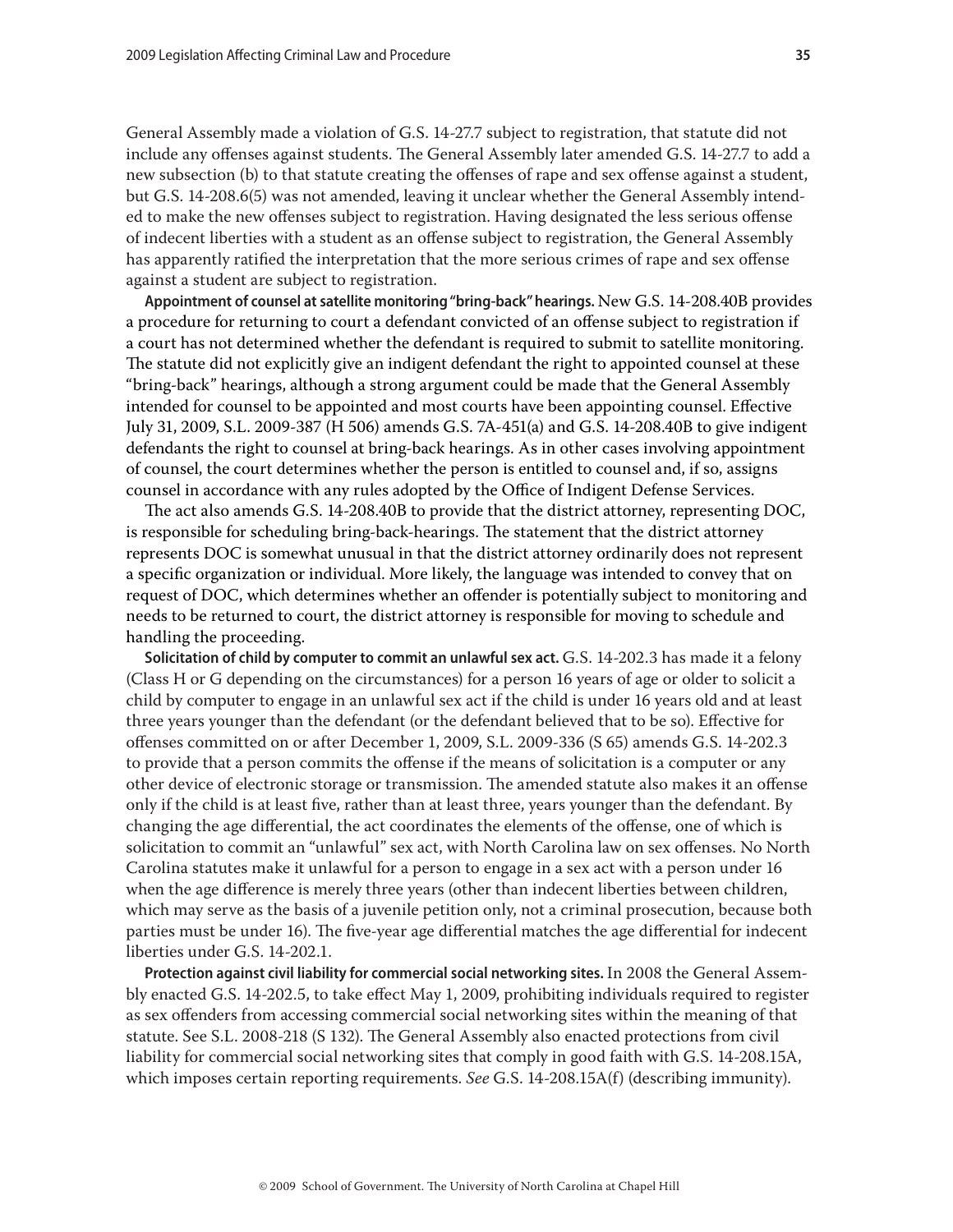General Assembly made a violation of G.S. 14-27.7 subject to registration, that statute did not include any offenses against students. The General Assembly later amended G.S. 14-27.7 to add a new subsection (b) to that statute creating the offenses of rape and sex offense against a student, but G.S. 14-208.6(5) was not amended, leaving it unclear whether the General Assembly intended to make the new offenses subject to registration. Having designated the less serious offense of indecent liberties with a student as an offense subject to registration, the General Assembly has apparently ratified the interpretation that the more serious crimes of rape and sex offense against a student are subject to registration.

**Appointment of counsel at satellite monitoring "bring-back" hearings.** New G.S. 14-208.40B provides a procedure for returning to court a defendant convicted of an offense subject to registration if a court has not determined whether the defendant is required to submit to satellite monitoring. The statute did not explicitly give an indigent defendant the right to appointed counsel at these "bring-back" hearings, although a strong argument could be made that the General Assembly intended for counsel to be appointed and most courts have been appointing counsel. Effective July 31, 2009, S.L. 2009-387 (H 506) amends G.S. 7A-451(a) and G.S. 14-208.40B to give indigent defendants the right to counsel at bring-back hearings. As in other cases involving appointment of counsel, the court determines whether the person is entitled to counsel and, if so, assigns counsel in accordance with any rules adopted by the Office of Indigent Defense Services.

The act also amends G.S. 14-208.40B to provide that the district attorney, representing DOC, is responsible for scheduling bring-back-hearings. The statement that the district attorney represents DOC is somewhat unusual in that the district attorney ordinarily does not represent a specific organization or individual. More likely, the language was intended to convey that on request of DOC, which determines whether an offender is potentially subject to monitoring and needs to be returned to court, the district attorney is responsible for moving to schedule and handling the proceeding.

**Solicitation of child by computer to commit an unlawful sex act.** G.S. 14-202.3 has made it a felony (Class H or G depending on the circumstances) for a person 16 years of age or older to solicit a child by computer to engage in an unlawful sex act if the child is under 16 years old and at least three years younger than the defendant (or the defendant believed that to be so). Effective for offenses committed on or after December 1, 2009, S.L. 2009-336 (S 65) amends G.S. 14-202.3 to provide that a person commits the offense if the means of solicitation is a computer or any other device of electronic storage or transmission. The amended statute also makes it an offense only if the child is at least five, rather than at least three, years younger than the defendant. By changing the age differential, the act coordinates the elements of the offense, one of which is solicitation to commit an "unlawful" sex act, with North Carolina law on sex offenses. No North Carolina statutes make it unlawful for a person to engage in a sex act with a person under 16 when the age difference is merely three years (other than indecent liberties between children, which may serve as the basis of a juvenile petition only, not a criminal prosecution, because both parties must be under 16). The five-year age differential matches the age differential for indecent liberties under G.S. 14-202.1.

**Protection against civil liability for commercial social networking sites.** In 2008 the General Assembly enacted G.S. 14-202.5, to take effect May 1, 2009, prohibiting individuals required to register as sex offenders from accessing commercial social networking sites within the meaning of that statute. See S.L. 2008-218 (S 132). The General Assembly also enacted protections from civil liability for commercial social networking sites that comply in good faith with G.S. 14-208.15A, which imposes certain reporting requirements. *See* G.S. 14-208.15A(f) (describing immunity).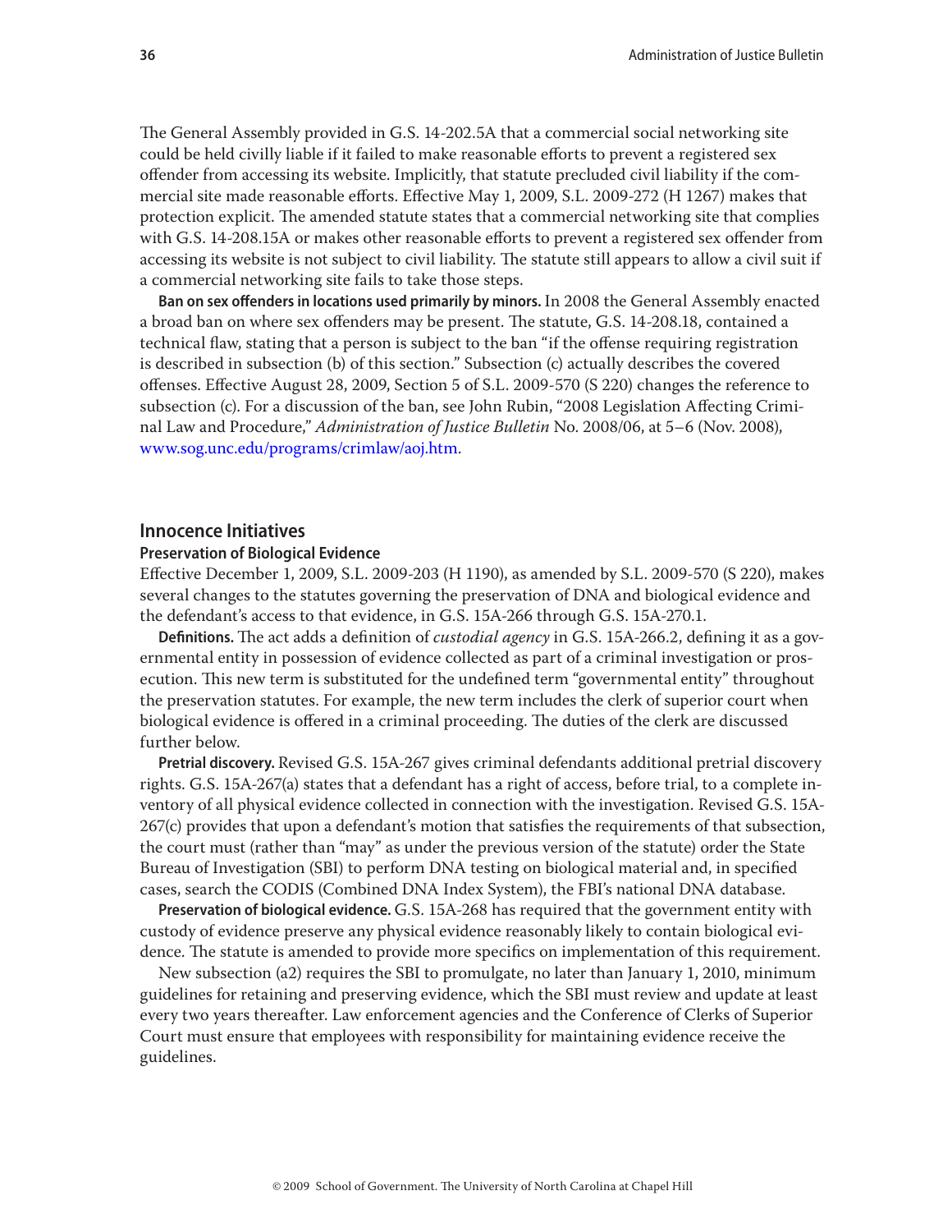The General Assembly provided in G.S. 14-202.5A that a commercial social networking site could be held civilly liable if it failed to make reasonable efforts to prevent a registered sex offender from accessing its website. Implicitly, that statute precluded civil liability if the commercial site made reasonable efforts. Effective May 1, 2009, S.L. 2009-272 (H 1267) makes that protection explicit. The amended statute states that a commercial networking site that complies with G.S. 14-208.15A or makes other reasonable efforts to prevent a registered sex offender from accessing its website is not subject to civil liability. The statute still appears to allow a civil suit if a commercial networking site fails to take those steps.

**Ban on sex offenders in locations used primarily by minors.** In 2008 the General Assembly enacted a broad ban on where sex offenders may be present. The statute, G.S. 14-208.18, contained a technical flaw, stating that a person is subject to the ban "if the offense requiring registration is described in subsection (b) of this section." Subsection (c) actually describes the covered offenses. Effective August 28, 2009, Section 5 of S.L. 2009-570 (S 220) changes the reference to subsection (c). For a discussion of the ban, see John Rubin, "2008 Legislation Affecting Criminal Law and Procedure," *Administration of Justice Bulletin* No. 2008/06, at 5–6 (Nov. 2008), www.sog.unc.edu/programs/crimlaw/aoj.htm.

## Innocence Initiatives

### Preservation of Biological Evidence

Effective December 1, 2009, S.L. 2009-203 (H 1190), as amended by S.L. 2009-570 (S 220), makes several changes to the statutes governing the preservation of DNA and biological evidence and the defendant's access to that evidence, in G.S. 15A-266 through G.S. 15A-270.1.

**Definitions.** The act adds a definition of *custodial agency* in G.S. 15A-266.2, defining it as a governmental entity in possession of evidence collected as part of a criminal investigation or prosecution. This new term is substituted for the undefined term "governmental entity" throughout the preservation statutes. For example, the new term includes the clerk of superior court when biological evidence is offered in a criminal proceeding. The duties of the clerk are discussed further below.

**Pretrial discovery.** Revised G.S. 15A-267 gives criminal defendants additional pretrial discovery rights. G.S. 15A-267(a) states that a defendant has a right of access, before trial, to a complete inventory of all physical evidence collected in connection with the investigation. Revised G.S. 15A-267(c) provides that upon a defendant's motion that satisfies the requirements of that subsection, the court must (rather than "may" as under the previous version of the statute) order the State Bureau of Investigation (SBI) to perform DNA testing on biological material and, in specified cases, search the CODIS (Combined DNA Index System), the FBI's national DNA database.

**Preservation of biological evidence.** G.S. 15A-268 has required that the government entity with custody of evidence preserve any physical evidence reasonably likely to contain biological evidence. The statute is amended to provide more specifics on implementation of this requirement.

New subsection (a2) requires the SBI to promulgate, no later than January 1, 2010, minimum guidelines for retaining and preserving evidence, which the SBI must review and update at least every two years thereafter. Law enforcement agencies and the Conference of Clerks of Superior Court must ensure that employees with responsibility for maintaining evidence receive the guidelines.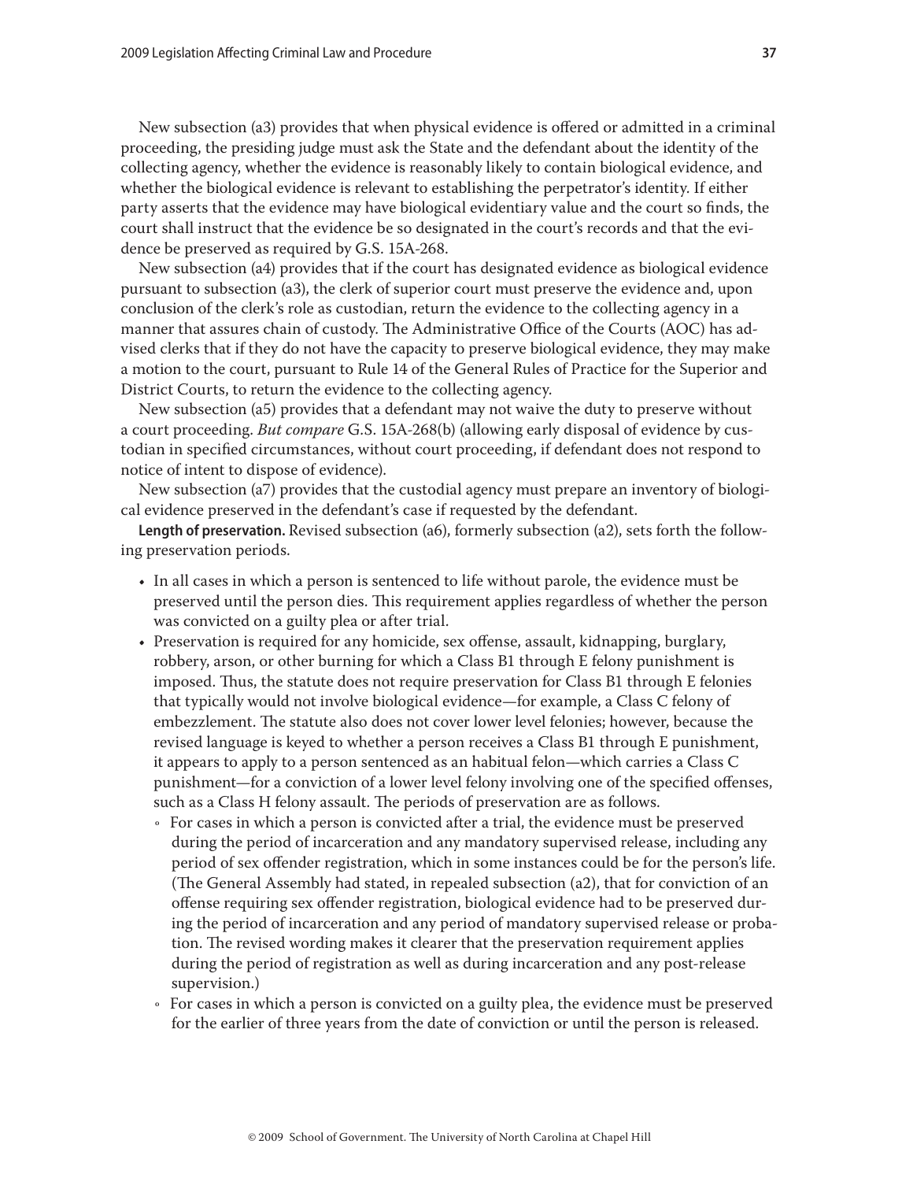New subsection (a3) provides that when physical evidence is offered or admitted in a criminal proceeding, the presiding judge must ask the State and the defendant about the identity of the collecting agency, whether the evidence is reasonably likely to contain biological evidence, and whether the biological evidence is relevant to establishing the perpetrator's identity. If either party asserts that the evidence may have biological evidentiary value and the court so finds, the court shall instruct that the evidence be so designated in the court's records and that the evidence be preserved as required by G.S. 15A-268.

New subsection (a4) provides that if the court has designated evidence as biological evidence pursuant to subsection (a3), the clerk of superior court must preserve the evidence and, upon conclusion of the clerk's role as custodian, return the evidence to the collecting agency in a manner that assures chain of custody. The Administrative Office of the Courts (AOC) has advised clerks that if they do not have the capacity to preserve biological evidence, they may make a motion to the court, pursuant to Rule 14 of the General Rules of Practice for the Superior and District Courts, to return the evidence to the collecting agency.

New subsection (a5) provides that a defendant may not waive the duty to preserve without a court proceeding. *But compare* G.S. 15A-268(b) (allowing early disposal of evidence by custodian in specified circumstances, without court proceeding, if defendant does not respond to notice of intent to dispose of evidence).

New subsection (a7) provides that the custodial agency must prepare an inventory of biological evidence preserved in the defendant's case if requested by the defendant.

**Length of preservation.** Revised subsection (a6), formerly subsection (a2), sets forth the following preservation periods.

- In all cases in which a person is sentenced to life without parole, the evidence must be preserved until the person dies. This requirement applies regardless of whether the person was convicted on a guilty plea or after trial.
- Preservation is required for any homicide, sex offense, assault, kidnapping, burglary, robbery, arson, or other burning for which a Class B1 through E felony punishment is imposed. Thus, the statute does not require preservation for Class B1 through E felonies that typically would not involve biological evidence—for example, a Class C felony of embezzlement. The statute also does not cover lower level felonies; however, because the revised language is keyed to whether a person receives a Class B1 through E punishment, it appears to apply to a person sentenced as an habitual felon—which carries a Class C punishment—for a conviction of a lower level felony involving one of the specified offenses, such as a Class H felony assault. The periods of preservation are as follows.
  - For cases in which a person is convicted after a trial, the evidence must be preserved during the period of incarceration and any mandatory supervised release, including any period of sex offender registration, which in some instances could be for the person's life. (The General Assembly had stated, in repealed subsection (a2), that for conviction of an offense requiring sex offender registration, biological evidence had to be preserved during the period of incarceration and any period of mandatory supervised release or probation. The revised wording makes it clearer that the preservation requirement applies during the period of registration as well as during incarceration and any post-release supervision.)
  - For cases in which a person is convicted on a guilty plea, the evidence must be preserved for the earlier of three years from the date of conviction or until the person is released.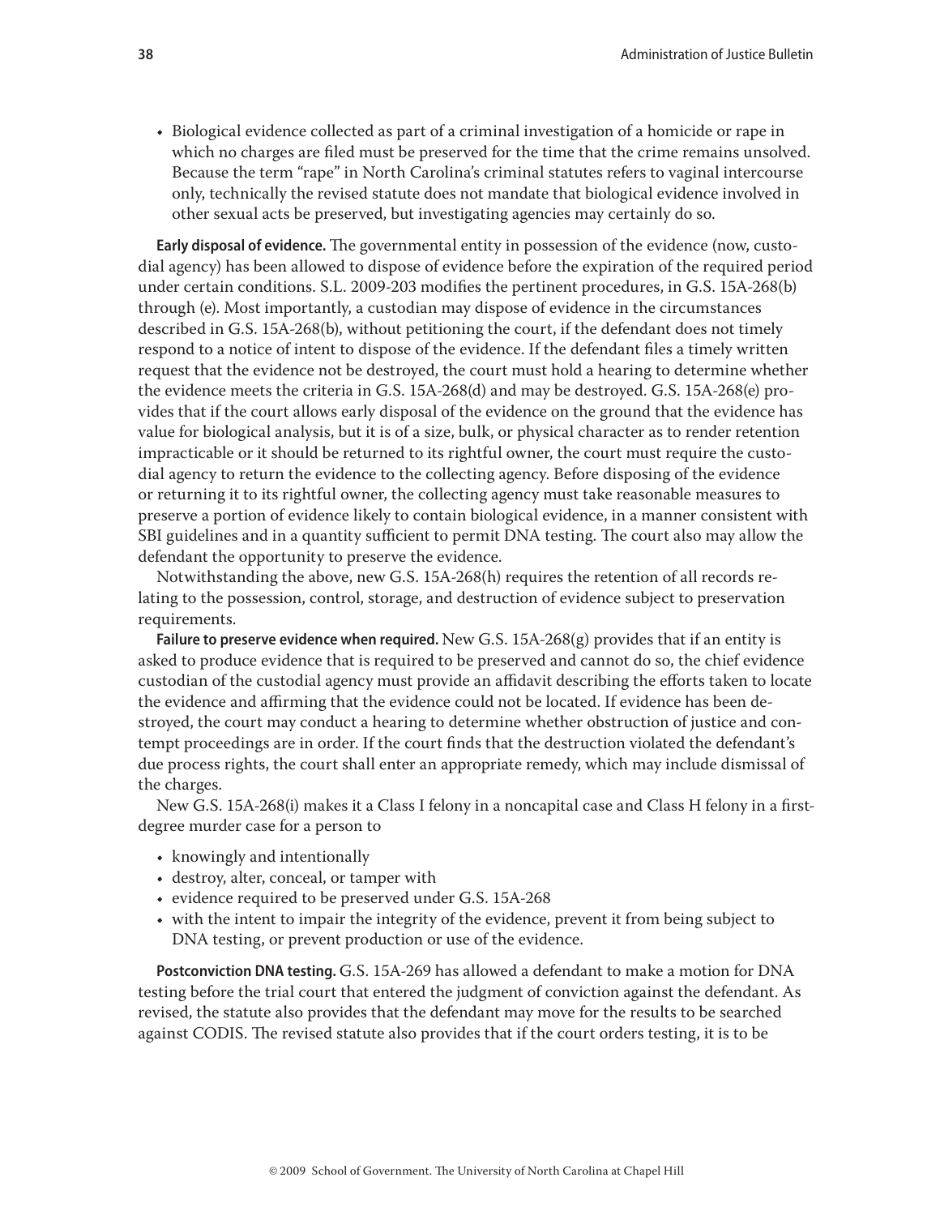- Biological evidence collected as part of a criminal investigation of a homicide or rape in which no charges are filed must be preserved for the time that the crime remains unsolved. Because the term "rape" in North Carolina's criminal statutes refers to vaginal intercourse only, technically the revised statute does not mandate that biological evidence involved in other sexual acts be preserved, but investigating agencies may certainly do so.

**Early disposal of evidence.** The governmental entity in possession of the evidence (now, custodial agency) has been allowed to dispose of evidence before the expiration of the required period under certain conditions. S.L. 2009-203 modifies the pertinent procedures, in G.S. 15A-268(b) through (e). Most importantly, a custodian may dispose of evidence in the circumstances described in G.S. 15A-268(b), without petitioning the court, if the defendant does not timely respond to a notice of intent to dispose of the evidence. If the defendant files a timely written request that the evidence not be destroyed, the court must hold a hearing to determine whether the evidence meets the criteria in G.S. 15A-268(d) and may be destroyed. G.S. 15A-268(e) provides that if the court allows early disposal of the evidence on the ground that the evidence has value for biological analysis, but it is of a size, bulk, or physical character as to render retention impracticable or it should be returned to its rightful owner, the court must require the custodial agency to return the evidence to the collecting agency. Before disposing of the evidence or returning it to its rightful owner, the collecting agency must take reasonable measures to preserve a portion of evidence likely to contain biological evidence, in a manner consistent with SBI guidelines and in a quantity sufficient to permit DNA testing. The court also may allow the defendant the opportunity to preserve the evidence.

Notwithstanding the above, new G.S. 15A-268(h) requires the retention of all records relating to the possession, control, storage, and destruction of evidence subject to preservation requirements.

**Failure to preserve evidence when required.** New G.S. 15A-268(g) provides that if an entity is asked to produce evidence that is required to be preserved and cannot do so, the chief evidence custodian of the custodial agency must provide an affidavit describing the efforts taken to locate the evidence and affirming that the evidence could not be located. If evidence has been destroyed, the court may conduct a hearing to determine whether obstruction of justice and contempt proceedings are in order. If the court finds that the destruction violated the defendant's due process rights, the court shall enter an appropriate remedy, which may include dismissal of the charges.

New G.S. 15A-268(i) makes it a Class I felony in a noncapital case and Class H felony in a first-degree murder case for a person to

- knowingly and intentionally
- destroy, alter, conceal, or tamper with
- evidence required to be preserved under G.S. 15A-268
- with the intent to impair the integrity of the evidence, prevent it from being subject to DNA testing, or prevent production or use of the evidence.

**Postconviction DNA testing.** G.S. 15A-269 has allowed a defendant to make a motion for DNA testing before the trial court that entered the judgment of conviction against the defendant. As revised, the statute also provides that the defendant may move for the results to be searched against CODIS. The revised statute also provides that if the court orders testing, it is to be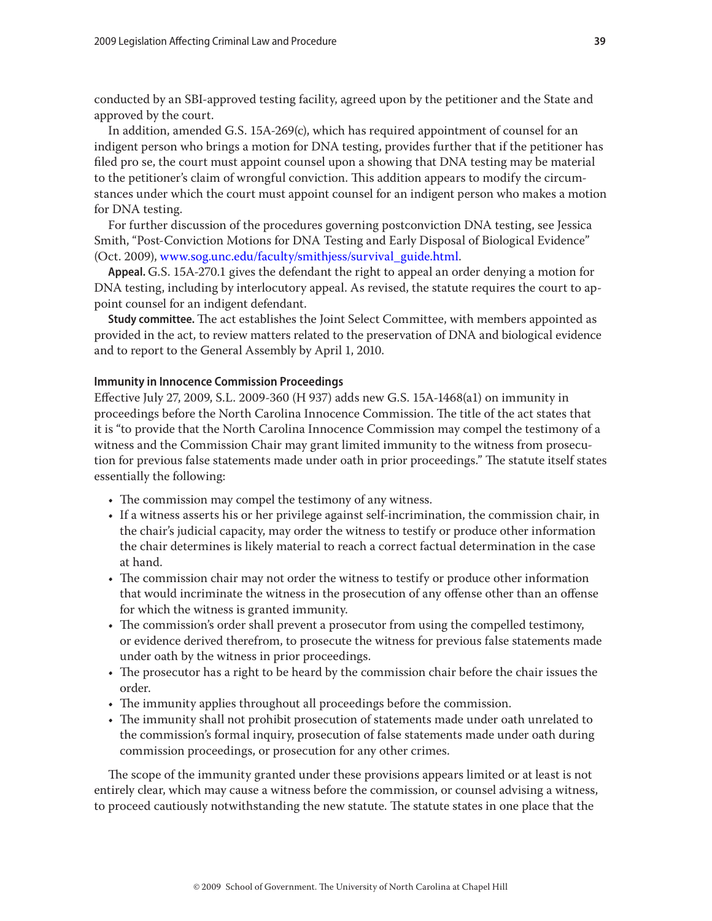conducted by an SBI-approved testing facility, agreed upon by the petitioner and the State and approved by the court.

In addition, amended G.S. 15A-269(c), which has required appointment of counsel for an indigent person who brings a motion for DNA testing, provides further that if the petitioner has filed pro se, the court must appoint counsel upon a showing that DNA testing may be material to the petitioner's claim of wrongful conviction. This addition appears to modify the circumstances under which the court must appoint counsel for an indigent person who makes a motion for DNA testing.

For further discussion of the procedures governing postconviction DNA testing, see Jessica Smith, "Post-Conviction Motions for DNA Testing and Early Disposal of Biological Evidence" (Oct. 2009), www.sog.unc.edu/faculty/smithjess/survival_guide.html.

**Appeal.** G.S. 15A-270.1 gives the defendant the right to appeal an order denying a motion for DNA testing, including by interlocutory appeal. As revised, the statute requires the court to appoint counsel for an indigent defendant.

**Study committee.** The act establishes the Joint Select Committee, with members appointed as provided in the act, to review matters related to the preservation of DNA and biological evidence and to report to the General Assembly by April 1, 2010.

### Immunity in Innocence Commission Proceedings

Effective July 27, 2009, S.L. 2009-360 (H 937) adds new G.S. 15A-1468(a1) on immunity in proceedings before the North Carolina Innocence Commission. The title of the act states that it is "to provide that the North Carolina Innocence Commission may compel the testimony of a witness and the Commission Chair may grant limited immunity to the witness from prosecution for previous false statements made under oath in prior proceedings." The statute itself states essentially the following:

- The commission may compel the testimony of any witness.
- If a witness asserts his or her privilege against self-incrimination, the commission chair, in the chair's judicial capacity, may order the witness to testify or produce other information the chair determines is likely material to reach a correct factual determination in the case at hand.
- The commission chair may not order the witness to testify or produce other information that would incriminate the witness in the prosecution of any offense other than an offense for which the witness is granted immunity.
- The commission's order shall prevent a prosecutor from using the compelled testimony, or evidence derived therefrom, to prosecute the witness for previous false statements made under oath by the witness in prior proceedings.
- The prosecutor has a right to be heard by the commission chair before the chair issues the order.
- The immunity applies throughout all proceedings before the commission.
- The immunity shall not prohibit prosecution of statements made under oath unrelated to the commission's formal inquiry, prosecution of false statements made under oath during commission proceedings, or prosecution for any other crimes.

The scope of the immunity granted under these provisions appears limited or at least is not entirely clear, which may cause a witness before the commission, or counsel advising a witness, to proceed cautiously notwithstanding the new statute. The statute states in one place that the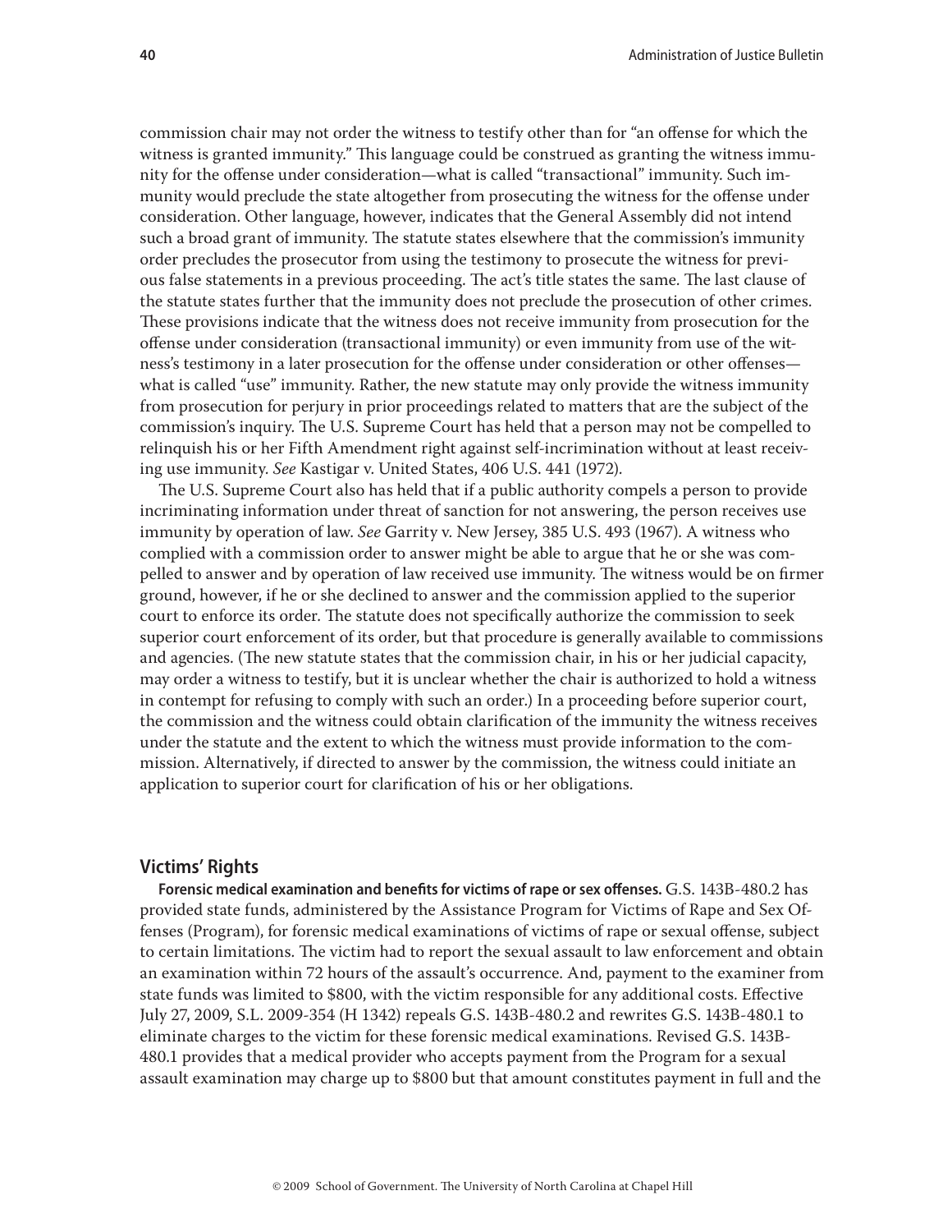commission chair may not order the witness to testify other than for "an offense for which the witness is granted immunity." This language could be construed as granting the witness immunity for the offense under consideration—what is called "transactional" immunity. Such immunity would preclude the state altogether from prosecuting the witness for the offense under consideration. Other language, however, indicates that the General Assembly did not intend such a broad grant of immunity. The statute states elsewhere that the commission's immunity order precludes the prosecutor from using the testimony to prosecute the witness for previous false statements in a previous proceeding. The act's title states the same. The last clause of the statute states further that the immunity does not preclude the prosecution of other crimes. These provisions indicate that the witness does not receive immunity from prosecution for the offense under consideration (transactional immunity) or even immunity from use of the witness's testimony in a later prosecution for the offense under consideration or other offenses—what is called "use" immunity. Rather, the new statute may only provide the witness immunity from prosecution for perjury in prior proceedings related to matters that are the subject of the commission's inquiry. The U.S. Supreme Court has held that a person may not be compelled to relinquish his or her Fifth Amendment right against self-incrimination without at least receiving use immunity. *See* Kastigar v. United States, 406 U.S. 441 (1972).

The U.S. Supreme Court also has held that if a public authority compels a person to provide incriminating information under threat of sanction for not answering, the person receives use immunity by operation of law. *See* Garrity v. New Jersey, 385 U.S. 493 (1967). A witness who complied with a commission order to answer might be able to argue that he or she was compelled to answer and by operation of law received use immunity. The witness would be on firmer ground, however, if he or she declined to answer and the commission applied to the superior court to enforce its order. The statute does not specifically authorize the commission to seek superior court enforcement of its order, but that procedure is generally available to commissions and agencies. (The new statute states that the commission chair, in his or her judicial capacity, may order a witness to testify, but it is unclear whether the chair is authorized to hold a witness in contempt for refusing to comply with such an order.) In a proceeding before superior court, the commission and the witness could obtain clarification of the immunity the witness receives under the statute and the extent to which the witness must provide information to the commission. Alternatively, if directed to answer by the commission, the witness could initiate an application to superior court for clarification of his or her obligations.

## Victims' Rights

**Forensic medical examination and benefits for victims of rape or sex offenses.** G.S. 143B-480.2 has provided state funds, administered by the Assistance Program for Victims of Rape and Sex Offenses (Program), for forensic medical examinations of victims of rape or sexual offense, subject to certain limitations. The victim had to report the sexual assault to law enforcement and obtain an examination within 72 hours of the assault's occurrence. And, payment to the examiner from state funds was limited to $800, with the victim responsible for any additional costs. Effective July 27, 2009, S.L. 2009-354 (H 1342) repeals G.S. 143B-480.2 and rewrites G.S. 143B-480.1 to eliminate charges to the victim for these forensic medical examinations. Revised G.S. 143B-480.1 provides that a medical provider who accepts payment from the Program for a sexual assault examination may charge up to $800 but that amount constitutes payment in full and the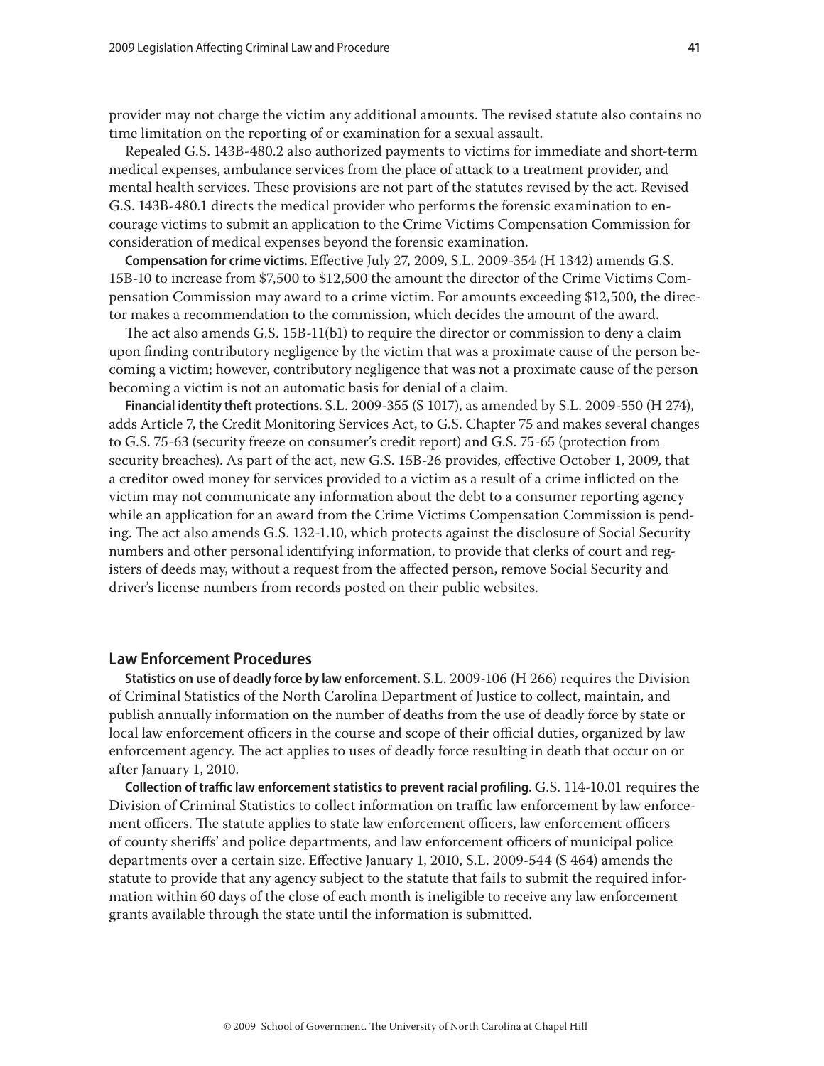provider may not charge the victim any additional amounts. The revised statute also contains no time limitation on the reporting of or examination for a sexual assault.

Repealed G.S. 143B-480.2 also authorized payments to victims for immediate and short-term medical expenses, ambulance services from the place of attack to a treatment provider, and mental health services. These provisions are not part of the statutes revised by the act. Revised G.S. 143B-480.1 directs the medical provider who performs the forensic examination to encourage victims to submit an application to the Crime Victims Compensation Commission for consideration of medical expenses beyond the forensic examination.

**Compensation for crime victims.** Effective July 27, 2009, S.L. 2009-354 (H 1342) amends G.S. 15B-10 to increase from $7,500 to $12,500 the amount the director of the Crime Victims Compensation Commission may award to a crime victim. For amounts exceeding $12,500, the director makes a recommendation to the commission, which decides the amount of the award.

The act also amends G.S. 15B-11(b1) to require the director or commission to deny a claim upon finding contributory negligence by the victim that was a proximate cause of the person becoming a victim; however, contributory negligence that was not a proximate cause of the person becoming a victim is not an automatic basis for denial of a claim.

**Financial identity theft protections.** S.L. 2009-355 (S 1017), as amended by S.L. 2009-550 (H 274), adds Article 7, the Credit Monitoring Services Act, to G.S. Chapter 75 and makes several changes to G.S. 75-63 (security freeze on consumer's credit report) and G.S. 75-65 (protection from security breaches). As part of the act, new G.S. 15B-26 provides, effective October 1, 2009, that a creditor owed money for services provided to a victim as a result of a crime inflicted on the victim may not communicate any information about the debt to a consumer reporting agency while an application for an award from the Crime Victims Compensation Commission is pending. The act also amends G.S. 132-1.10, which protects against the disclosure of Social Security numbers and other personal identifying information, to provide that clerks of court and registers of deeds may, without a request from the affected person, remove Social Security and driver's license numbers from records posted on their public websites.

## Law Enforcement Procedures

**Statistics on use of deadly force by law enforcement.** S.L. 2009-106 (H 266) requires the Division of Criminal Statistics of the North Carolina Department of Justice to collect, maintain, and publish annually information on the number of deaths from the use of deadly force by state or local law enforcement officers in the course and scope of their official duties, organized by law enforcement agency. The act applies to uses of deadly force resulting in death that occur on or after January 1, 2010.

**Collection of traffic law enforcement statistics to prevent racial profiling.** G.S. 114-10.01 requires the Division of Criminal Statistics to collect information on traffic law enforcement by law enforcement officers. The statute applies to state law enforcement officers, law enforcement officers of county sheriffs' and police departments, and law enforcement officers of municipal police departments over a certain size. Effective January 1, 2010, S.L. 2009-544 (S 464) amends the statute to provide that any agency subject to the statute that fails to submit the required information within 60 days of the close of each month is ineligible to receive any law enforcement grants available through the state until the information is submitted.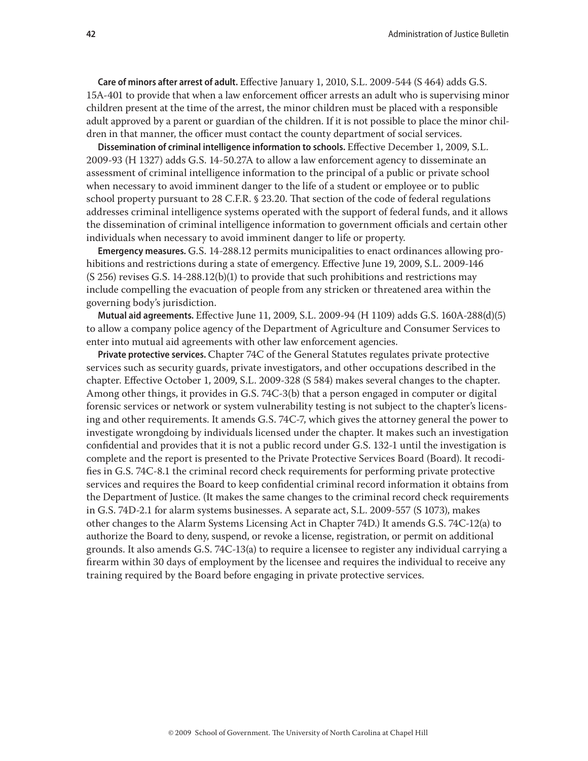**Care of minors after arrest of adult.** Effective January 1, 2010, S.L. 2009-544 (S 464) adds G.S. 15A-401 to provide that when a law enforcement officer arrests an adult who is supervising minor children present at the time of the arrest, the minor children must be placed with a responsible adult approved by a parent or guardian of the children. If it is not possible to place the minor children in that manner, the officer must contact the county department of social services.

**Dissemination of criminal intelligence information to schools.** Effective December 1, 2009, S.L. 2009-93 (H 1327) adds G.S. 14-50.27A to allow a law enforcement agency to disseminate an assessment of criminal intelligence information to the principal of a public or private school when necessary to avoid imminent danger to the life of a student or employee or to public school property pursuant to 28 C.F.R. § 23.20. That section of the code of federal regulations addresses criminal intelligence systems operated with the support of federal funds, and it allows the dissemination of criminal intelligence information to government officials and certain other individuals when necessary to avoid imminent danger to life or property.

**Emergency measures.** G.S. 14-288.12 permits municipalities to enact ordinances allowing prohibitions and restrictions during a state of emergency. Effective June 19, 2009, S.L. 2009-146 (S 256) revises G.S. 14-288.12(b)(1) to provide that such prohibitions and restrictions may include compelling the evacuation of people from any stricken or threatened area within the governing body's jurisdiction.

**Mutual aid agreements.** Effective June 11, 2009, S.L. 2009-94 (H 1109) adds G.S. 160A-288(d)(5) to allow a company police agency of the Department of Agriculture and Consumer Services to enter into mutual aid agreements with other law enforcement agencies.

**Private protective services.** Chapter 74C of the General Statutes regulates private protective services such as security guards, private investigators, and other occupations described in the chapter. Effective October 1, 2009, S.L. 2009-328 (S 584) makes several changes to the chapter. Among other things, it provides in G.S. 74C-3(b) that a person engaged in computer or digital forensic services or network or system vulnerability testing is not subject to the chapter's licensing and other requirements. It amends G.S. 74C-7, which gives the attorney general the power to investigate wrongdoing by individuals licensed under the chapter. It makes such an investigation confidential and provides that it is not a public record under G.S. 132-1 until the investigation is complete and the report is presented to the Private Protective Services Board (Board). It recodifies in G.S. 74C-8.1 the criminal record check requirements for performing private protective services and requires the Board to keep confidential criminal record information it obtains from the Department of Justice. (It makes the same changes to the criminal record check requirements in G.S. 74D-2.1 for alarm systems businesses. A separate act, S.L. 2009-557 (S 1073), makes other changes to the Alarm Systems Licensing Act in Chapter 74D.) It amends G.S. 74C-12(a) to authorize the Board to deny, suspend, or revoke a license, registration, or permit on additional grounds. It also amends G.S. 74C-13(a) to require a licensee to register any individual carrying a firearm within 30 days of employment by the licensee and requires the individual to receive any training required by the Board before engaging in private protective services.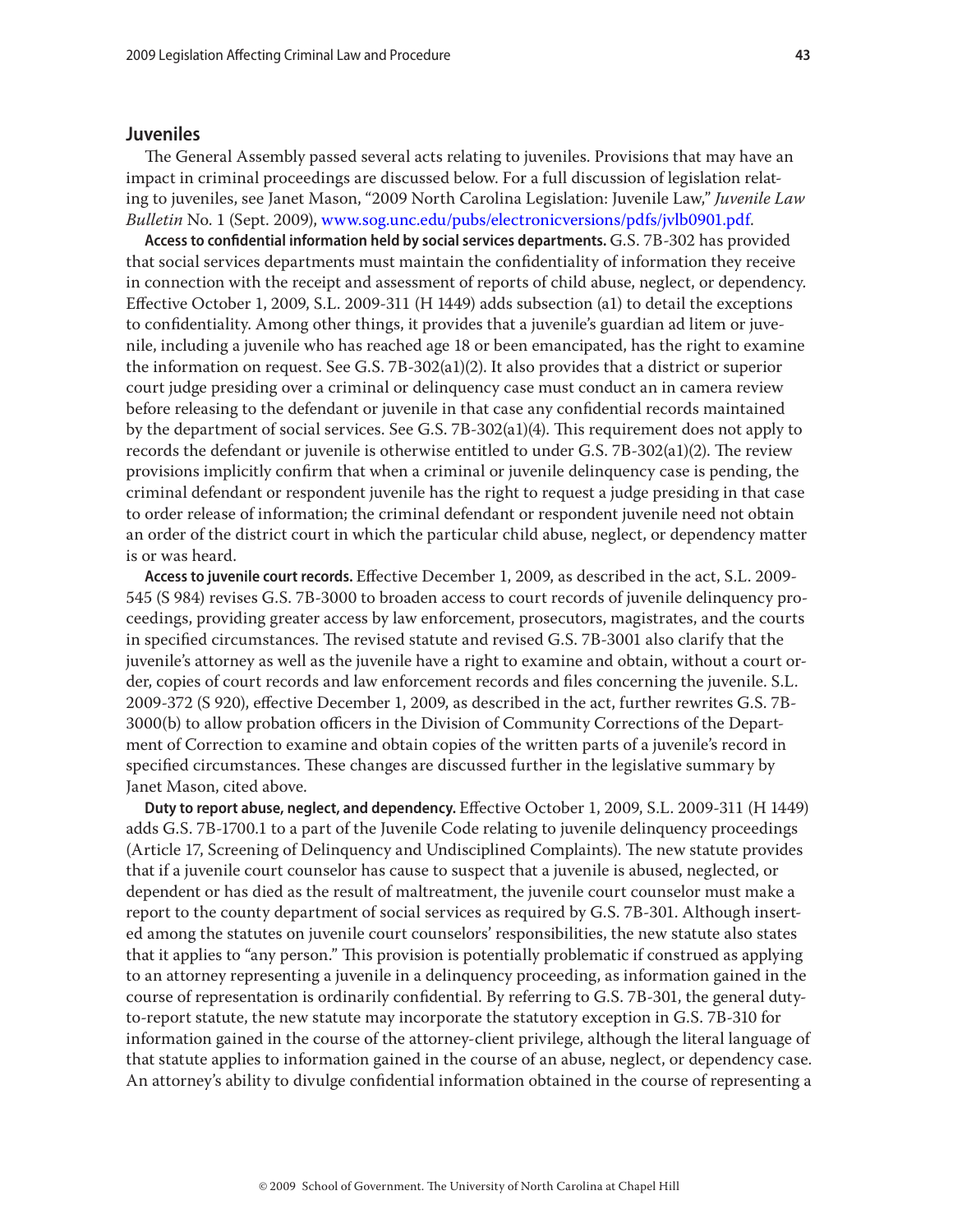## Juveniles

The General Assembly passed several acts relating to juveniles. Provisions that may have an impact in criminal proceedings are discussed below. For a full discussion of legislation relating to juveniles, see Janet Mason, "2009 North Carolina Legislation: Juvenile Law," *Juvenile Law Bulletin* No. 1 (Sept. 2009), www.sog.unc.edu/pubs/electronicversions/pdfs/jvlb0901.pdf.

**Access to confidential information held by social services departments.** G.S. 7B-302 has provided that social services departments must maintain the confidentiality of information they receive in connection with the receipt and assessment of reports of child abuse, neglect, or dependency. Effective October 1, 2009, S.L. 2009-311 (H 1449) adds subsection (a1) to detail the exceptions to confidentiality. Among other things, it provides that a juvenile's guardian ad litem or juvenile, including a juvenile who has reached age 18 or been emancipated, has the right to examine the information on request. See G.S. 7B-302(a1)(2). It also provides that a district or superior court judge presiding over a criminal or delinquency case must conduct an in camera review before releasing to the defendant or juvenile in that case any confidential records maintained by the department of social services. See G.S. 7B-302(a1)(4). This requirement does not apply to records the defendant or juvenile is otherwise entitled to under G.S. 7B-302(a1)(2). The review provisions implicitly confirm that when a criminal or juvenile delinquency case is pending, the criminal defendant or respondent juvenile has the right to request a judge presiding in that case to order release of information; the criminal defendant or respondent juvenile need not obtain an order of the district court in which the particular child abuse, neglect, or dependency matter is or was heard.

**Access to juvenile court records.** Effective December 1, 2009, as described in the act, S.L. 2009-545 (S 984) revises G.S. 7B-3000 to broaden access to court records of juvenile delinquency proceedings, providing greater access by law enforcement, prosecutors, magistrates, and the courts in specified circumstances. The revised statute and revised G.S. 7B-3001 also clarify that the juvenile's attorney as well as the juvenile have a right to examine and obtain, without a court order, copies of court records and law enforcement records and files concerning the juvenile. S.L. 2009-372 (S 920), effective December 1, 2009, as described in the act, further rewrites G.S. 7B-3000(b) to allow probation officers in the Division of Community Corrections of the Department of Correction to examine and obtain copies of the written parts of a juvenile's record in specified circumstances. These changes are discussed further in the legislative summary by Janet Mason, cited above.

**Duty to report abuse, neglect, and dependency.** Effective October 1, 2009, S.L. 2009-311 (H 1449) adds G.S. 7B-1700.1 to a part of the Juvenile Code relating to juvenile delinquency proceedings (Article 17, Screening of Delinquency and Undisciplined Complaints). The new statute provides that if a juvenile court counselor has cause to suspect that a juvenile is abused, neglected, or dependent or has died as the result of maltreatment, the juvenile court counselor must make a report to the county department of social services as required by G.S. 7B-301. Although inserted among the statutes on juvenile court counselors' responsibilities, the new statute also states that it applies to "any person." This provision is potentially problematic if construed as applying to an attorney representing a juvenile in a delinquency proceeding, as information gained in the course of representation is ordinarily confidential. By referring to G.S. 7B-301, the general duty-to-report statute, the new statute may incorporate the statutory exception in G.S. 7B-310 for information gained in the course of the attorney-client privilege, although the literal language of that statute applies to information gained in the course of an abuse, neglect, or dependency case. An attorney's ability to divulge confidential information obtained in the course of representing a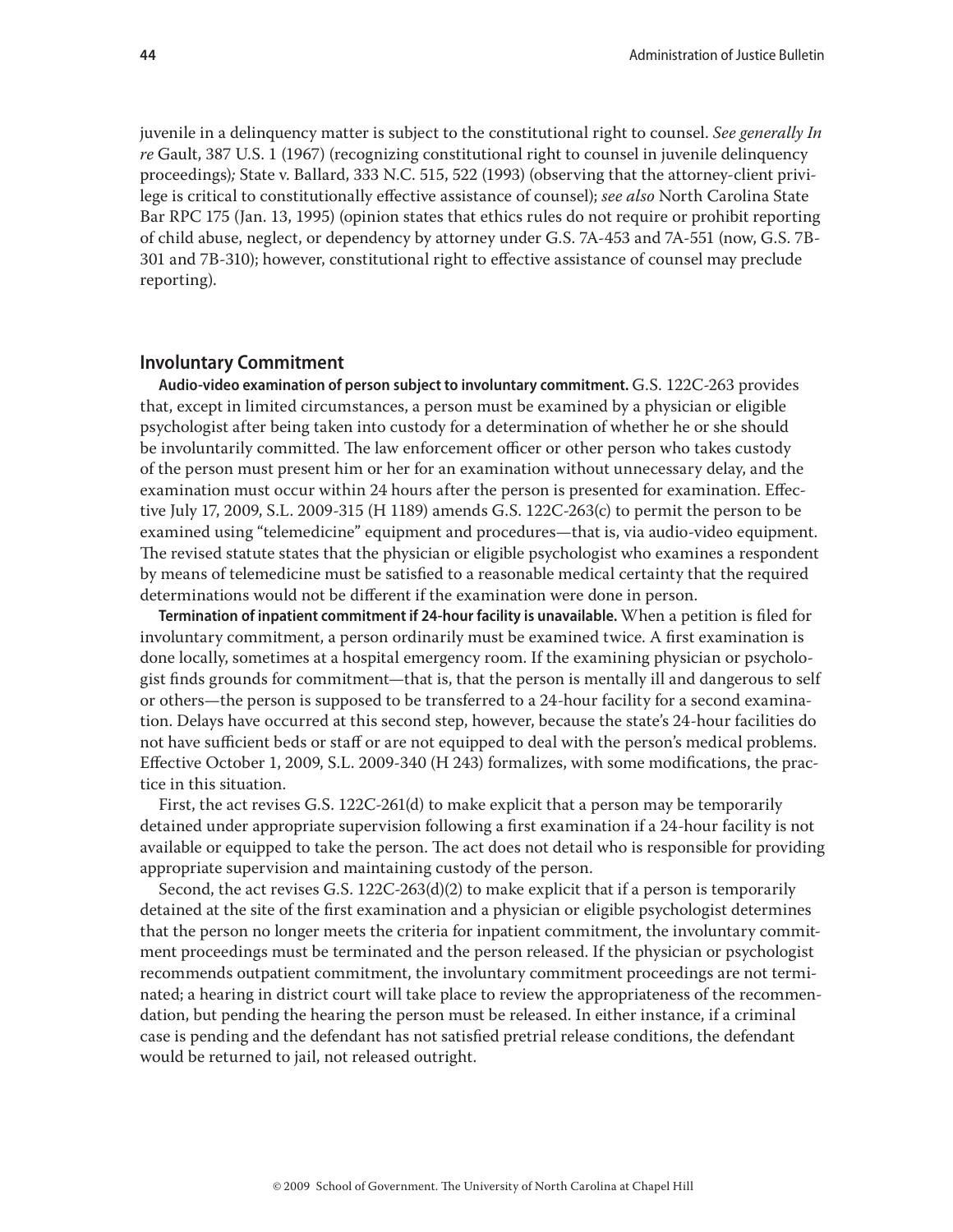juvenile in a delinquency matter is subject to the constitutional right to counsel. *See generally In re* Gault, 387 U.S. 1 (1967) (recognizing constitutional right to counsel in juvenile delinquency proceedings)*;* State v. Ballard, 333 N.C. 515, 522 (1993) (observing that the attorney-client privilege is critical to constitutionally effective assistance of counsel); *see also* North Carolina State Bar RPC 175 (Jan. 13, 1995) (opinion states that ethics rules do not require or prohibit reporting of child abuse, neglect, or dependency by attorney under G.S. 7A-453 and 7A-551 (now, G.S. 7B-301 and 7B-310); however, constitutional right to effective assistance of counsel may preclude reporting).

## Involuntary Commitment

**Audio-video examination of person subject to involuntary commitment.** G.S. 122C-263 provides that, except in limited circumstances, a person must be examined by a physician or eligible psychologist after being taken into custody for a determination of whether he or she should be involuntarily committed. The law enforcement officer or other person who takes custody of the person must present him or her for an examination without unnecessary delay, and the examination must occur within 24 hours after the person is presented for examination. Effective July 17, 2009, S.L. 2009-315 (H 1189) amends G.S. 122C-263(c) to permit the person to be examined using "telemedicine" equipment and procedures—that is, via audio-video equipment. The revised statute states that the physician or eligible psychologist who examines a respondent by means of telemedicine must be satisfied to a reasonable medical certainty that the required determinations would not be different if the examination were done in person.

**Termination of inpatient commitment if 24-hour facility is unavailable.** When a petition is filed for involuntary commitment, a person ordinarily must be examined twice. A first examination is done locally, sometimes at a hospital emergency room. If the examining physician or psychologist finds grounds for commitment—that is, that the person is mentally ill and dangerous to self or others—the person is supposed to be transferred to a 24-hour facility for a second examination. Delays have occurred at this second step, however, because the state's 24-hour facilities do not have sufficient beds or staff or are not equipped to deal with the person's medical problems. Effective October 1, 2009, S.L. 2009-340 (H 243) formalizes, with some modifications, the practice in this situation.

First, the act revises G.S. 122C-261(d) to make explicit that a person may be temporarily detained under appropriate supervision following a first examination if a 24-hour facility is not available or equipped to take the person. The act does not detail who is responsible for providing appropriate supervision and maintaining custody of the person.

Second, the act revises G.S. 122C-263(d)(2) to make explicit that if a person is temporarily detained at the site of the first examination and a physician or eligible psychologist determines that the person no longer meets the criteria for inpatient commitment, the involuntary commitment proceedings must be terminated and the person released. If the physician or psychologist recommends outpatient commitment, the involuntary commitment proceedings are not terminated; a hearing in district court will take place to review the appropriateness of the recommendation, but pending the hearing the person must be released. In either instance, if a criminal case is pending and the defendant has not satisfied pretrial release conditions, the defendant would be returned to jail, not released outright.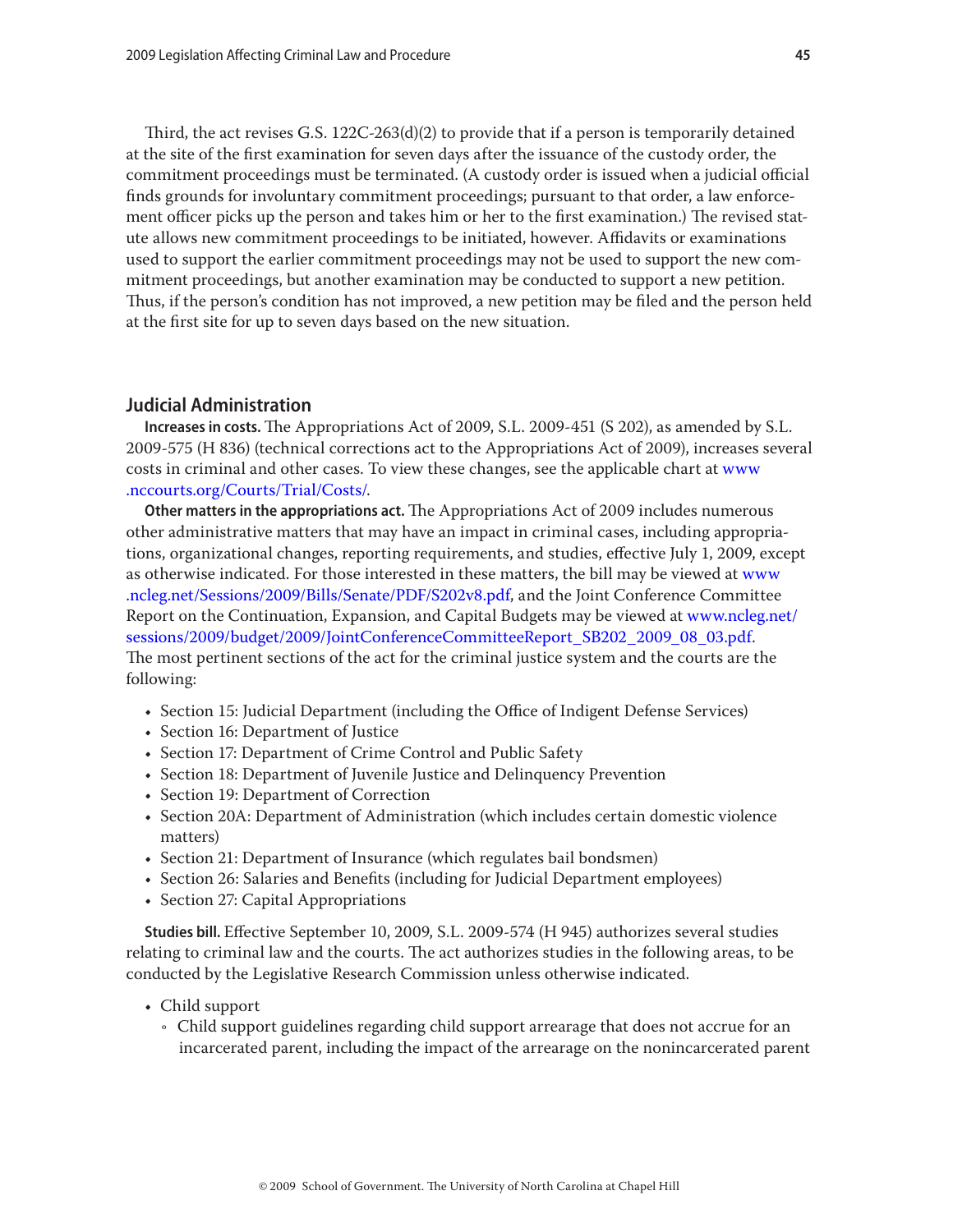Third, the act revises G.S. 122C-263(d)(2) to provide that if a person is temporarily detained at the site of the first examination for seven days after the issuance of the custody order, the commitment proceedings must be terminated. (A custody order is issued when a judicial official finds grounds for involuntary commitment proceedings; pursuant to that order, a law enforcement officer picks up the person and takes him or her to the first examination.) The revised statute allows new commitment proceedings to be initiated, however. Affidavits or examinations used to support the earlier commitment proceedings may not be used to support the new commitment proceedings, but another examination may be conducted to support a new petition. Thus, if the person's condition has not improved, a new petition may be filed and the person held at the first site for up to seven days based on the new situation.

## Judicial Administration

**Increases in costs.** The Appropriations Act of 2009, S.L. 2009-451 (S 202), as amended by S.L. 2009-575 (H 836) (technical corrections act to the Appropriations Act of 2009), increases several costs in criminal and other cases. To view these changes, see the applicable chart at www.nccourts.org/Courts/Trial/Costs/.

**Other matters in the appropriations act.** The Appropriations Act of 2009 includes numerous other administrative matters that may have an impact in criminal cases, including appropriations, organizational changes, reporting requirements, and studies, effective July 1, 2009, except as otherwise indicated. For those interested in these matters, the bill may be viewed at www.ncleg.net/Sessions/2009/Bills/Senate/PDF/S202v8.pdf, and the Joint Conference Committee Report on the Continuation, Expansion, and Capital Budgets may be viewed at www.ncleg.net/sessions/2009/budget/2009/JointConferenceCommitteeReport_SB202_2009_08_03.pdf. The most pertinent sections of the act for the criminal justice system and the courts are the following:

- Section 15: Judicial Department (including the Office of Indigent Defense Services)
- Section 16: Department of Justice
- Section 17: Department of Crime Control and Public Safety
- Section 18: Department of Juvenile Justice and Delinquency Prevention
- Section 19: Department of Correction
- Section 20A: Department of Administration (which includes certain domestic violence matters)
- Section 21: Department of Insurance (which regulates bail bondsmen)
- Section 26: Salaries and Benefits (including for Judicial Department employees)
- Section 27: Capital Appropriations

**Studies bill.** Effective September 10, 2009, S.L. 2009-574 (H 945) authorizes several studies relating to criminal law and the courts. The act authorizes studies in the following areas, to be conducted by the Legislative Research Commission unless otherwise indicated.

- Child support
  - Child support guidelines regarding child support arrearage that does not accrue for an incarcerated parent, including the impact of the arrearage on the nonincarcerated parent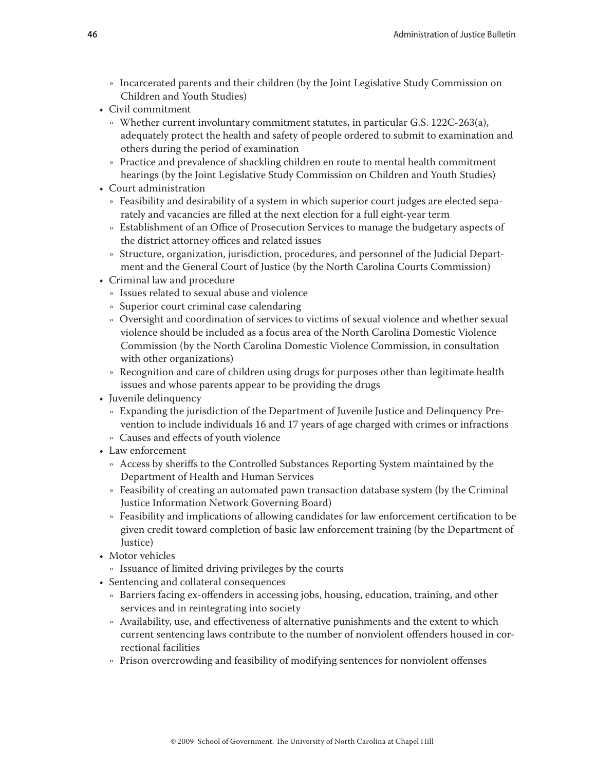- Incarcerated parents and their children (by the Joint Legislative Study Commission on Children and Youth Studies)
- Civil commitment
  - Whether current involuntary commitment statutes, in particular G.S. 122C-263(a), adequately protect the health and safety of people ordered to submit to examination and others during the period of examination
  - Practice and prevalence of shackling children en route to mental health commitment hearings (by the Joint Legislative Study Commission on Children and Youth Studies)
- Court administration
  - Feasibility and desirability of a system in which superior court judges are elected separately and vacancies are filled at the next election for a full eight-year term
  - Establishment of an Office of Prosecution Services to manage the budgetary aspects of the district attorney offices and related issues
  - Structure, organization, jurisdiction, procedures, and personnel of the Judicial Department and the General Court of Justice (by the North Carolina Courts Commission)
- Criminal law and procedure
  - Issues related to sexual abuse and violence
  - Superior court criminal case calendaring
  - Oversight and coordination of services to victims of sexual violence and whether sexual violence should be included as a focus area of the North Carolina Domestic Violence Commission (by the North Carolina Domestic Violence Commission, in consultation with other organizations)
  - Recognition and care of children using drugs for purposes other than legitimate health issues and whose parents appear to be providing the drugs
- Juvenile delinquency
  - Expanding the jurisdiction of the Department of Juvenile Justice and Delinquency Prevention to include individuals 16 and 17 years of age charged with crimes or infractions
  - Causes and effects of youth violence
- Law enforcement
  - Access by sheriffs to the Controlled Substances Reporting System maintained by the Department of Health and Human Services
  - Feasibility of creating an automated pawn transaction database system (by the Criminal Justice Information Network Governing Board)
  - Feasibility and implications of allowing candidates for law enforcement certification to be given credit toward completion of basic law enforcement training (by the Department of Justice)
- Motor vehicles
  - Issuance of limited driving privileges by the courts
- Sentencing and collateral consequences
  - Barriers facing ex-offenders in accessing jobs, housing, education, training, and other services and in reintegrating into society
  - Availability, use, and effectiveness of alternative punishments and the extent to which current sentencing laws contribute to the number of nonviolent offenders housed in correctional facilities
  - Prison overcrowding and feasibility of modifying sentences for nonviolent offenses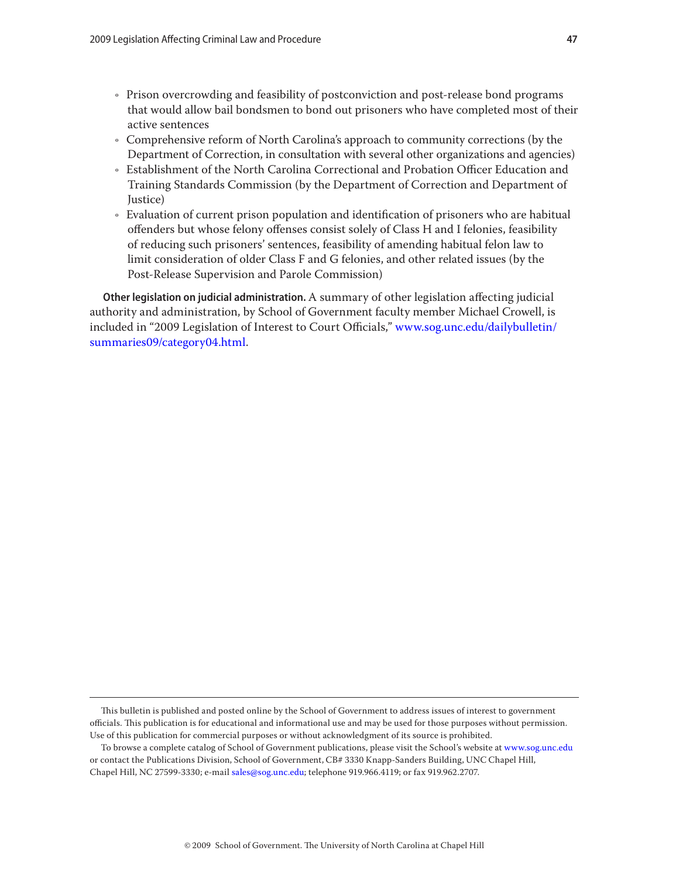- Prison overcrowding and feasibility of postconviction and post-release bond programs that would allow bail bondsmen to bond out prisoners who have completed most of their active sentences
- Comprehensive reform of North Carolina's approach to community corrections (by the Department of Correction, in consultation with several other organizations and agencies)
- Establishment of the North Carolina Correctional and Probation Officer Education and Training Standards Commission (by the Department of Correction and Department of Justice)
- Evaluation of current prison population and identification of prisoners who are habitual offenders but whose felony offenses consist solely of Class H and I felonies, feasibility of reducing such prisoners' sentences, feasibility of amending habitual felon law to limit consideration of older Class F and G felonies, and other related issues (by the Post-Release Supervision and Parole Commission)

**Other legislation on judicial administration.** A summary of other legislation affecting judicial authority and administration, by School of Government faculty member Michael Crowell, is included in "2009 Legislation of Interest to Court Officials," www.sog.unc.edu/dailybulletin/summaries09/category04.html.

---

This bulletin is published and posted online by the School of Government to address issues of interest to government officials. This publication is for educational and informational use and may be used for those purposes without permission. Use of this publication for commercial purposes or without acknowledgment of its source is prohibited.

To browse a complete catalog of School of Government publications, please visit the School's website at www.sog.unc.edu or contact the Publications Division, School of Government, CB# 3330 Knapp-Sanders Building, UNC Chapel Hill, Chapel Hill, NC 27599-3330; e-mail sales@sog.unc.edu; telephone 919.966.4119; or fax 919.962.2707.

© 2009 School of Government. The University of North Carolina at Chapel Hill